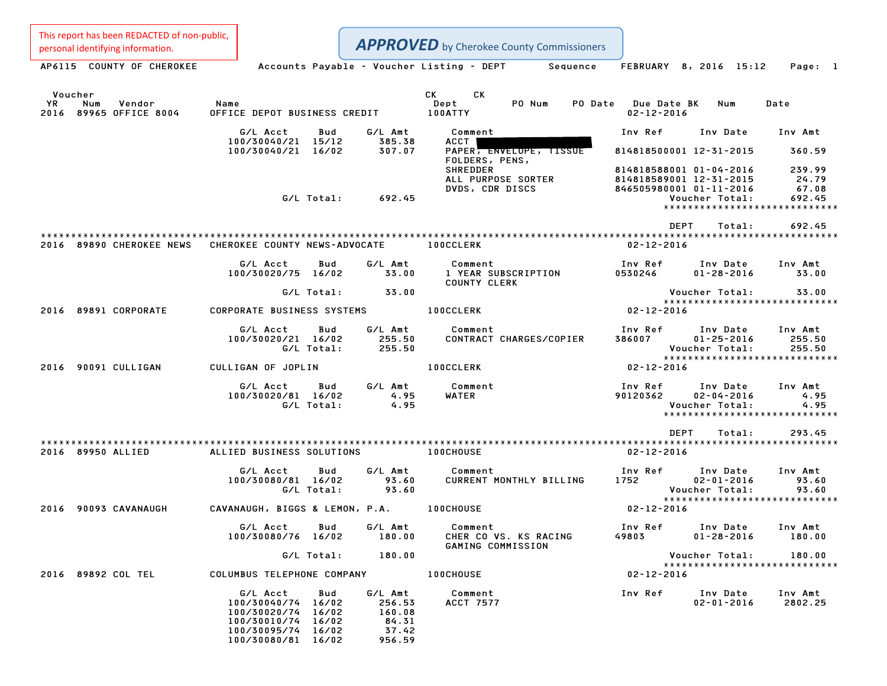This report has been REDACTED of non-public, personal identifying information.

**APPROVED** by Cherokee County Commissioners

AP6115 COUNTY OF CHEROKEE — Accounts Payable - Voucher Listing - DEPT Sequence — FEBRUARY 8, 2016 15:12

| Voucher YR | Num | Vendor | Name | CK Dept | CK | PO Num | PO Date | Due Date | BK | Num | Date |
|---|---|---|---|---|---|---|---|---|---|---|---|
| 2016 | 89965 | OFFICE 8004 | OFFICE DEPOT BUSINESS CREDIT | 100ATTY | | | | 02-12-2016 | | | |

| G/L Acct | Bud | G/L Amt | Comment | Inv Ref | Inv Date | Inv Amt |
|---|---|---|---|---|---|---|
| 100/30040/21 | 15/12 | 385.38 | ACCT [REDACTED] | | | |
| 100/30040/21 | 16/02 | 307.07 | PAPER, ENVELOPE, TISSUE | 814818500001 | 12-31-2015 | 360.59 |
| | | | FOLDERS, PENS, | | | |
| | | | SHREDDER | 814818588001 | 01-04-2016 | 239.99 |
| | | | ALL PURPOSE SORTER | 814818589001 | 12-31-2015 | 24.79 |
| | | | DVDS, CDR DISCS | 846505980001 | 01-11-2016 | 67.08 |
| G/L Total: | | 692.45 | | | Voucher Total: | 692.45 |

DEPT Total: 692.45

| Voucher YR | Num | Vendor | Name | CK Dept | Due Date |
|---|---|---|---|---|---|
| 2016 | 89890 | CHEROKEE NEWS | CHEROKEE COUNTY NEWS-ADVOCATE | 100CCLERK | 02-12-2016 |

| G/L Acct | Bud | G/L Amt | Comment | Inv Ref | Inv Date | Inv Amt |
|---|---|---|---|---|---|---|
| 100/30020/75 | 16/02 | 33.00 | 1 YEAR SUBSCRIPTION | 0530246 | 01-28-2016 | 33.00 |
| | | | COUNTY CLERK | | | |
| G/L Total: | | 33.00 | | | Voucher Total: | 33.00 |

| Voucher YR | Num | Vendor | Name | CK Dept | Due Date |
|---|---|---|---|---|---|
| 2016 | 89891 | CORPORATE | CORPORATE BUSINESS SYSTEMS | 100CCLERK | 02-12-2016 |

| G/L Acct | Bud | G/L Amt | Comment | Inv Ref | Inv Date | Inv Amt |
|---|---|---|---|---|---|---|
| 100/30020/21 | 16/02 | 255.50 | CONTRACT CHARGES/COPIER | 386007 | 01-25-2016 | 255.50 |
| G/L Total: | | 255.50 | | | Voucher Total: | 255.50 |

| Voucher YR | Num | Vendor | Name | CK Dept | Due Date |
|---|---|---|---|---|---|
| 2016 | 90091 | CULLIGAN | CULLIGAN OF JOPLIN | 100CCLERK | 02-12-2016 |

| G/L Acct | Bud | G/L Amt | Comment | Inv Ref | Inv Date | Inv Amt |
|---|---|---|---|---|---|---|
| 100/30020/81 | 16/02 | 4.95 | WATER | 90120362 | 02-04-2016 | 4.95 |
| G/L Total: | | 4.95 | | | Voucher Total: | 4.95 |

DEPT Total: 293.45

| Voucher YR | Num | Vendor | Name | CK Dept | Due Date |
|---|---|---|---|---|---|
| 2016 | 89950 | ALLIED | ALLIED BUSINESS SOLUTIONS | 100CHOUSE | 02-12-2016 |

| G/L Acct | Bud | G/L Amt | Comment | Inv Ref | Inv Date | Inv Amt |
|---|---|---|---|---|---|---|
| 100/30080/81 | 16/02 | 93.60 | CURRENT MONTHLY BILLING | 1752 | 02-01-2016 | 93.60 |
| G/L Total: | | 93.60 | | | Voucher Total: | 93.60 |

| Voucher YR | Num | Vendor | Name | CK Dept | Due Date |
|---|---|---|---|---|---|
| 2016 | 90093 | CAVANAUGH | CAVANAUGH, BIGGS & LEMON, P.A. | 100CHOUSE | 02-12-2016 |

| G/L Acct | Bud | G/L Amt | Comment | Inv Ref | Inv Date | Inv Amt |
|---|---|---|---|---|---|---|
| 100/30080/76 | 16/02 | 180.00 | CHER CO VS. KS RACING | 49803 | 01-28-2016 | 180.00 |
| | | | GAMING COMMISSION | | | |
| G/L Total: | | 180.00 | | | Voucher Total: | 180.00 |

| Voucher YR | Num | Vendor | Name | CK Dept | Due Date |
|---|---|---|---|---|---|
| 2016 | 89892 | COL TEL | COLUMBUS TELEPHONE COMPANY | 100CHOUSE | 02-12-2016 |

| G/L Acct | Bud | G/L Amt | Comment | Inv Ref | Inv Date | Inv Amt |
|---|---|---|---|---|---|---|
| 100/30040/74 | 16/02 | 256.53 | ACCT 7577 | | 02-01-2016 | 2802.25 |
| 100/30020/74 | 16/02 | 160.08 | | | | |
| 100/30010/74 | 16/02 | 84.31 | | | | |
| 100/30095/74 | 16/02 | 37.42 | | | | |
| 100/30080/81 | 16/02 | 956.59 | | | | |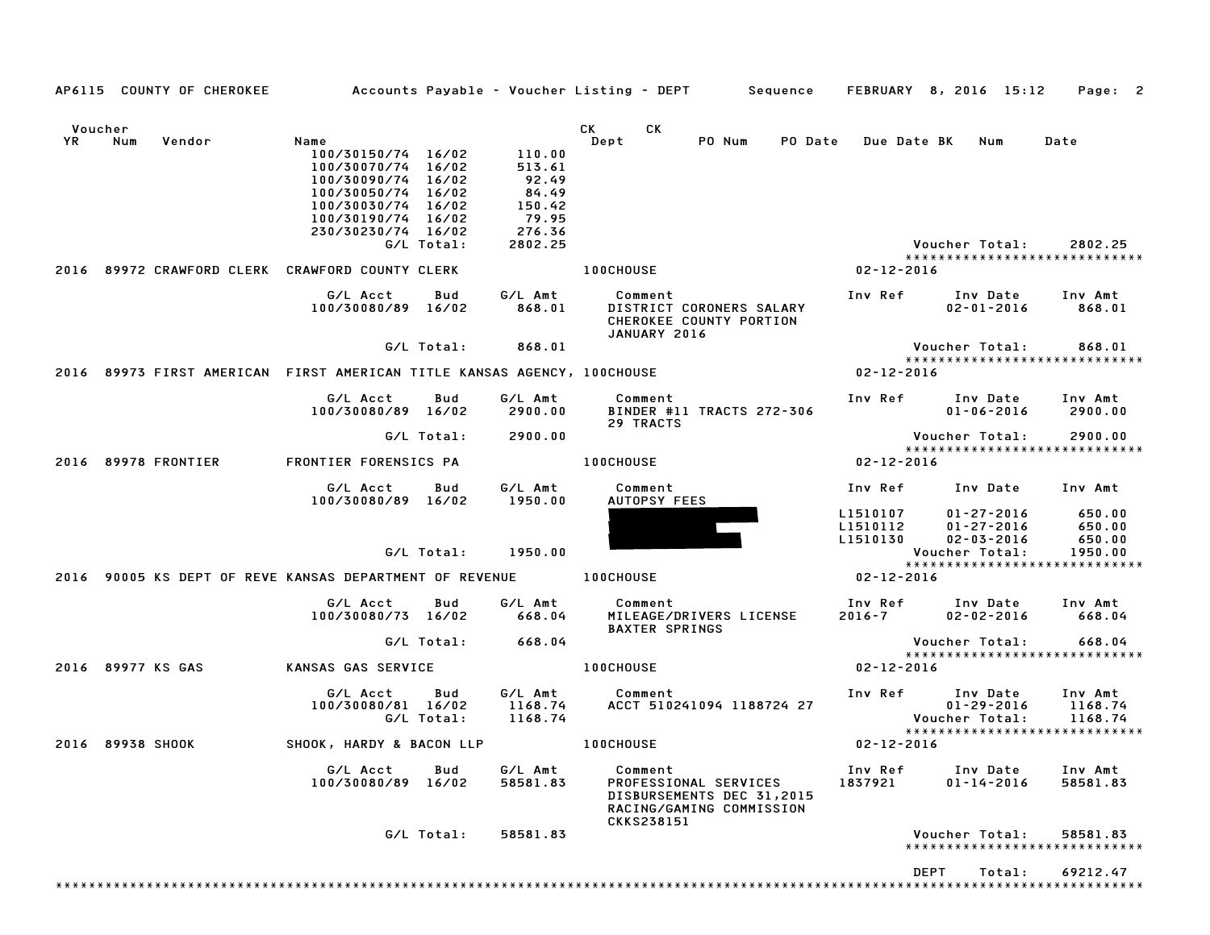AP6115 COUNTY OF CHEROKEE — Accounts Payable - Voucher Listing - DEPT — Sequence — FEBRUARY 8, 2016 15:12

| Voucher YR | Num | Vendor | Name | CK Dept | CK | PO Num | PO Date | Due Date BK | Num | Date |
|---|---|---|---|---|---|---|---|---|---|---|

| G/L Acct | Bud | G/L Amt |
|---|---|---|
| 100/30150/74 | 16/02 | 110.00 |
| 100/30070/74 | 16/02 | 513.61 |
| 100/30090/74 | 16/02 | 92.49 |
| 100/30050/74 | 16/02 | 84.49 |
| 100/30030/74 | 16/02 | 150.42 |
| 100/30190/74 | 16/02 | 79.95 |
| 230/30230/74 | 16/02 | 276.36 |
| | G/L Total: | 2802.25 |

Voucher Total: 2802.25

---

**2016 89972 CRAWFORD CLERK** — CRAWFORD COUNTY CLERK — 100CHOUSE — 02-12-2016

| G/L Acct | Bud | G/L Amt | Comment | Inv Ref | Inv Date | Inv Amt |
|---|---|---|---|---|---|---|
| 100/30080/89 | 16/02 | 868.01 | DISTRICT CORONERS SALARY CHEROKEE COUNTY PORTION JANUARY 2016 | | 02-01-2016 | 868.01 |
| | G/L Total: | 868.01 | | | | |

Voucher Total: 868.01

---

**2016 89973 FIRST AMERICAN** — FIRST AMERICAN TITLE KANSAS AGENCY, 100CHOUSE — 02-12-2016

| G/L Acct | Bud | G/L Amt | Comment | Inv Ref | Inv Date | Inv Amt |
|---|---|---|---|---|---|---|
| 100/30080/89 | 16/02 | 2900.00 | BINDER #11 TRACTS 272-306 29 TRACTS | | 01-06-2016 | 2900.00 |
| | G/L Total: | 2900.00 | | | | |

Voucher Total: 2900.00

---

**2016 89978 FRONTIER** — FRONTIER FORENSICS PA — 100CHOUSE — 02-12-2016

| G/L Acct | Bud | G/L Amt | Comment | Inv Ref | Inv Date | Inv Amt |
|---|---|---|---|---|---|---|
| 100/30080/89 | 16/02 | 1950.00 | AUTOPSY FEES | | | |
| | | | [REDACTED] | L1510107 | 01-27-2016 | 650.00 |
| | | | [REDACTED] | L1510112 | 01-27-2016 | 650.00 |
| | | | [REDACTED] | L1510130 | 02-03-2016 | 650.00 |
| | G/L Total: | 1950.00 | | | | |

Voucher Total: 1950.00

---

**2016 90005 KS DEPT OF REVE** — KANSAS DEPARTMENT OF REVENUE — 100CHOUSE — 02-12-2016

| G/L Acct | Bud | G/L Amt | Comment | Inv Ref | Inv Date | Inv Amt |
|---|---|---|---|---|---|---|
| 100/30080/73 | 16/02 | 668.04 | MILEAGE/DRIVERS LICENSE BAXTER SPRINGS | 2016-7 | 02-02-2016 | 668.04 |
| | G/L Total: | 668.04 | | | | |

Voucher Total: 668.04

---

**2016 89977 KS GAS** — KANSAS GAS SERVICE — 100CHOUSE — 02-12-2016

| G/L Acct | Bud | G/L Amt | Comment | Inv Ref | Inv Date | Inv Amt |
|---|---|---|---|---|---|---|
| 100/30080/81 | 16/02 | 1168.74 | ACCT 510241094 1188724 27 | | 01-29-2016 | 1168.74 |
| | G/L Total: | 1168.74 | | | | |

Voucher Total: 1168.74

---

**2016 89938 SHOOK** — SHOOK, HARDY & BACON LLP — 100CHOUSE — 02-12-2016

| G/L Acct | Bud | G/L Amt | Comment | Inv Ref | Inv Date | Inv Amt |
|---|---|---|---|---|---|---|
| 100/30080/89 | 16/02 | 58581.83 | PROFESSIONAL SERVICES DISBURSEMENTS DEC 31,2015 RACING/GAMING COMMISSION CKKS238151 | 1837921 | 01-14-2016 | 58581.83 |
| | G/L Total: | 58581.83 | | | | |

Voucher Total: 58581.83

---

DEPT Total: 69212.47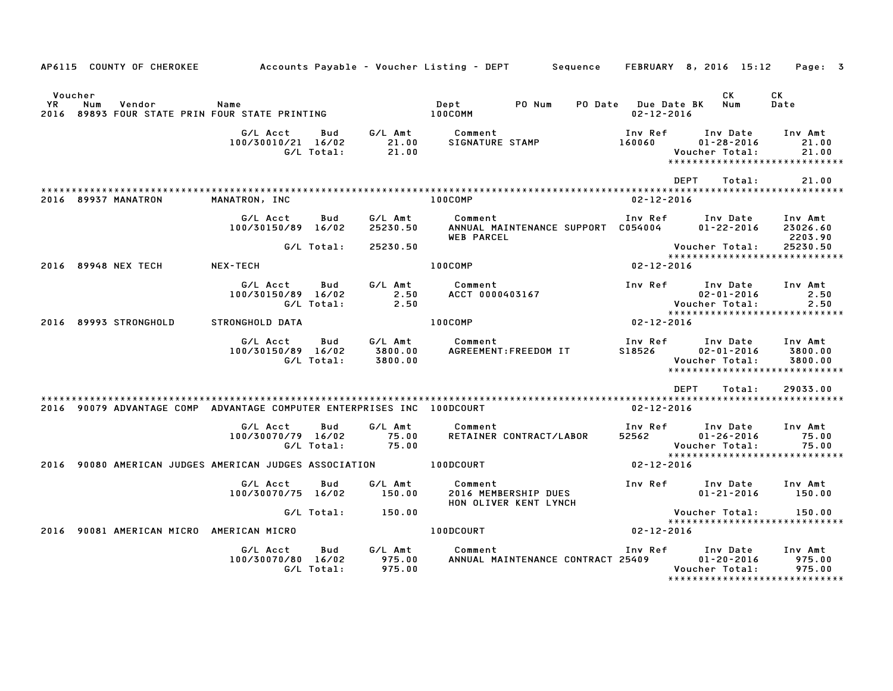AP6115 COUNTY OF CHEROKEE — Accounts Payable - Voucher Listing - DEPT — Sequence — FEBRUARY 8, 2016 15:12

| Voucher YR | Num | Vendor | Name | Dept | PO Num | PO Date | Due Date BK | CK Num | CK Date |
|---|---|---|---|---|---|---|---|---|---|
| 2016 | 89893 | FOUR STATE PRIN | FOUR STATE PRINTING | 100COMM | | | 02-12-2016 | | |

| G/L Acct | Bud | G/L Amt | Comment | Inv Ref | Inv Date | Inv Amt |
|---|---|---|---|---|---|---|
| 100/30010/21 | 16/02 | 21.00 | SIGNATURE STAMP | 160060 | 01-28-2016 | 21.00 |
| | G/L Total: | 21.00 | | | Voucher Total: | 21.00 |

DEPT Total: 21.00

| Voucher YR | Num | Vendor | Name | Dept | PO Num | PO Date | Due Date BK | CK Num | CK Date |
|---|---|---|---|---|---|---|---|---|---|
| 2016 | 89937 | MANATRON | MANATRON, INC | 100COMP | | | 02-12-2016 | | |

| G/L Acct | Bud | G/L Amt | Comment | Inv Ref | Inv Date | Inv Amt |
|---|---|---|---|---|---|---|
| 100/30150/89 | 16/02 | 25230.50 | ANNUAL MAINTENANCE SUPPORT | C054004 | 01-22-2016 | 23026.60 |
| | | | WEB PARCEL | | | 2203.90 |
| | G/L Total: | 25230.50 | | | Voucher Total: | 25230.50 |

| Voucher YR | Num | Vendor | Name | Dept | PO Num | PO Date | Due Date BK | CK Num | CK Date |
|---|---|---|---|---|---|---|---|---|---|
| 2016 | 89948 | NEX TECH | NEX-TECH | 100COMP | | | 02-12-2016 | | |

| G/L Acct | Bud | G/L Amt | Comment | Inv Ref | Inv Date | Inv Amt |
|---|---|---|---|---|---|---|
| 100/30150/89 | 16/02 | 2.50 | ACCT 0000403167 | | 02-01-2016 | 2.50 |
| | G/L Total: | 2.50 | | | Voucher Total: | 2.50 |

| Voucher YR | Num | Vendor | Name | Dept | PO Num | PO Date | Due Date BK | CK Num | CK Date |
|---|---|---|---|---|---|---|---|---|---|
| 2016 | 89993 | STRONGHOLD | STRONGHOLD DATA | 100COMP | | | 02-12-2016 | | |

| G/L Acct | Bud | G/L Amt | Comment | Inv Ref | Inv Date | Inv Amt |
|---|---|---|---|---|---|---|
| 100/30150/89 | 16/02 | 3800.00 | AGREEMENT:FREEDOM IT | S18526 | 02-01-2016 | 3800.00 |
| | G/L Total: | 3800.00 | | | Voucher Total: | 3800.00 |

DEPT Total: 29033.00

| Voucher YR | Num | Vendor | Name | Dept | PO Num | PO Date | Due Date BK | CK Num | CK Date |
|---|---|---|---|---|---|---|---|---|---|
| 2016 | 90079 | ADVANTAGE COMP | ADVANTAGE COMPUTER ENTERPRISES INC | 100DCOURT | | | 02-12-2016 | | |

| G/L Acct | Bud | G/L Amt | Comment | Inv Ref | Inv Date | Inv Amt |
|---|---|---|---|---|---|---|
| 100/30070/79 | 16/02 | 75.00 | RETAINER CONTRACT/LABOR | 52562 | 01-26-2016 | 75.00 |
| | G/L Total: | 75.00 | | | Voucher Total: | 75.00 |

| Voucher YR | Num | Vendor | Name | Dept | PO Num | PO Date | Due Date BK | CK Num | CK Date |
|---|---|---|---|---|---|---|---|---|---|
| 2016 | 90080 | AMERICAN JUDGES | AMERICAN JUDGES ASSOCIATION | 100DCOURT | | | 02-12-2016 | | |

| G/L Acct | Bud | G/L Amt | Comment | Inv Ref | Inv Date | Inv Amt |
|---|---|---|---|---|---|---|
| 100/30070/75 | 16/02 | 150.00 | 2016 MEMBERSHIP DUES | | 01-21-2016 | 150.00 |
| | | | HON OLIVER KENT LYNCH | | | |
| | G/L Total: | 150.00 | | | Voucher Total: | 150.00 |

| Voucher YR | Num | Vendor | Name | Dept | PO Num | PO Date | Due Date BK | CK Num | CK Date |
|---|---|---|---|---|---|---|---|---|---|
| 2016 | 90081 | AMERICAN MICRO | AMERICAN MICRO | 100DCOURT | | | 02-12-2016 | | |

| G/L Acct | Bud | G/L Amt | Comment | Inv Ref | Inv Date | Inv Amt |
|---|---|---|---|---|---|---|
| 100/30070/80 | 16/02 | 975.00 | ANNUAL MAINTENANCE CONTRACT | 25409 | 01-20-2016 | 975.00 |
| | G/L Total: | 975.00 | | | Voucher Total: | 975.00 |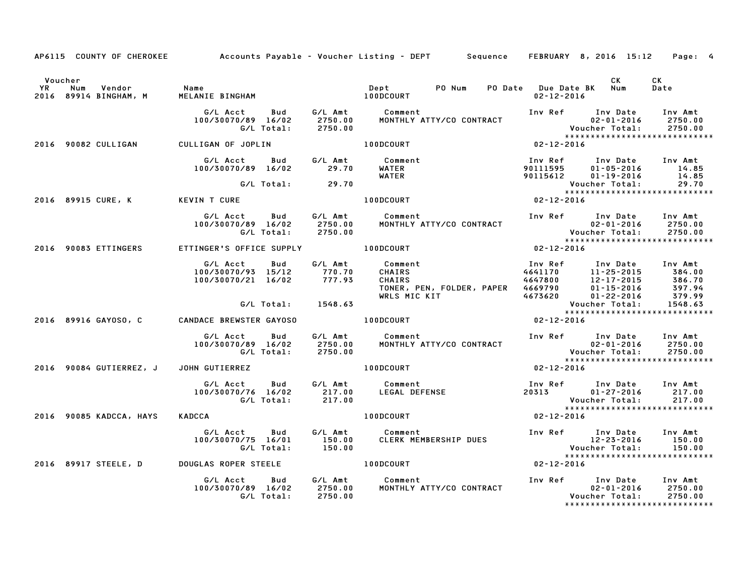AP6115 COUNTY OF CHEROKEE — Accounts Payable - Voucher Listing - DEPT — Sequence — FEBRUARY 8, 2016 15:12

| Voucher YR | Num | Vendor | Name | Dept | PO Num | PO Date | Due Date | BK | CK Num | CK Date |
|---|---|---|---|---|---|---|---|---|---|---|
| 2016 | 89914 | BINGHAM, M | MELANIE BINGHAM | 100DCOURT | | | 02-12-2016 | | | |

| G/L Acct | Bud | G/L Amt | Comment | Inv Ref | Inv Date | Inv Amt |
|---|---|---|---|---|---|---|
| 100/30070/89 | 16/02 | 2750.00 | MONTHLY ATTY/CO CONTRACT | | 02-01-2016 | 2750.00 |
| | G/L Total: | 2750.00 | | | Voucher Total: | 2750.00 |

****************************

| Voucher YR | Num | Vendor | Name | Dept | Due Date |
|---|---|---|---|---|---|
| 2016 | 90082 | CULLIGAN | CULLIGAN OF JOPLIN | 100DCOURT | 02-12-2016 |

| G/L Acct | Bud | G/L Amt | Comment | Inv Ref | Inv Date | Inv Amt |
|---|---|---|---|---|---|---|
| 100/30070/89 | 16/02 | 29.70 | WATER | 90111595 | 01-05-2016 | 14.85 |
| | | | WATER | 90115612 | 01-19-2016 | 14.85 |
| | G/L Total: | 29.70 | | | Voucher Total: | 29.70 |

****************************

| Voucher YR | Num | Vendor | Name | Dept | Due Date |
|---|---|---|---|---|---|
| 2016 | 89915 | CURE, K | KEVIN T CURE | 100DCOURT | 02-12-2016 |

| G/L Acct | Bud | G/L Amt | Comment | Inv Ref | Inv Date | Inv Amt |
|---|---|---|---|---|---|---|
| 100/30070/89 | 16/02 | 2750.00 | MONTHLY ATTY/CO CONTRACT | | 02-01-2016 | 2750.00 |
| | G/L Total: | 2750.00 | | | Voucher Total: | 2750.00 |

****************************

| Voucher YR | Num | Vendor | Name | Dept | Due Date |
|---|---|---|---|---|---|
| 2016 | 90083 | ETTINGERS | ETTINGER'S OFFICE SUPPLY | 100DCOURT | 02-12-2016 |

| G/L Acct | Bud | G/L Amt | Comment | Inv Ref | Inv Date | Inv Amt |
|---|---|---|---|---|---|---|
| 100/30070/93 | 15/12 | 770.70 | CHAIRS | 4641170 | 11-25-2015 | 384.00 |
| 100/30070/21 | 16/02 | 777.93 | CHAIRS | 4647800 | 12-17-2015 | 386.70 |
| | | | TONER, PEN, FOLDER, PAPER | 4669790 | 01-15-2016 | 397.94 |
| | | | WRLS MIC KIT | 4673620 | 01-22-2016 | 379.99 |
| | G/L Total: | 1548.63 | | | Voucher Total: | 1548.63 |

****************************

| Voucher YR | Num | Vendor | Name | Dept | Due Date |
|---|---|---|---|---|---|
| 2016 | 89916 | GAYOSO, C | CANDACE BREWSTER GAYOSO | 100DCOURT | 02-12-2016 |

| G/L Acct | Bud | G/L Amt | Comment | Inv Ref | Inv Date | Inv Amt |
|---|---|---|---|---|---|---|
| 100/30070/89 | 16/02 | 2750.00 | MONTHLY ATTY/CO CONTRACT | | 02-01-2016 | 2750.00 |
| | G/L Total: | 2750.00 | | | Voucher Total: | 2750.00 |

****************************

| Voucher YR | Num | Vendor | Name | Dept | Due Date |
|---|---|---|---|---|---|
| 2016 | 90084 | GUTIERREZ, J | JOHN GUTIERREZ | 100DCOURT | 02-12-2016 |

| G/L Acct | Bud | G/L Amt | Comment | Inv Ref | Inv Date | Inv Amt |
|---|---|---|---|---|---|---|
| 100/30070/76 | 16/02 | 217.00 | LEGAL DEFENSE | 20313 | 01-27-2016 | 217.00 |
| | G/L Total: | 217.00 | | | Voucher Total: | 217.00 |

****************************

| Voucher YR | Num | Vendor | Name | Dept | Due Date |
|---|---|---|---|---|---|
| 2016 | 90085 | KADCCA, HAYS | KADCCA | 100DCOURT | 02-12-2016 |

| G/L Acct | Bud | G/L Amt | Comment | Inv Ref | Inv Date | Inv Amt |
|---|---|---|---|---|---|---|
| 100/30070/75 | 16/01 | 150.00 | CLERK MEMBERSHIP DUES | | 12-23-2016 | 150.00 |
| | G/L Total: | 150.00 | | | Voucher Total: | 150.00 |

****************************

| Voucher YR | Num | Vendor | Name | Dept | Due Date |
|---|---|---|---|---|---|
| 2016 | 89917 | STEELE, D | DOUGLAS ROPER STEELE | 100DCOURT | 02-12-2016 |

| G/L Acct | Bud | G/L Amt | Comment | Inv Ref | Inv Date | Inv Amt |
|---|---|---|---|---|---|---|
| 100/30070/89 | 16/02 | 2750.00 | MONTHLY ATTY/CO CONTRACT | | 02-01-2016 | 2750.00 |
| | G/L Total: | 2750.00 | | | Voucher Total: | 2750.00 |

****************************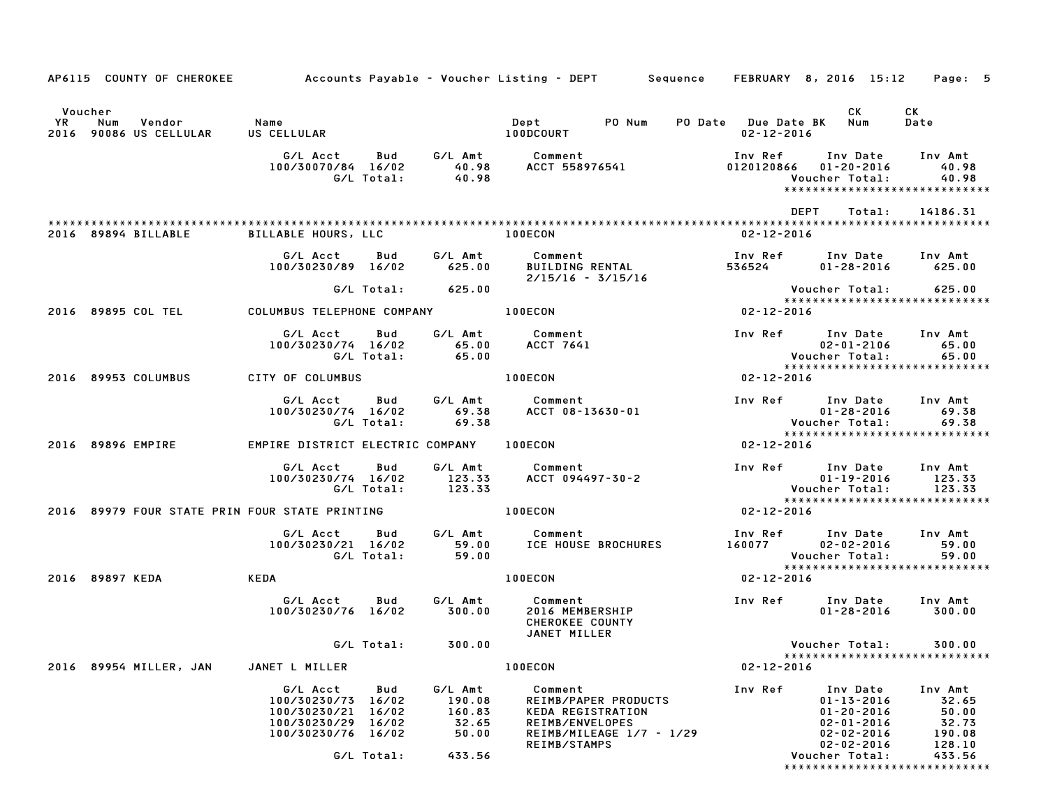AP6115 COUNTY OF CHEROKEE — Accounts Payable - Voucher Listing - DEPT — Sequence — FEBRUARY 8, 2016 15:12

| Voucher YR | Num | Vendor | Name | Dept | PO Num | PO Date | Due Date BK | CK Num | CK Date |
|---|---|---|---|---|---|---|---|---|---|
| 2016 | 90086 | US CELLULAR | US CELLULAR | 100DCOURT | | | 02-12-2016 | | |

| G/L Acct | Bud | G/L Amt | Comment | Inv Ref | Inv Date | Inv Amt |
|---|---|---|---|---|---|---|
| 100/30070/84 | 16/02 | 40.98 | ACCT 558976541 | 0120120866 | 01-20-2016 | 40.98 |
| | G/L Total: | 40.98 | | | Voucher Total: | 40.98 |

DEPT Total: 14186.31

---

**2016 89894 BILLABLE — BILLABLE HOURS, LLC — 100ECON — 02-12-2016**

| G/L Acct | Bud | G/L Amt | Comment | Inv Ref | Inv Date | Inv Amt |
|---|---|---|---|---|---|---|
| 100/30230/89 | 16/02 | 625.00 | BUILDING RENTAL 2/15/16 - 3/15/16 | 536524 | 01-28-2016 | 625.00 |
| | G/L Total: | 625.00 | | | Voucher Total: | 625.00 |

**2016 89895 COL TEL — COLUMBUS TELEPHONE COMPANY — 100ECON — 02-12-2016**

| G/L Acct | Bud | G/L Amt | Comment | Inv Ref | Inv Date | Inv Amt |
|---|---|---|---|---|---|---|
| 100/30230/74 | 16/02 | 65.00 | ACCT 7641 | | 02-01-2106 | 65.00 |
| | G/L Total: | 65.00 | | | Voucher Total: | 65.00 |

**2016 89953 COLUMBUS — CITY OF COLUMBUS — 100ECON — 02-12-2016**

| G/L Acct | Bud | G/L Amt | Comment | Inv Ref | Inv Date | Inv Amt |
|---|---|---|---|---|---|---|
| 100/30230/74 | 16/02 | 69.38 | ACCT 08-13630-01 | | 01-28-2016 | 69.38 |
| | G/L Total: | 69.38 | | | Voucher Total: | 69.38 |

**2016 89896 EMPIRE — EMPIRE DISTRICT ELECTRIC COMPANY — 100ECON — 02-12-2016**

| G/L Acct | Bud | G/L Amt | Comment | Inv Ref | Inv Date | Inv Amt |
|---|---|---|---|---|---|---|
| 100/30230/74 | 16/02 | 123.33 | ACCT 094497-30-2 | | 01-19-2016 | 123.33 |
| | G/L Total: | 123.33 | | | Voucher Total: | 123.33 |

**2016 89979 FOUR STATE PRIN — FOUR STATE PRINTING — 100ECON — 02-12-2016**

| G/L Acct | Bud | G/L Amt | Comment | Inv Ref | Inv Date | Inv Amt |
|---|---|---|---|---|---|---|
| 100/30230/21 | 16/02 | 59.00 | ICE HOUSE BROCHURES | 160077 | 02-02-2016 | 59.00 |
| | G/L Total: | 59.00 | | | Voucher Total: | 59.00 |

**2016 89897 KEDA — KEDA — 100ECON — 02-12-2016**

| G/L Acct | Bud | G/L Amt | Comment | Inv Ref | Inv Date | Inv Amt |
|---|---|---|---|---|---|---|
| 100/30230/76 | 16/02 | 300.00 | 2016 MEMBERSHIP CHEROKEE COUNTY JANET MILLER | | 01-28-2016 | 300.00 |
| | G/L Total: | 300.00 | | | Voucher Total: | 300.00 |

**2016 89954 MILLER, JAN — JANET L MILLER — 100ECON — 02-12-2016**

| G/L Acct | Bud | G/L Amt | Comment | Inv Ref | Inv Date | Inv Amt |
|---|---|---|---|---|---|---|
| 100/30230/73 | 16/02 | 190.08 | REIMB/PAPER PRODUCTS | | 01-13-2016 | 32.65 |
| 100/30230/21 | 16/02 | 160.83 | KEDA REGISTRATION | | 01-20-2016 | 50.00 |
| 100/30230/29 | 16/02 | 32.65 | REIMB/ENVELOPES | | 02-01-2016 | 32.73 |
| 100/30230/76 | 16/02 | 50.00 | REIMB/MILEAGE 1/7 - 1/29 | | 02-02-2016 | 190.08 |
| | | | REIMB/STAMPS | | 02-02-2016 | 128.10 |
| | G/L Total: | 433.56 | | | Voucher Total: | 433.56 |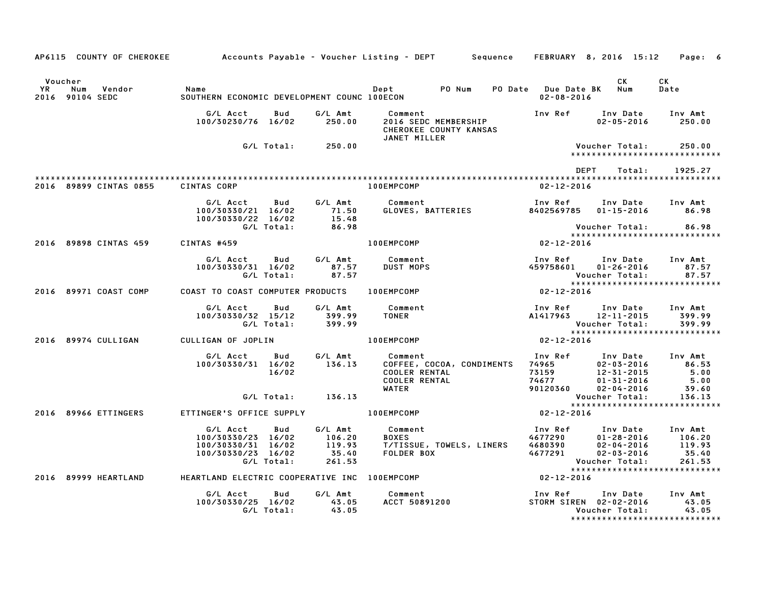AP6115 COUNTY OF CHEROKEE — Accounts Payable - Voucher Listing - DEPT — Sequence — FEBRUARY 8, 2016 15:12

| Voucher YR | Num | Vendor | Name | Dept | PO Num | PO Date | Due Date | BK | CK Num | CK Date |
|---|---|---|---|---|---|---|---|---|---|---|
| 2016 | 90104 | SEDC | SOUTHERN ECONOMIC DEVELOPMENT COUNC | 100ECON | | | 02-08-2016 | | | |

| G/L Acct | Bud | G/L Amt | Comment | Inv Ref | Inv Date | Inv Amt |
|---|---|---|---|---|---|---|
| 100/30230/76 | 16/02 | 250.00 | 2016 SEDC MEMBERSHIP<br>CHEROKEE COUNTY KANSAS<br>JANET MILLER | | 02-05-2016 | 250.00 |
| | G/L Total: | 250.00 | | | Voucher Total: | 250.00 |

DEPT Total: 1925.27

| Voucher YR | Num | Vendor | Name | Dept | Due Date |
|---|---|---|---|---|---|
| 2016 | 89899 | CINTAS 0855 | CINTAS CORP | 100EMPCOMP | 02-12-2016 |

| G/L Acct | Bud | G/L Amt | Comment | Inv Ref | Inv Date | Inv Amt |
|---|---|---|---|---|---|---|
| 100/30330/21 | 16/02 | 71.50 | GLOVES, BATTERIES | 8402569785 | 01-15-2016 | 86.98 |
| 100/30330/22 | 16/02 | 15.48 | | | | |
| | G/L Total: | 86.98 | | | Voucher Total: | 86.98 |

| Voucher YR | Num | Vendor | Name | Dept | Due Date |
|---|---|---|---|---|---|
| 2016 | 89898 | CINTAS 459 | CINTAS #459 | 100EMPCOMP | 02-12-2016 |

| G/L Acct | Bud | G/L Amt | Comment | Inv Ref | Inv Date | Inv Amt |
|---|---|---|---|---|---|---|
| 100/30330/31 | 16/02 | 87.57 | DUST MOPS | 459758601 | 01-26-2016 | 87.57 |
| | G/L Total: | 87.57 | | | Voucher Total: | 87.57 |

| Voucher YR | Num | Vendor | Name | Dept | Due Date |
|---|---|---|---|---|---|
| 2016 | 89971 | COAST COMP | COAST TO COAST COMPUTER PRODUCTS | 100EMPCOMP | 02-12-2016 |

| G/L Acct | Bud | G/L Amt | Comment | Inv Ref | Inv Date | Inv Amt |
|---|---|---|---|---|---|---|
| 100/30330/32 | 15/12 | 399.99 | TONER | A1417963 | 12-11-2015 | 399.99 |
| | G/L Total: | 399.99 | | | Voucher Total: | 399.99 |

| Voucher YR | Num | Vendor | Name | Dept | Due Date |
|---|---|---|---|---|---|
| 2016 | 89974 | CULLIGAN | CULLIGAN OF JOPLIN | 100EMPCOMP | 02-12-2016 |

| G/L Acct | Bud | G/L Amt | Comment | Inv Ref | Inv Date | Inv Amt |
|---|---|---|---|---|---|---|
| 100/30330/31 | 16/02 | 136.13 | COFFEE, COCOA, CONDIMENTS | 74965 | 02-03-2016 | 86.53 |
| | 16/02 | | COOLER RENTAL | 73159 | 12-31-2015 | 5.00 |
| | | | COOLER RENTAL | 74677 | 01-31-2016 | 5.00 |
| | | | WATER | 90120360 | 02-04-2016 | 39.60 |
| | G/L Total: | 136.13 | | | Voucher Total: | 136.13 |

| Voucher YR | Num | Vendor | Name | Dept | Due Date |
|---|---|---|---|---|---|
| 2016 | 89966 | ETTINGERS | ETTINGER'S OFFICE SUPPLY | 100EMPCOMP | 02-12-2016 |

| G/L Acct | Bud | G/L Amt | Comment | Inv Ref | Inv Date | Inv Amt |
|---|---|---|---|---|---|---|
| 100/30330/23 | 16/02 | 106.20 | BOXES | 4677290 | 01-28-2016 | 106.20 |
| 100/30330/31 | 16/02 | 119.93 | T/TISSUE, TOWELS, LINERS | 4680390 | 02-04-2016 | 119.93 |
| 100/30330/23 | 16/02 | 35.40 | FOLDER BOX | 4677291 | 02-03-2016 | 35.40 |
| | G/L Total: | 261.53 | | | Voucher Total: | 261.53 |

| Voucher YR | Num | Vendor | Name | Dept | Due Date |
|---|---|---|---|---|---|
| 2016 | 89999 | HEARTLAND | HEARTLAND ELECTRIC COOPERATIVE INC | 100EMPCOMP | 02-12-2016 |

| G/L Acct | Bud | G/L Amt | Comment | Inv Ref | Inv Date | Inv Amt |
|---|---|---|---|---|---|---|
| 100/30330/25 | 16/02 | 43.05 | ACCT 50891200 | STORM SIREN | 02-02-2016 | 43.05 |
| | G/L Total: | 43.05 | | | Voucher Total: | 43.05 |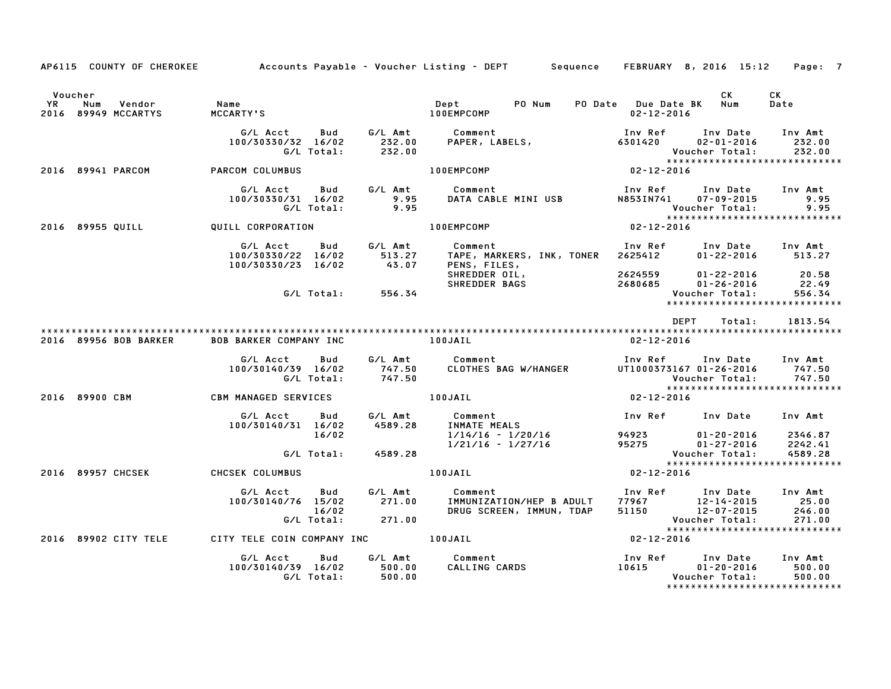AP6115 COUNTY OF CHEROKEE Accounts Payable - Voucher Listing - DEPT Sequence FEBRUARY 8, 2016 15:12

| Voucher YR | Num | Vendor | Name | Dept | PO Num | PO Date | Due Date | BK | CK Num | CK Date |
|---|---|---|---|---|---|---|---|---|---|---|
| 2016 | 89949 | MCCARTYS | MCCARTY'S | 100EMPCOMP | | | 02-12-2016 | | | |

| G/L Acct | Bud | G/L Amt | Comment | Inv Ref | Inv Date | Inv Amt |
|---|---|---|---|---|---|---|
| 100/30330/32 | 16/02 | 232.00 | PAPER, LABELS, | 6301420 | 02-01-2016 | 232.00 |
| | G/L Total: | 232.00 | | | Voucher Total: | 232.00 |

| Voucher YR | Num | Vendor | Name | Dept | Due Date |
|---|---|---|---|---|---|
| 2016 | 89941 | PARCOM | PARCOM COLUMBUS | 100EMPCOMP | 02-12-2016 |

| G/L Acct | Bud | G/L Amt | Comment | Inv Ref | Inv Date | Inv Amt |
|---|---|---|---|---|---|---|
| 100/30330/31 | 16/02 | 9.95 | DATA CABLE MINI USB | N853IN741 | 07-09-2015 | 9.95 |
| | G/L Total: | 9.95 | | | Voucher Total: | 9.95 |

| Voucher YR | Num | Vendor | Name | Dept | Due Date |
|---|---|---|---|---|---|
| 2016 | 89955 | QUILL | QUILL CORPORATION | 100EMPCOMP | 02-12-2016 |

| G/L Acct | Bud | G/L Amt | Comment | Inv Ref | Inv Date | Inv Amt |
|---|---|---|---|---|---|---|
| 100/30330/22 | 16/02 | 513.27 | TAPE, MARKERS, INK, TONER | 2625412 | 01-22-2016 | 513.27 |
| 100/30330/23 | 16/02 | 43.07 | PENS, FILES, | | | |
| | | | SHREDDER OIL, | 2624559 | 01-22-2016 | 20.58 |
| | | | SHREDDER BAGS | 2680685 | 01-26-2016 | 22.49 |
| | G/L Total: | 556.34 | | | Voucher Total: | 556.34 |

DEPT Total: 1813.54

| Voucher YR | Num | Vendor | Name | Dept | Due Date |
|---|---|---|---|---|---|
| 2016 | 89956 | BOB BARKER | BOB BARKER COMPANY INC | 100JAIL | 02-12-2016 |

| G/L Acct | Bud | G/L Amt | Comment | Inv Ref | Inv Date | Inv Amt |
|---|---|---|---|---|---|---|
| 100/30140/39 | 16/02 | 747.50 | CLOTHES BAG W/HANGER | UT1000373167 | 01-26-2016 | 747.50 |
| | G/L Total: | 747.50 | | | Voucher Total: | 747.50 |

| Voucher YR | Num | Vendor | Name | Dept | Due Date |
|---|---|---|---|---|---|
| 2016 | 89900 | CBM | CBM MANAGED SERVICES | 100JAIL | 02-12-2016 |

| G/L Acct | Bud | G/L Amt | Comment | Inv Ref | Inv Date | Inv Amt |
|---|---|---|---|---|---|---|
| 100/30140/31 | 16/02 | 4589.28 | INMATE MEALS | | | |
| | 16/02 | | 1/14/16 - 1/20/16 | 94923 | 01-20-2016 | 2346.87 |
| | | | 1/21/16 - 1/27/16 | 95275 | 01-27-2016 | 2242.41 |
| | G/L Total: | 4589.28 | | | Voucher Total: | 4589.28 |

| Voucher YR | Num | Vendor | Name | Dept | Due Date |
|---|---|---|---|---|---|
| 2016 | 89957 | CHCSEK | CHCSEK COLUMBUS | 100JAIL | 02-12-2016 |

| G/L Acct | Bud | G/L Amt | Comment | Inv Ref | Inv Date | Inv Amt |
|---|---|---|---|---|---|---|
| 100/30140/76 | 15/02 | 271.00 | IMMUNIZATION/HEP B ADULT | 77967 | 12-14-2015 | 25.00 |
| | 16/02 | | DRUG SCREEN, IMMUN, TDAP | 51150 | 12-07-2015 | 246.00 |
| | G/L Total: | 271.00 | | | Voucher Total: | 271.00 |

| Voucher YR | Num | Vendor | Name | Dept | Due Date |
|---|---|---|---|---|---|
| 2016 | 89902 | CITY TELE | CITY TELE COIN COMPANY INC | 100JAIL | 02-12-2016 |

| G/L Acct | Bud | G/L Amt | Comment | Inv Ref | Inv Date | Inv Amt |
|---|---|---|---|---|---|---|
| 100/30140/39 | 16/02 | 500.00 | CALLING CARDS | 10615 | 01-20-2016 | 500.00 |
| | G/L Total: | 500.00 | | | Voucher Total: | 500.00 |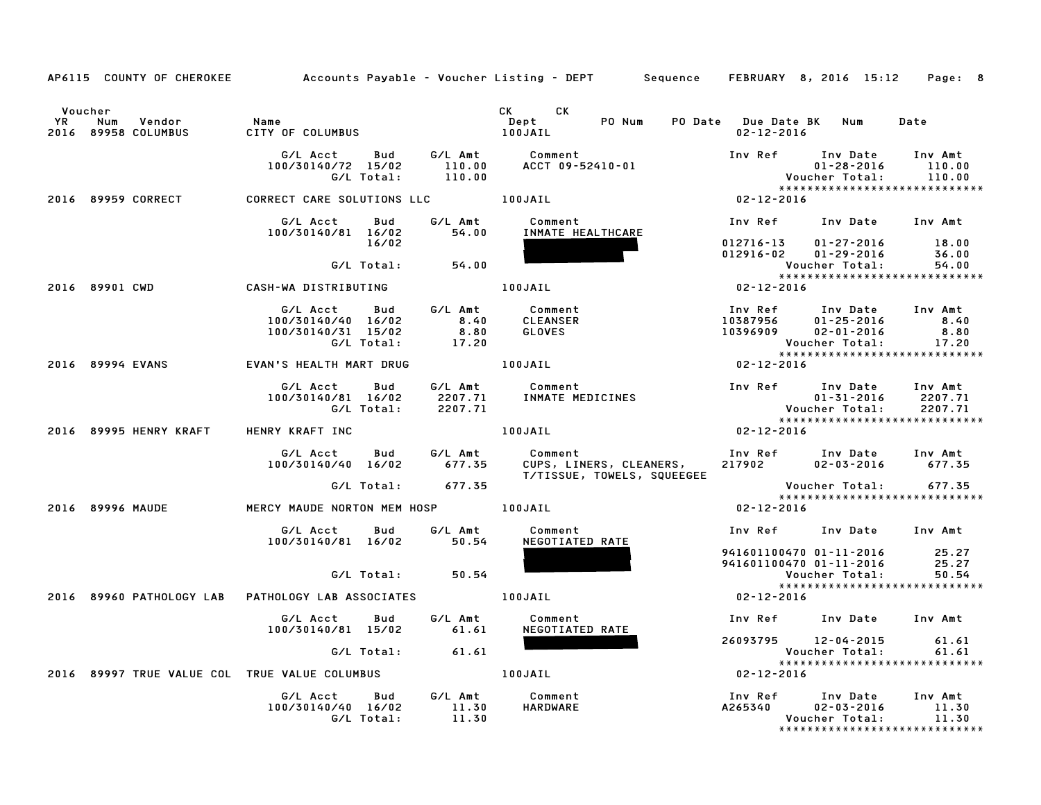AP6115 COUNTY OF CHEROKEE    Accounts Payable - Voucher Listing - DEPT    Sequence    FEBRUARY 8, 2016 15:12

| Voucher YR | Num | Vendor | Name | CK Dept | CK | PO Num | PO Date | Due Date BK | Num | Date |
|---|---|---|---|---|---|---|---|---|---|---|
| 2016 | 89958 | COLUMBUS | CITY OF COLUMBUS | 100JAIL | | | | 02-12-2016 | | |

| G/L Acct | Bud | G/L Amt | Comment | Inv Ref | Inv Date | Inv Amt |
|---|---|---|---|---|---|---|
| 100/30140/72 | 15/02 | 110.00 | ACCT 09-52410-01 | | 01-28-2016 | 110.00 |
| | G/L Total: | 110.00 | | | Voucher Total: | 110.00 |

*****************************

| Voucher YR | Num | Vendor | Name | CK Dept | Due Date |
|---|---|---|---|---|---|
| 2016 | 89959 | CORRECT | CORRECT CARE SOLUTIONS LLC | 100JAIL | 02-12-2016 |

| G/L Acct | Bud | G/L Amt | Comment | Inv Ref | Inv Date | Inv Amt |
|---|---|---|---|---|---|---|
| 100/30140/81 | 16/02 | 54.00 | INMATE HEALTHCARE | | | |
| | 16/02 | | [REDACTED] | 012716-13 | 01-27-2016 | 18.00 |
| | | | [REDACTED] | 012916-02 | 01-29-2016 | 36.00 |
| | G/L Total: | 54.00 | | | Voucher Total: | 54.00 |

*****************************

| Voucher YR | Num | Vendor | Name | CK Dept | Due Date |
|---|---|---|---|---|---|
| 2016 | 89901 | CWD | CASH-WA DISTRIBUTING | 100JAIL | 02-12-2016 |

| G/L Acct | Bud | G/L Amt | Comment | Inv Ref | Inv Date | Inv Amt |
|---|---|---|---|---|---|---|
| 100/30140/40 | 16/02 | 8.40 | CLEANSER | 10387956 | 01-25-2016 | 8.40 |
| 100/30140/31 | 15/02 | 8.80 | GLOVES | 10396909 | 02-01-2016 | 8.80 |
| | G/L Total: | 17.20 | | | Voucher Total: | 17.20 |

*****************************

| Voucher YR | Num | Vendor | Name | CK Dept | Due Date |
|---|---|---|---|---|---|
| 2016 | 89994 | EVANS | EVAN'S HEALTH MART DRUG | 100JAIL | 02-12-2016 |

| G/L Acct | Bud | G/L Amt | Comment | Inv Ref | Inv Date | Inv Amt |
|---|---|---|---|---|---|---|
| 100/30140/81 | 16/02 | 2207.71 | INMATE MEDICINES | | 01-31-2016 | 2207.71 |
| | G/L Total: | 2207.71 | | | Voucher Total: | 2207.71 |

*****************************

| Voucher YR | Num | Vendor | Name | CK Dept | Due Date |
|---|---|---|---|---|---|
| 2016 | 89995 | HENRY KRAFT | HENRY KRAFT INC | 100JAIL | 02-12-2016 |

| G/L Acct | Bud | G/L Amt | Comment | Inv Ref | Inv Date | Inv Amt |
|---|---|---|---|---|---|---|
| 100/30140/40 | 16/02 | 677.35 | CUPS, LINERS, CLEANERS, T/TISSUE, TOWELS, SQUEEGEE | 217902 | 02-03-2016 | 677.35 |
| | G/L Total: | 677.35 | | | Voucher Total: | 677.35 |

*****************************

| Voucher YR | Num | Vendor | Name | CK Dept | Due Date |
|---|---|---|---|---|---|
| 2016 | 89996 | MAUDE | MERCY MAUDE NORTON MEM HOSP | 100JAIL | 02-12-2016 |

| G/L Acct | Bud | G/L Amt | Comment | Inv Ref | Inv Date | Inv Amt |
|---|---|---|---|---|---|---|
| 100/30140/81 | 16/02 | 50.54 | NEGOTIATED RATE | | | |
| | | | [REDACTED] | 941601100470 | 01-11-2016 | 25.27 |
| | | | [REDACTED] | 941601100470 | 01-11-2016 | 25.27 |
| | G/L Total: | 50.54 | | | Voucher Total: | 50.54 |

*****************************

| Voucher YR | Num | Vendor | Name | CK Dept | Due Date |
|---|---|---|---|---|---|
| 2016 | 89960 | PATHOLOGY LAB | PATHOLOGY LAB ASSOCIATES | 100JAIL | 02-12-2016 |

| G/L Acct | Bud | G/L Amt | Comment | Inv Ref | Inv Date | Inv Amt |
|---|---|---|---|---|---|---|
| 100/30140/81 | 15/02 | 61.61 | NEGOTIATED RATE | | | |
| | | | [REDACTED] | 26093795 | 12-04-2015 | 61.61 |
| | G/L Total: | 61.61 | | | Voucher Total: | 61.61 |

*****************************

| Voucher YR | Num | Vendor | Name | CK Dept | Due Date |
|---|---|---|---|---|---|
| 2016 | 89997 | TRUE VALUE COL | TRUE VALUE COLUMBUS | 100JAIL | 02-12-2016 |

| G/L Acct | Bud | G/L Amt | Comment | Inv Ref | Inv Date | Inv Amt |
|---|---|---|---|---|---|---|
| 100/30140/40 | 16/02 | 11.30 | HARDWARE | A265340 | 02-03-2016 | 11.30 |
| | G/L Total: | 11.30 | | | Voucher Total: | 11.30 |

*****************************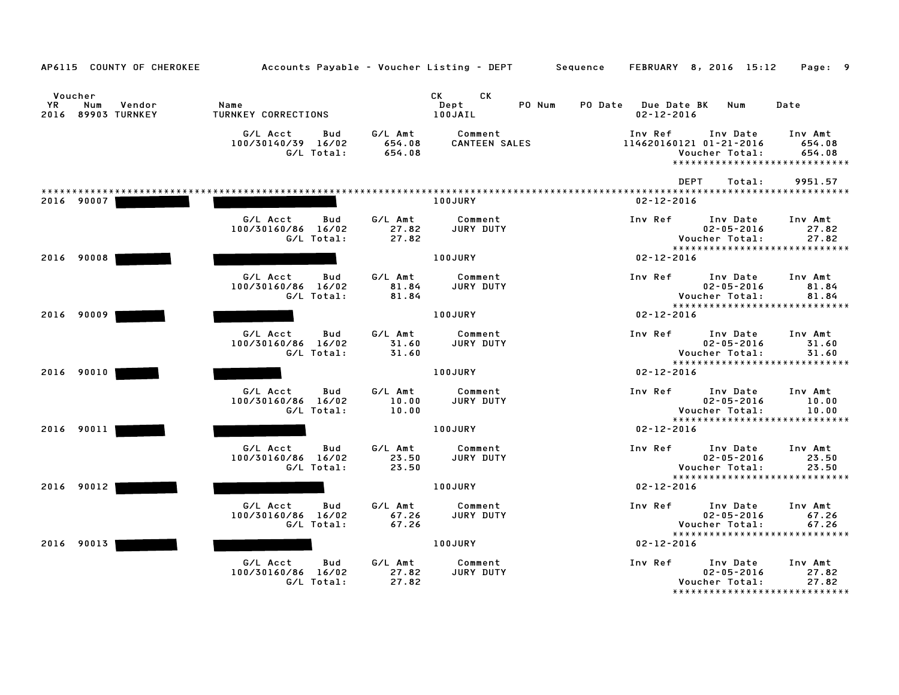AP6115 COUNTY OF CHEROKEE — Accounts Payable - Voucher Listing - DEPT — Sequence — FEBRUARY 8, 2016 15:12

| Voucher YR | Num | Vendor | Name | CK Dept | CK | PO Num | PO Date | Due Date | BK | Num | Date |
|---|---|---|---|---|---|---|---|---|---|---|---|
| 2016 | 89903 | TURNKEY | TURNKEY CORRECTIONS | 100JAIL | | | | 02-12-2016 | | | |

| G/L Acct | Bud | G/L Amt | Comment | Inv Ref | Inv Date | Inv Amt |
|---|---|---|---|---|---|---|
| 100/30140/39 | 16/02 | 654.08 | CANTEEN SALES | 114620160121 | 01-21-2016 | 654.08 |
| | G/L Total: | 654.08 | | | Voucher Total: | 654.08 |

DEPT Total: 9951.57

| Voucher YR | Num | Vendor | Name | CK Dept | Due Date |
|---|---|---|---|---|---|
| 2016 | 90007 | [REDACTED] | [REDACTED] | 100JURY | 02-12-2016 |

| G/L Acct | Bud | G/L Amt | Comment | Inv Ref | Inv Date | Inv Amt |
|---|---|---|---|---|---|---|
| 100/30160/86 | 16/02 | 27.82 | JURY DUTY | | 02-05-2016 | 27.82 |
| | G/L Total: | 27.82 | | | Voucher Total: | 27.82 |

| Voucher YR | Num | Vendor | Name | CK Dept | Due Date |
|---|---|---|---|---|---|
| 2016 | 90008 | [REDACTED] | [REDACTED] | 100JURY | 02-12-2016 |

| G/L Acct | Bud | G/L Amt | Comment | Inv Ref | Inv Date | Inv Amt |
|---|---|---|---|---|---|---|
| 100/30160/86 | 16/02 | 81.84 | JURY DUTY | | 02-05-2016 | 81.84 |
| | G/L Total: | 81.84 | | | Voucher Total: | 81.84 |

| Voucher YR | Num | Vendor | Name | CK Dept | Due Date |
|---|---|---|---|---|---|
| 2016 | 90009 | [REDACTED] | [REDACTED] | 100JURY | 02-12-2016 |

| G/L Acct | Bud | G/L Amt | Comment | Inv Ref | Inv Date | Inv Amt |
|---|---|---|---|---|---|---|
| 100/30160/86 | 16/02 | 31.60 | JURY DUTY | | 02-05-2016 | 31.60 |
| | G/L Total: | 31.60 | | | Voucher Total: | 31.60 |

| Voucher YR | Num | Vendor | Name | CK Dept | Due Date |
|---|---|---|---|---|---|
| 2016 | 90010 | [REDACTED] | [REDACTED] | 100JURY | 02-12-2016 |

| G/L Acct | Bud | G/L Amt | Comment | Inv Ref | Inv Date | Inv Amt |
|---|---|---|---|---|---|---|
| 100/30160/86 | 16/02 | 10.00 | JURY DUTY | | 02-05-2016 | 10.00 |
| | G/L Total: | 10.00 | | | Voucher Total: | 10.00 |

| Voucher YR | Num | Vendor | Name | CK Dept | Due Date |
|---|---|---|---|---|---|
| 2016 | 90011 | [REDACTED] | [REDACTED] | 100JURY | 02-12-2016 |

| G/L Acct | Bud | G/L Amt | Comment | Inv Ref | Inv Date | Inv Amt |
|---|---|---|---|---|---|---|
| 100/30160/86 | 16/02 | 23.50 | JURY DUTY | | 02-05-2016 | 23.50 |
| | G/L Total: | 23.50 | | | Voucher Total: | 23.50 |

| Voucher YR | Num | Vendor | Name | CK Dept | Due Date |
|---|---|---|---|---|---|
| 2016 | 90012 | [REDACTED] | [REDACTED] | 100JURY | 02-12-2016 |

| G/L Acct | Bud | G/L Amt | Comment | Inv Ref | Inv Date | Inv Amt |
|---|---|---|---|---|---|---|
| 100/30160/86 | 16/02 | 67.26 | JURY DUTY | | 02-05-2016 | 67.26 |
| | G/L Total: | 67.26 | | | Voucher Total: | 67.26 |

| Voucher YR | Num | Vendor | Name | CK Dept | Due Date |
|---|---|---|---|---|---|
| 2016 | 90013 | [REDACTED] | [REDACTED] | 100JURY | 02-12-2016 |

| G/L Acct | Bud | G/L Amt | Comment | Inv Ref | Inv Date | Inv Amt |
|---|---|---|---|---|---|---|
| 100/30160/86 | 16/02 | 27.82 | JURY DUTY | | 02-05-2016 | 27.82 |
| | G/L Total: | 27.82 | | | Voucher Total: | 27.82 |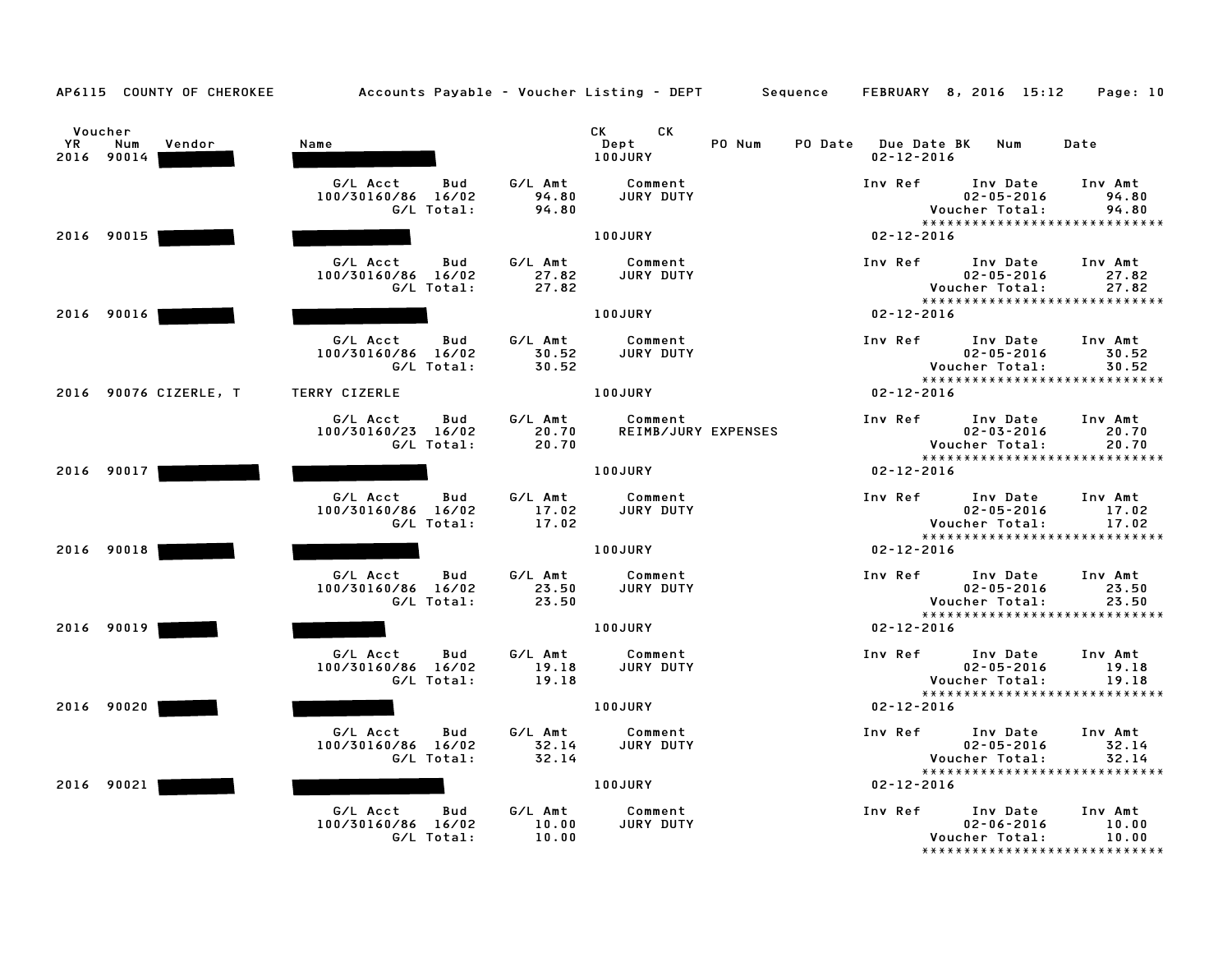AP6115 COUNTY OF CHEROKEE Accounts Payable - Voucher Listing - DEPT Sequence FEBRUARY 8, 2016 15:12

| Voucher YR | Num | Vendor | Name | CK Dept | CK | PO Num | PO Date | Due Date BK | Num | Date |
|---|---|---|---|---|---|---|---|---|---|---|
| 2016 | 90014 | | | 100JURY | | | | 02-12-2016 | | |

| G/L Acct | Bud | G/L Amt | Comment | Inv Ref | Inv Date | Inv Amt |
|---|---|---|---|---|---|---|
| 100/30160/86 | 16/02 | 94.80 | JURY DUTY | | 02-05-2016 | 94.80 |
| | G/L Total: | 94.80 | | | Voucher Total: | 94.80 |

****************************

| Voucher YR | Num | Vendor | Name | CK Dept | Due Date |
|---|---|---|---|---|---|
| 2016 | 90015 | | | 100JURY | 02-12-2016 |

| G/L Acct | Bud | G/L Amt | Comment | Inv Ref | Inv Date | Inv Amt |
|---|---|---|---|---|---|---|
| 100/30160/86 | 16/02 | 27.82 | JURY DUTY | | 02-05-2016 | 27.82 |
| | G/L Total: | 27.82 | | | Voucher Total: | 27.82 |

****************************

| Voucher YR | Num | Vendor | Name | CK Dept | Due Date |
|---|---|---|---|---|---|
| 2016 | 90016 | | | 100JURY | 02-12-2016 |

| G/L Acct | Bud | G/L Amt | Comment | Inv Ref | Inv Date | Inv Amt |
|---|---|---|---|---|---|---|
| 100/30160/86 | 16/02 | 30.52 | JURY DUTY | | 02-05-2016 | 30.52 |
| | G/L Total: | 30.52 | | | Voucher Total: | 30.52 |

****************************

| Voucher YR | Num | Vendor | Name | CK Dept | Due Date |
|---|---|---|---|---|---|
| 2016 | 90076 | CIZERLE, T | TERRY CIZERLE | 100JURY | 02-12-2016 |

| G/L Acct | Bud | G/L Amt | Comment | Inv Ref | Inv Date | Inv Amt |
|---|---|---|---|---|---|---|
| 100/30160/23 | 16/02 | 20.70 | REIMB/JURY EXPENSES | | 02-03-2016 | 20.70 |
| | G/L Total: | 20.70 | | | Voucher Total: | 20.70 |

****************************

| Voucher YR | Num | Vendor | Name | CK Dept | Due Date |
|---|---|---|---|---|---|
| 2016 | 90017 | | | 100JURY | 02-12-2016 |

| G/L Acct | Bud | G/L Amt | Comment | Inv Ref | Inv Date | Inv Amt |
|---|---|---|---|---|---|---|
| 100/30160/86 | 16/02 | 17.02 | JURY DUTY | | 02-05-2016 | 17.02 |
| | G/L Total: | 17.02 | | | Voucher Total: | 17.02 |

****************************

| Voucher YR | Num | Vendor | Name | CK Dept | Due Date |
|---|---|---|---|---|---|
| 2016 | 90018 | | | 100JURY | 02-12-2016 |

| G/L Acct | Bud | G/L Amt | Comment | Inv Ref | Inv Date | Inv Amt |
|---|---|---|---|---|---|---|
| 100/30160/86 | 16/02 | 23.50 | JURY DUTY | | 02-05-2016 | 23.50 |
| | G/L Total: | 23.50 | | | Voucher Total: | 23.50 |

****************************

| Voucher YR | Num | Vendor | Name | CK Dept | Due Date |
|---|---|---|---|---|---|
| 2016 | 90019 | | | 100JURY | 02-12-2016 |

| G/L Acct | Bud | G/L Amt | Comment | Inv Ref | Inv Date | Inv Amt |
|---|---|---|---|---|---|---|
| 100/30160/86 | 16/02 | 19.18 | JURY DUTY | | 02-05-2016 | 19.18 |
| | G/L Total: | 19.18 | | | Voucher Total: | 19.18 |

****************************

| Voucher YR | Num | Vendor | Name | CK Dept | Due Date |
|---|---|---|---|---|---|
| 2016 | 90020 | | | 100JURY | 02-12-2016 |

| G/L Acct | Bud | G/L Amt | Comment | Inv Ref | Inv Date | Inv Amt |
|---|---|---|---|---|---|---|
| 100/30160/86 | 16/02 | 32.14 | JURY DUTY | | 02-05-2016 | 32.14 |
| | G/L Total: | 32.14 | | | Voucher Total: | 32.14 |

****************************

| Voucher YR | Num | Vendor | Name | CK Dept | Due Date |
|---|---|---|---|---|---|
| 2016 | 90021 | | | 100JURY | 02-12-2016 |

| G/L Acct | Bud | G/L Amt | Comment | Inv Ref | Inv Date | Inv Amt |
|---|---|---|---|---|---|---|
| 100/30160/86 | 16/02 | 10.00 | JURY DUTY | | 02-06-2016 | 10.00 |
| | G/L Total: | 10.00 | | | Voucher Total: | 10.00 |

****************************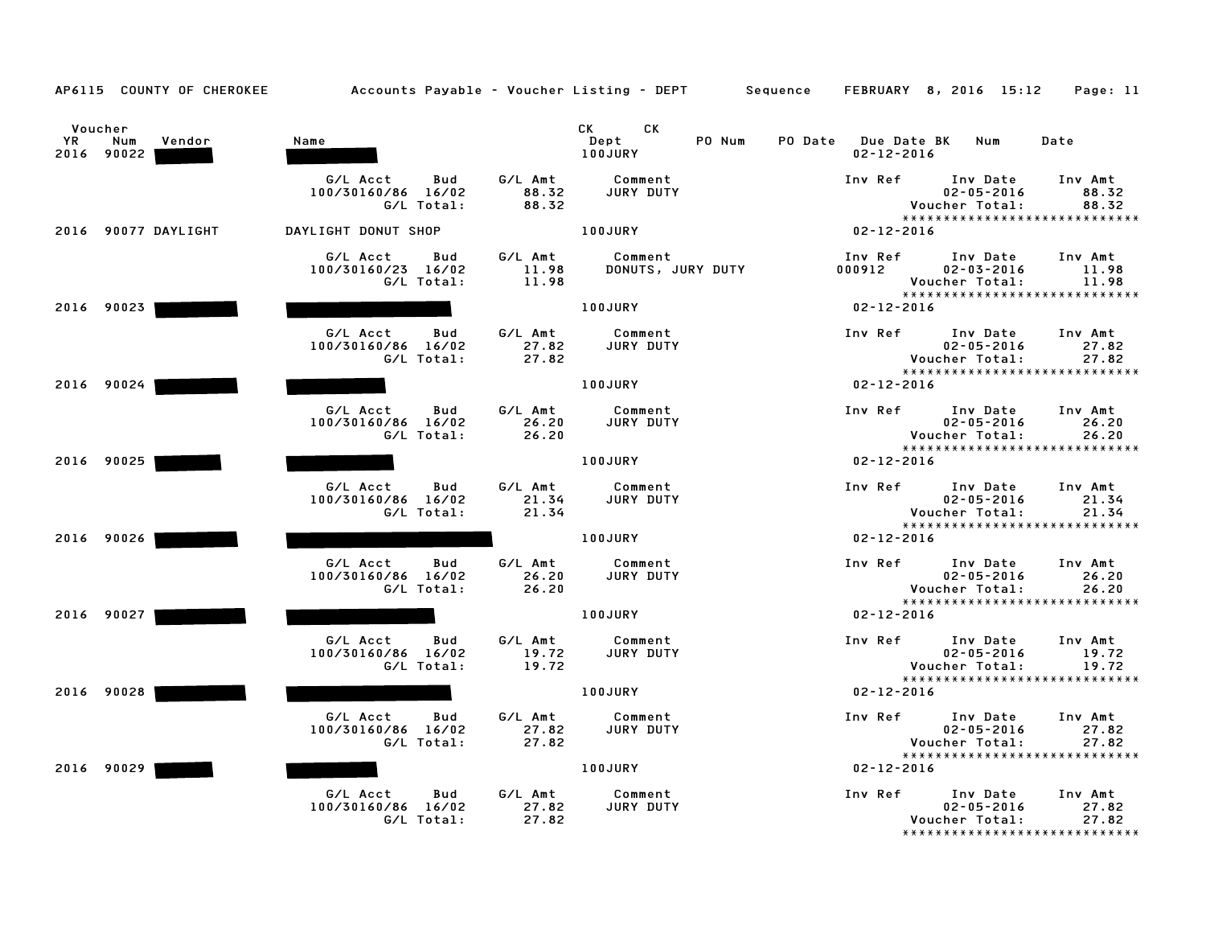AP6115 COUNTY OF CHEROKEE — Accounts Payable - Voucher Listing - DEPT — Sequence — FEBRUARY 8, 2016 15:12 — Page: 11

| Voucher YR | Num | Vendor | Name | CK Dept | CK | PO Num | PO Date | Due Date BK | Num | Date |
|---|---|---|---|---|---|---|---|---|---|---|
| 2016 | 90022 | ██████ | ██████ | 100JURY | | | | 02-12-2016 | | |

| G/L Acct | Bud | G/L Amt | Comment | Inv Ref | Inv Date | Inv Amt |
|---|---|---|---|---|---|---|
| 100/30160/86 | 16/02 | 88.32 | JURY DUTY | | 02-05-2016 | 88.32 |
| | G/L Total: | 88.32 | | | Voucher Total: | 88.32 |

****************************

| Voucher YR | Num | Vendor | Name | CK Dept | Due Date |
|---|---|---|---|---|---|
| 2016 | 90077 | DAYLIGHT | DAYLIGHT DONUT SHOP | 100JURY | 02-12-2016 |

| G/L Acct | Bud | G/L Amt | Comment | Inv Ref | Inv Date | Inv Amt |
|---|---|---|---|---|---|---|
| 100/30160/23 | 16/02 | 11.98 | DONUTS, JURY DUTY | 000912 | 02-03-2016 | 11.98 |
| | G/L Total: | 11.98 | | | Voucher Total: | 11.98 |

****************************

| Voucher YR | Num | Vendor | Name | CK Dept | Due Date |
|---|---|---|---|---|---|
| 2016 | 90023 | ██████ | ██████ | 100JURY | 02-12-2016 |

| G/L Acct | Bud | G/L Amt | Comment | Inv Ref | Inv Date | Inv Amt |
|---|---|---|---|---|---|---|
| 100/30160/86 | 16/02 | 27.82 | JURY DUTY | | 02-05-2016 | 27.82 |
| | G/L Total: | 27.82 | | | Voucher Total: | 27.82 |

****************************

| Voucher YR | Num | Vendor | Name | CK Dept | Due Date |
|---|---|---|---|---|---|
| 2016 | 90024 | ██████ | ██████ | 100JURY | 02-12-2016 |

| G/L Acct | Bud | G/L Amt | Comment | Inv Ref | Inv Date | Inv Amt |
|---|---|---|---|---|---|---|
| 100/30160/86 | 16/02 | 26.20 | JURY DUTY | | 02-05-2016 | 26.20 |
| | G/L Total: | 26.20 | | | Voucher Total: | 26.20 |

****************************

| Voucher YR | Num | Vendor | Name | CK Dept | Due Date |
|---|---|---|---|---|---|
| 2016 | 90025 | ██████ | ██████ | 100JURY | 02-12-2016 |

| G/L Acct | Bud | G/L Amt | Comment | Inv Ref | Inv Date | Inv Amt |
|---|---|---|---|---|---|---|
| 100/30160/86 | 16/02 | 21.34 | JURY DUTY | | 02-05-2016 | 21.34 |
| | G/L Total: | 21.34 | | | Voucher Total: | 21.34 |

****************************

| Voucher YR | Num | Vendor | Name | CK Dept | Due Date |
|---|---|---|---|---|---|
| 2016 | 90026 | ██████ | ██████ | 100JURY | 02-12-2016 |

| G/L Acct | Bud | G/L Amt | Comment | Inv Ref | Inv Date | Inv Amt |
|---|---|---|---|---|---|---|
| 100/30160/86 | 16/02 | 26.20 | JURY DUTY | | 02-05-2016 | 26.20 |
| | G/L Total: | 26.20 | | | Voucher Total: | 26.20 |

****************************

| Voucher YR | Num | Vendor | Name | CK Dept | Due Date |
|---|---|---|---|---|---|
| 2016 | 90027 | ██████ | ██████ | 100JURY | 02-12-2016 |

| G/L Acct | Bud | G/L Amt | Comment | Inv Ref | Inv Date | Inv Amt |
|---|---|---|---|---|---|---|
| 100/30160/86 | 16/02 | 19.72 | JURY DUTY | | 02-05-2016 | 19.72 |
| | G/L Total: | 19.72 | | | Voucher Total: | 19.72 |

****************************

| Voucher YR | Num | Vendor | Name | CK Dept | Due Date |
|---|---|---|---|---|---|
| 2016 | 90028 | ██████ | ██████ | 100JURY | 02-12-2016 |

| G/L Acct | Bud | G/L Amt | Comment | Inv Ref | Inv Date | Inv Amt |
|---|---|---|---|---|---|---|
| 100/30160/86 | 16/02 | 27.82 | JURY DUTY | | 02-05-2016 | 27.82 |
| | G/L Total: | 27.82 | | | Voucher Total: | 27.82 |

****************************

| Voucher YR | Num | Vendor | Name | CK Dept | Due Date |
|---|---|---|---|---|---|
| 2016 | 90029 | ██████ | ██████ | 100JURY | 02-12-2016 |

| G/L Acct | Bud | G/L Amt | Comment | Inv Ref | Inv Date | Inv Amt |
|---|---|---|---|---|---|---|
| 100/30160/86 | 16/02 | 27.82 | JURY DUTY | | 02-05-2016 | 27.82 |
| | G/L Total: | 27.82 | | | Voucher Total: | 27.82 |

****************************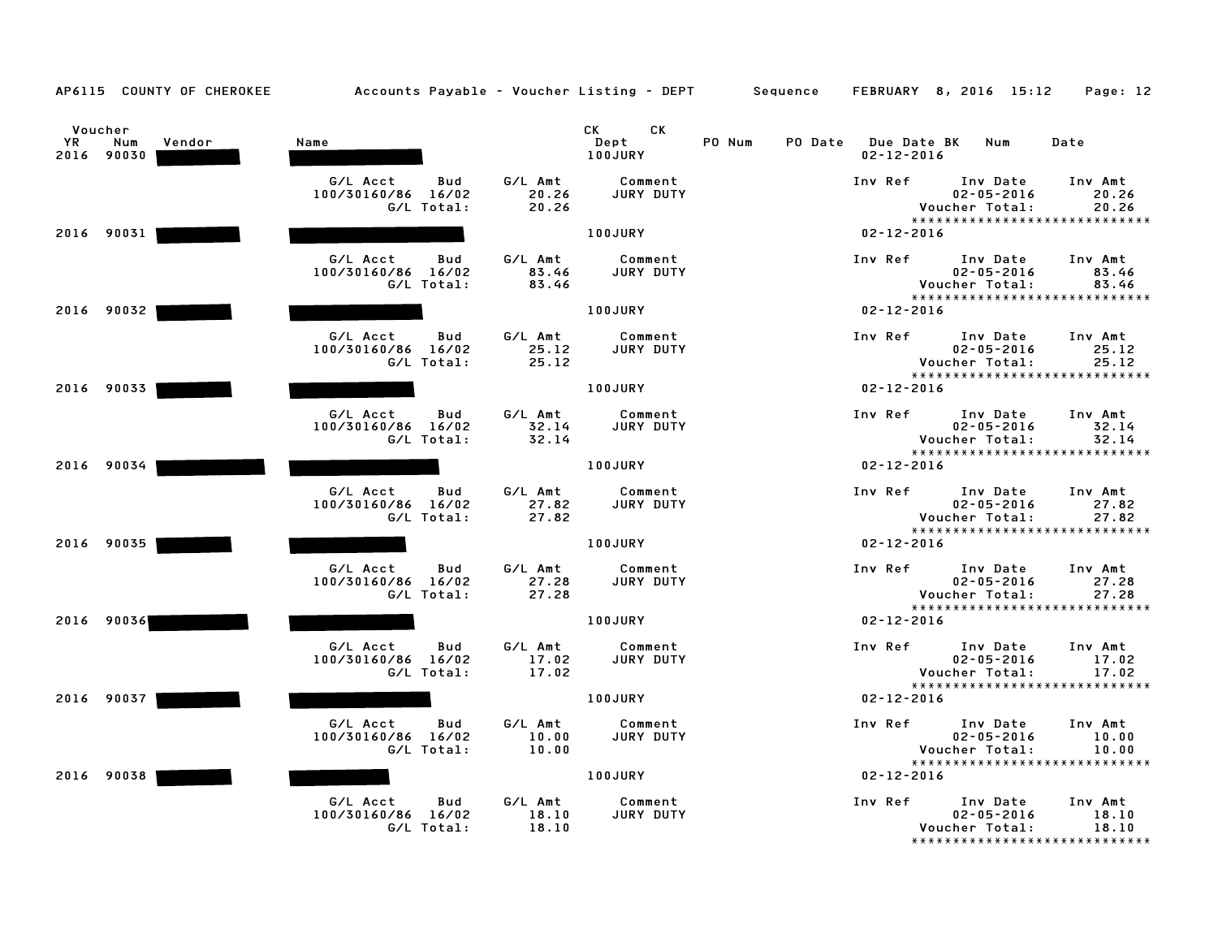AP6115 COUNTY OF CHEROKEE Accounts Payable - Voucher Listing - DEPT Sequence FEBRUARY 8, 2016 15:12 Page: 12

| Voucher YR | Num | Vendor | Name | CK Dept | CK | PO Num | PO Date | Due Date BK | Num | Date |
|---|---|---|---|---|---|---|---|---|---|---|
| 2016 | 90030 | | | 100JURY | | | | 02-12-2016 | | |

| G/L Acct | Bud | G/L Amt | Comment | Inv Ref | Inv Date | Inv Amt |
|---|---|---|---|---|---|---|
| 100/30160/86 | 16/02 | 20.26 | JURY DUTY | | 02-05-2016 | 20.26 |
| | G/L Total: | 20.26 | | | Voucher Total: | 20.26 |

******************************

| 2016 | 90031 | | | 100JURY | 02-12-2016 |
|---|---|---|---|---|---|

| G/L Acct | Bud | G/L Amt | Comment | Inv Ref | Inv Date | Inv Amt |
|---|---|---|---|---|---|---|
| 100/30160/86 | 16/02 | 83.46 | JURY DUTY | | 02-05-2016 | 83.46 |
| | G/L Total: | 83.46 | | | Voucher Total: | 83.46 |

******************************

| 2016 | 90032 | | | 100JURY | 02-12-2016 |
|---|---|---|---|---|---|

| G/L Acct | Bud | G/L Amt | Comment | Inv Ref | Inv Date | Inv Amt |
|---|---|---|---|---|---|---|
| 100/30160/86 | 16/02 | 25.12 | JURY DUTY | | 02-05-2016 | 25.12 |
| | G/L Total: | 25.12 | | | Voucher Total: | 25.12 |

******************************

| 2016 | 90033 | | | 100JURY | 02-12-2016 |
|---|---|---|---|---|---|

| G/L Acct | Bud | G/L Amt | Comment | Inv Ref | Inv Date | Inv Amt |
|---|---|---|---|---|---|---|
| 100/30160/86 | 16/02 | 32.14 | JURY DUTY | | 02-05-2016 | 32.14 |
| | G/L Total: | 32.14 | | | Voucher Total: | 32.14 |

******************************

| 2016 | 90034 | | | 100JURY | 02-12-2016 |
|---|---|---|---|---|---|

| G/L Acct | Bud | G/L Amt | Comment | Inv Ref | Inv Date | Inv Amt |
|---|---|---|---|---|---|---|
| 100/30160/86 | 16/02 | 27.82 | JURY DUTY | | 02-05-2016 | 27.82 |
| | G/L Total: | 27.82 | | | Voucher Total: | 27.82 |

******************************

| 2016 | 90035 | | | 100JURY | 02-12-2016 |
|---|---|---|---|---|---|

| G/L Acct | Bud | G/L Amt | Comment | Inv Ref | Inv Date | Inv Amt |
|---|---|---|---|---|---|---|
| 100/30160/86 | 16/02 | 27.28 | JURY DUTY | | 02-05-2016 | 27.28 |
| | G/L Total: | 27.28 | | | Voucher Total: | 27.28 |

******************************

| 2016 | 90036 | | | 100JURY | 02-12-2016 |
|---|---|---|---|---|---|

| G/L Acct | Bud | G/L Amt | Comment | Inv Ref | Inv Date | Inv Amt |
|---|---|---|---|---|---|---|
| 100/30160/86 | 16/02 | 17.02 | JURY DUTY | | 02-05-2016 | 17.02 |
| | G/L Total: | 17.02 | | | Voucher Total: | 17.02 |

******************************

| 2016 | 90037 | | | 100JURY | 02-12-2016 |
|---|---|---|---|---|---|

| G/L Acct | Bud | G/L Amt | Comment | Inv Ref | Inv Date | Inv Amt |
|---|---|---|---|---|---|---|
| 100/30160/86 | 16/02 | 10.00 | JURY DUTY | | 02-05-2016 | 10.00 |
| | G/L Total: | 10.00 | | | Voucher Total: | 10.00 |

******************************

| 2016 | 90038 | | | 100JURY | 02-12-2016 |
|---|---|---|---|---|---|

| G/L Acct | Bud | G/L Amt | Comment | Inv Ref | Inv Date | Inv Amt |
|---|---|---|---|---|---|---|
| 100/30160/86 | 16/02 | 18.10 | JURY DUTY | | 02-05-2016 | 18.10 |
| | G/L Total: | 18.10 | | | Voucher Total: | 18.10 |

******************************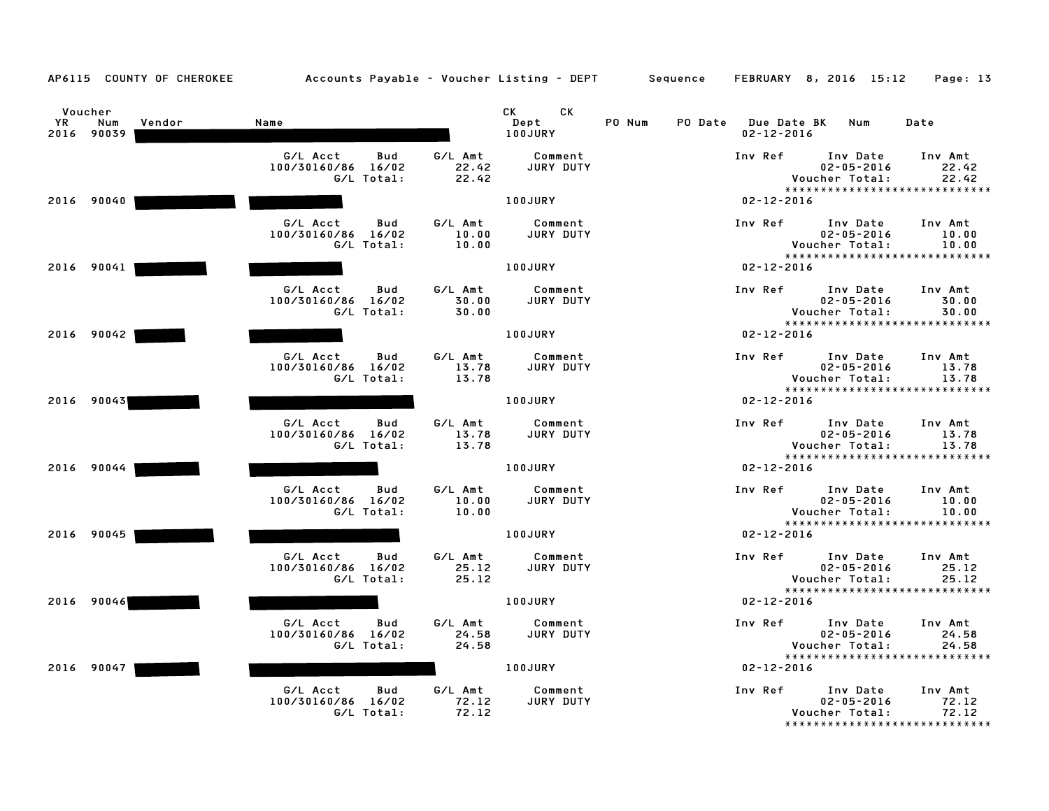AP6115 COUNTY OF CHEROKEE — Accounts Payable - Voucher Listing - DEPT Sequence — FEBRUARY 8, 2016 15:12

| Voucher YR | Voucher Num | Vendor | Name | CK Dept | CK | PO Num | PO Date | Due Date BK | Num | Date |
|---|---|---|---|---|---|---|---|---|---|---|
| 2016 | 90039 | | | 100JURY | | | | 02-12-2016 | | |

| G/L Acct | Bud | G/L Amt | Comment | Inv Ref | Inv Date | Inv Amt |
|---|---|---|---|---|---|---|
| 100/30160/86 | 16/02 | 22.42 | JURY DUTY | | 02-05-2016 | 22.42 |
| | G/L Total: | 22.42 | | | Voucher Total: | 22.42 |

****************************

| Voucher YR | Voucher Num | Vendor | Name | CK Dept | CK | PO Num | PO Date | Due Date BK | Num | Date |
|---|---|---|---|---|---|---|---|---|---|---|
| 2016 | 90040 | | | 100JURY | | | | 02-12-2016 | | |

| G/L Acct | Bud | G/L Amt | Comment | Inv Ref | Inv Date | Inv Amt |
|---|---|---|---|---|---|---|
| 100/30160/86 | 16/02 | 10.00 | JURY DUTY | | 02-05-2016 | 10.00 |
| | G/L Total: | 10.00 | | | Voucher Total: | 10.00 |

****************************

| Voucher YR | Voucher Num | Vendor | Name | CK Dept | CK | PO Num | PO Date | Due Date BK | Num | Date |
|---|---|---|---|---|---|---|---|---|---|---|
| 2016 | 90041 | | | 100JURY | | | | 02-12-2016 | | |

| G/L Acct | Bud | G/L Amt | Comment | Inv Ref | Inv Date | Inv Amt |
|---|---|---|---|---|---|---|
| 100/30160/86 | 16/02 | 30.00 | JURY DUTY | | 02-05-2016 | 30.00 |
| | G/L Total: | 30.00 | | | Voucher Total: | 30.00 |

****************************

| Voucher YR | Voucher Num | Vendor | Name | CK Dept | CK | PO Num | PO Date | Due Date BK | Num | Date |
|---|---|---|---|---|---|---|---|---|---|---|
| 2016 | 90042 | | | 100JURY | | | | 02-12-2016 | | |

| G/L Acct | Bud | G/L Amt | Comment | Inv Ref | Inv Date | Inv Amt |
|---|---|---|---|---|---|---|
| 100/30160/86 | 16/02 | 13.78 | JURY DUTY | | 02-05-2016 | 13.78 |
| | G/L Total: | 13.78 | | | Voucher Total: | 13.78 |

****************************

| Voucher YR | Voucher Num | Vendor | Name | CK Dept | CK | PO Num | PO Date | Due Date BK | Num | Date |
|---|---|---|---|---|---|---|---|---|---|---|
| 2016 | 90043 | | | 100JURY | | | | 02-12-2016 | | |

| G/L Acct | Bud | G/L Amt | Comment | Inv Ref | Inv Date | Inv Amt |
|---|---|---|---|---|---|---|
| 100/30160/86 | 16/02 | 13.78 | JURY DUTY | | 02-05-2016 | 13.78 |
| | G/L Total: | 13.78 | | | Voucher Total: | 13.78 |

****************************

| Voucher YR | Voucher Num | Vendor | Name | CK Dept | CK | PO Num | PO Date | Due Date BK | Num | Date |
|---|---|---|---|---|---|---|---|---|---|---|
| 2016 | 90044 | | | 100JURY | | | | 02-12-2016 | | |

| G/L Acct | Bud | G/L Amt | Comment | Inv Ref | Inv Date | Inv Amt |
|---|---|---|---|---|---|---|
| 100/30160/86 | 16/02 | 10.00 | JURY DUTY | | 02-05-2016 | 10.00 |
| | G/L Total: | 10.00 | | | Voucher Total: | 10.00 |

****************************

| Voucher YR | Voucher Num | Vendor | Name | CK Dept | CK | PO Num | PO Date | Due Date BK | Num | Date |
|---|---|---|---|---|---|---|---|---|---|---|
| 2016 | 90045 | | | 100JURY | | | | 02-12-2016 | | |

| G/L Acct | Bud | G/L Amt | Comment | Inv Ref | Inv Date | Inv Amt |
|---|---|---|---|---|---|---|
| 100/30160/86 | 16/02 | 25.12 | JURY DUTY | | 02-05-2016 | 25.12 |
| | G/L Total: | 25.12 | | | Voucher Total: | 25.12 |

****************************

| Voucher YR | Voucher Num | Vendor | Name | CK Dept | CK | PO Num | PO Date | Due Date BK | Num | Date |
|---|---|---|---|---|---|---|---|---|---|---|
| 2016 | 90046 | | | 100JURY | | | | 02-12-2016 | | |

| G/L Acct | Bud | G/L Amt | Comment | Inv Ref | Inv Date | Inv Amt |
|---|---|---|---|---|---|---|
| 100/30160/86 | 16/02 | 24.58 | JURY DUTY | | 02-05-2016 | 24.58 |
| | G/L Total: | 24.58 | | | Voucher Total: | 24.58 |

****************************

| Voucher YR | Voucher Num | Vendor | Name | CK Dept | CK | PO Num | PO Date | Due Date BK | Num | Date |
|---|---|---|---|---|---|---|---|---|---|---|
| 2016 | 90047 | | | 100JURY | | | | 02-12-2016 | | |

| G/L Acct | Bud | G/L Amt | Comment | Inv Ref | Inv Date | Inv Amt |
|---|---|---|---|---|---|---|
| 100/30160/86 | 16/02 | 72.12 | JURY DUTY | | 02-05-2016 | 72.12 |
| | G/L Total: | 72.12 | | | Voucher Total: | 72.12 |

****************************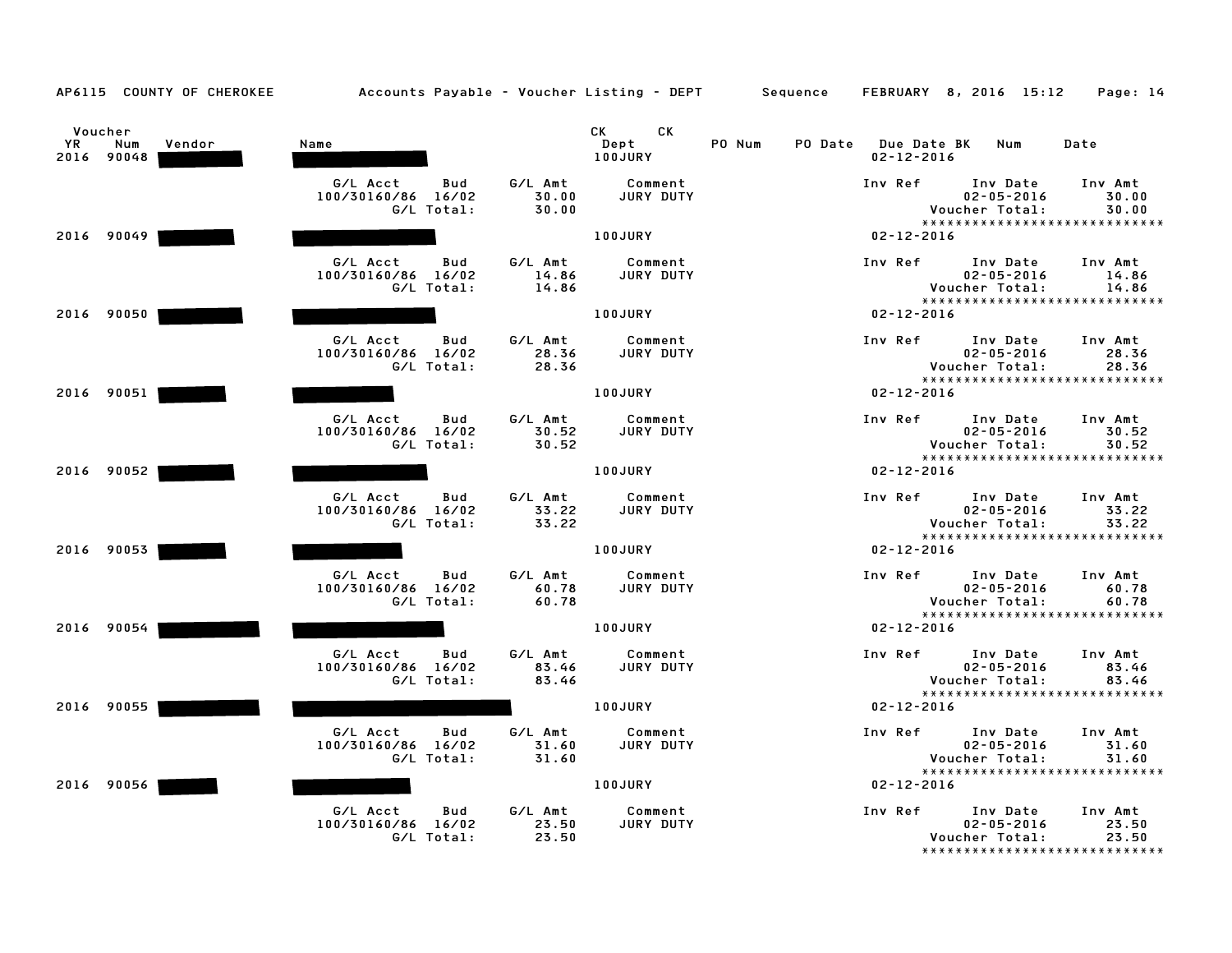AP6115 COUNTY OF CHEROKEE Accounts Payable - Voucher Listing - DEPT Sequence FEBRUARY 8, 2016 15:12 Page: 14

| Voucher YR | Num | Vendor | Name | CK Dept | CK | PO Num | PO Date | Due Date BK | Num | Date |
|---|---|---|---|---|---|---|---|---|---|---|
| 2016 | 90048 | ████ | ████ | 100JURY | | | | 02-12-2016 | | |

| G/L Acct | Bud | G/L Amt | Comment | Inv Ref | Inv Date | Inv Amt |
|---|---|---|---|---|---|---|
| 100/30160/86 | 16/02 | 30.00 | JURY DUTY | | 02-05-2016 | 30.00 |
| | G/L Total: | 30.00 | | | Voucher Total: | 30.00 |

****************************

| Voucher YR | Num | Vendor | Name | CK Dept | Due Date |
|---|---|---|---|---|---|
| 2016 | 90049 | ████ | ████ | 100JURY | 02-12-2016 |

| G/L Acct | Bud | G/L Amt | Comment | Inv Ref | Inv Date | Inv Amt |
|---|---|---|---|---|---|---|
| 100/30160/86 | 16/02 | 14.86 | JURY DUTY | | 02-05-2016 | 14.86 |
| | G/L Total: | 14.86 | | | Voucher Total: | 14.86 |

****************************

| Voucher YR | Num | Vendor | Name | CK Dept | Due Date |
|---|---|---|---|---|---|
| 2016 | 90050 | ████ | ████ | 100JURY | 02-12-2016 |

| G/L Acct | Bud | G/L Amt | Comment | Inv Ref | Inv Date | Inv Amt |
|---|---|---|---|---|---|---|
| 100/30160/86 | 16/02 | 28.36 | JURY DUTY | | 02-05-2016 | 28.36 |
| | G/L Total: | 28.36 | | | Voucher Total: | 28.36 |

****************************

| Voucher YR | Num | Vendor | Name | CK Dept | Due Date |
|---|---|---|---|---|---|
| 2016 | 90051 | ████ | ████ | 100JURY | 02-12-2016 |

| G/L Acct | Bud | G/L Amt | Comment | Inv Ref | Inv Date | Inv Amt |
|---|---|---|---|---|---|---|
| 100/30160/86 | 16/02 | 30.52 | JURY DUTY | | 02-05-2016 | 30.52 |
| | G/L Total: | 30.52 | | | Voucher Total: | 30.52 |

****************************

| Voucher YR | Num | Vendor | Name | CK Dept | Due Date |
|---|---|---|---|---|---|
| 2016 | 90052 | ████ | ████ | 100JURY | 02-12-2016 |

| G/L Acct | Bud | G/L Amt | Comment | Inv Ref | Inv Date | Inv Amt |
|---|---|---|---|---|---|---|
| 100/30160/86 | 16/02 | 33.22 | JURY DUTY | | 02-05-2016 | 33.22 |
| | G/L Total: | 33.22 | | | Voucher Total: | 33.22 |

****************************

| Voucher YR | Num | Vendor | Name | CK Dept | Due Date |
|---|---|---|---|---|---|
| 2016 | 90053 | ████ | ████ | 100JURY | 02-12-2016 |

| G/L Acct | Bud | G/L Amt | Comment | Inv Ref | Inv Date | Inv Amt |
|---|---|---|---|---|---|---|
| 100/30160/86 | 16/02 | 60.78 | JURY DUTY | | 02-05-2016 | 60.78 |
| | G/L Total: | 60.78 | | | Voucher Total: | 60.78 |

****************************

| Voucher YR | Num | Vendor | Name | CK Dept | Due Date |
|---|---|---|---|---|---|
| 2016 | 90054 | ████ | ████ | 100JURY | 02-12-2016 |

| G/L Acct | Bud | G/L Amt | Comment | Inv Ref | Inv Date | Inv Amt |
|---|---|---|---|---|---|---|
| 100/30160/86 | 16/02 | 83.46 | JURY DUTY | | 02-05-2016 | 83.46 |
| | G/L Total: | 83.46 | | | Voucher Total: | 83.46 |

****************************

| Voucher YR | Num | Vendor | Name | CK Dept | Due Date |
|---|---|---|---|---|---|
| 2016 | 90055 | ████ | ████ | 100JURY | 02-12-2016 |

| G/L Acct | Bud | G/L Amt | Comment | Inv Ref | Inv Date | Inv Amt |
|---|---|---|---|---|---|---|
| 100/30160/86 | 16/02 | 31.60 | JURY DUTY | | 02-05-2016 | 31.60 |
| | G/L Total: | 31.60 | | | Voucher Total: | 31.60 |

****************************

| Voucher YR | Num | Vendor | Name | CK Dept | Due Date |
|---|---|---|---|---|---|
| 2016 | 90056 | ████ | ████ | 100JURY | 02-12-2016 |

| G/L Acct | Bud | G/L Amt | Comment | Inv Ref | Inv Date | Inv Amt |
|---|---|---|---|---|---|---|
| 100/30160/86 | 16/02 | 23.50 | JURY DUTY | | 02-05-2016 | 23.50 |
| | G/L Total: | 23.50 | | | Voucher Total: | 23.50 |

****************************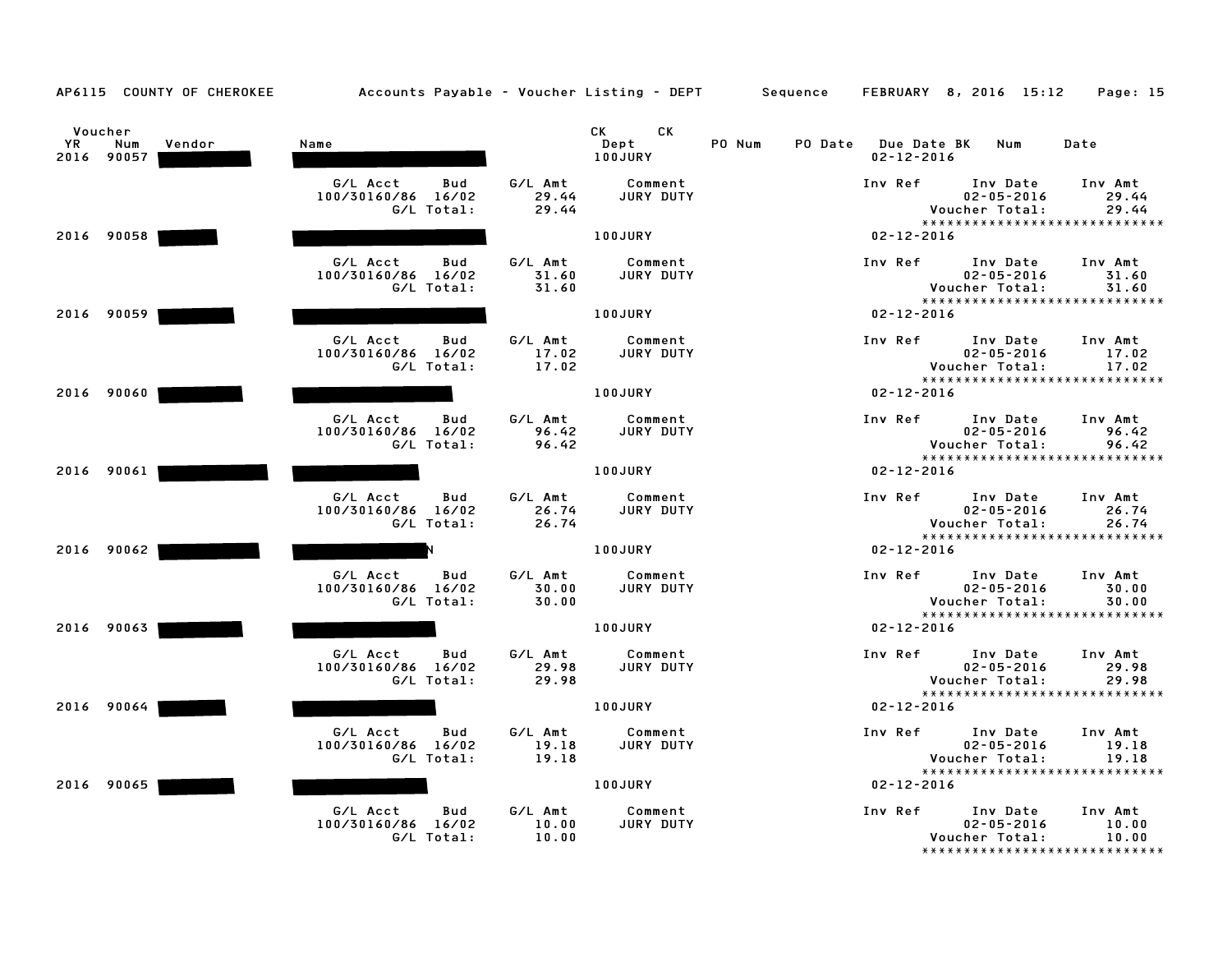AP6115 COUNTY OF CHEROKEE Accounts Payable - Voucher Listing - DEPT Sequence FEBRUARY 8, 2016 15:12

| Voucher YR | Num | Vendor | Name | CK Dept | CK | PO Num | PO Date | Due Date BK | Num | Date |
|---|---|---|---|---|---|---|---|---|---|---|
| 2016 | 90057 | | | 100JURY | | | | 02-12-2016 | | |

| G/L Acct | Bud | G/L Amt | Comment | Inv Ref | Inv Date | Inv Amt |
|---|---|---|---|---|---|---|
| 100/30160/86 | 16/02 | 29.44 | JURY DUTY | | 02-05-2016 | 29.44 |
| | G/L Total: | 29.44 | | | Voucher Total: | 29.44 |

****************************

| Voucher YR | Num | Vendor | Name | CK Dept | Due Date |
|---|---|---|---|---|---|
| 2016 | 90058 | | | 100JURY | 02-12-2016 |

| G/L Acct | Bud | G/L Amt | Comment | Inv Ref | Inv Date | Inv Amt |
|---|---|---|---|---|---|---|
| 100/30160/86 | 16/02 | 31.60 | JURY DUTY | | 02-05-2016 | 31.60 |
| | G/L Total: | 31.60 | | | Voucher Total: | 31.60 |

****************************

| Voucher YR | Num | Vendor | Name | CK Dept | Due Date |
|---|---|---|---|---|---|
| 2016 | 90059 | | | 100JURY | 02-12-2016 |

| G/L Acct | Bud | G/L Amt | Comment | Inv Ref | Inv Date | Inv Amt |
|---|---|---|---|---|---|---|
| 100/30160/86 | 16/02 | 17.02 | JURY DUTY | | 02-05-2016 | 17.02 |
| | G/L Total: | 17.02 | | | Voucher Total: | 17.02 |

****************************

| Voucher YR | Num | Vendor | Name | CK Dept | Due Date |
|---|---|---|---|---|---|
| 2016 | 90060 | | | 100JURY | 02-12-2016 |

| G/L Acct | Bud | G/L Amt | Comment | Inv Ref | Inv Date | Inv Amt |
|---|---|---|---|---|---|---|
| 100/30160/86 | 16/02 | 96.42 | JURY DUTY | | 02-05-2016 | 96.42 |
| | G/L Total: | 96.42 | | | Voucher Total: | 96.42 |

****************************

| Voucher YR | Num | Vendor | Name | CK Dept | Due Date |
|---|---|---|---|---|---|
| 2016 | 90061 | | | 100JURY | 02-12-2016 |

| G/L Acct | Bud | G/L Amt | Comment | Inv Ref | Inv Date | Inv Amt |
|---|---|---|---|---|---|---|
| 100/30160/86 | 16/02 | 26.74 | JURY DUTY | | 02-05-2016 | 26.74 |
| | G/L Total: | 26.74 | | | Voucher Total: | 26.74 |

****************************

| Voucher YR | Num | Vendor | Name | CK Dept | Due Date |
|---|---|---|---|---|---|
| 2016 | 90062 | | N | 100JURY | 02-12-2016 |

| G/L Acct | Bud | G/L Amt | Comment | Inv Ref | Inv Date | Inv Amt |
|---|---|---|---|---|---|---|
| 100/30160/86 | 16/02 | 30.00 | JURY DUTY | | 02-05-2016 | 30.00 |
| | G/L Total: | 30.00 | | | Voucher Total: | 30.00 |

****************************

| Voucher YR | Num | Vendor | Name | CK Dept | Due Date |
|---|---|---|---|---|---|
| 2016 | 90063 | | | 100JURY | 02-12-2016 |

| G/L Acct | Bud | G/L Amt | Comment | Inv Ref | Inv Date | Inv Amt |
|---|---|---|---|---|---|---|
| 100/30160/86 | 16/02 | 29.98 | JURY DUTY | | 02-05-2016 | 29.98 |
| | G/L Total: | 29.98 | | | Voucher Total: | 29.98 |

****************************

| Voucher YR | Num | Vendor | Name | CK Dept | Due Date |
|---|---|---|---|---|---|
| 2016 | 90064 | | | 100JURY | 02-12-2016 |

| G/L Acct | Bud | G/L Amt | Comment | Inv Ref | Inv Date | Inv Amt |
|---|---|---|---|---|---|---|
| 100/30160/86 | 16/02 | 19.18 | JURY DUTY | | 02-05-2016 | 19.18 |
| | G/L Total: | 19.18 | | | Voucher Total: | 19.18 |

****************************

| Voucher YR | Num | Vendor | Name | CK Dept | Due Date |
|---|---|---|---|---|---|
| 2016 | 90065 | | | 100JURY | 02-12-2016 |

| G/L Acct | Bud | G/L Amt | Comment | Inv Ref | Inv Date | Inv Amt |
|---|---|---|---|---|---|---|
| 100/30160/86 | 16/02 | 10.00 | JURY DUTY | | 02-05-2016 | 10.00 |
| | G/L Total: | 10.00 | | | Voucher Total: | 10.00 |

****************************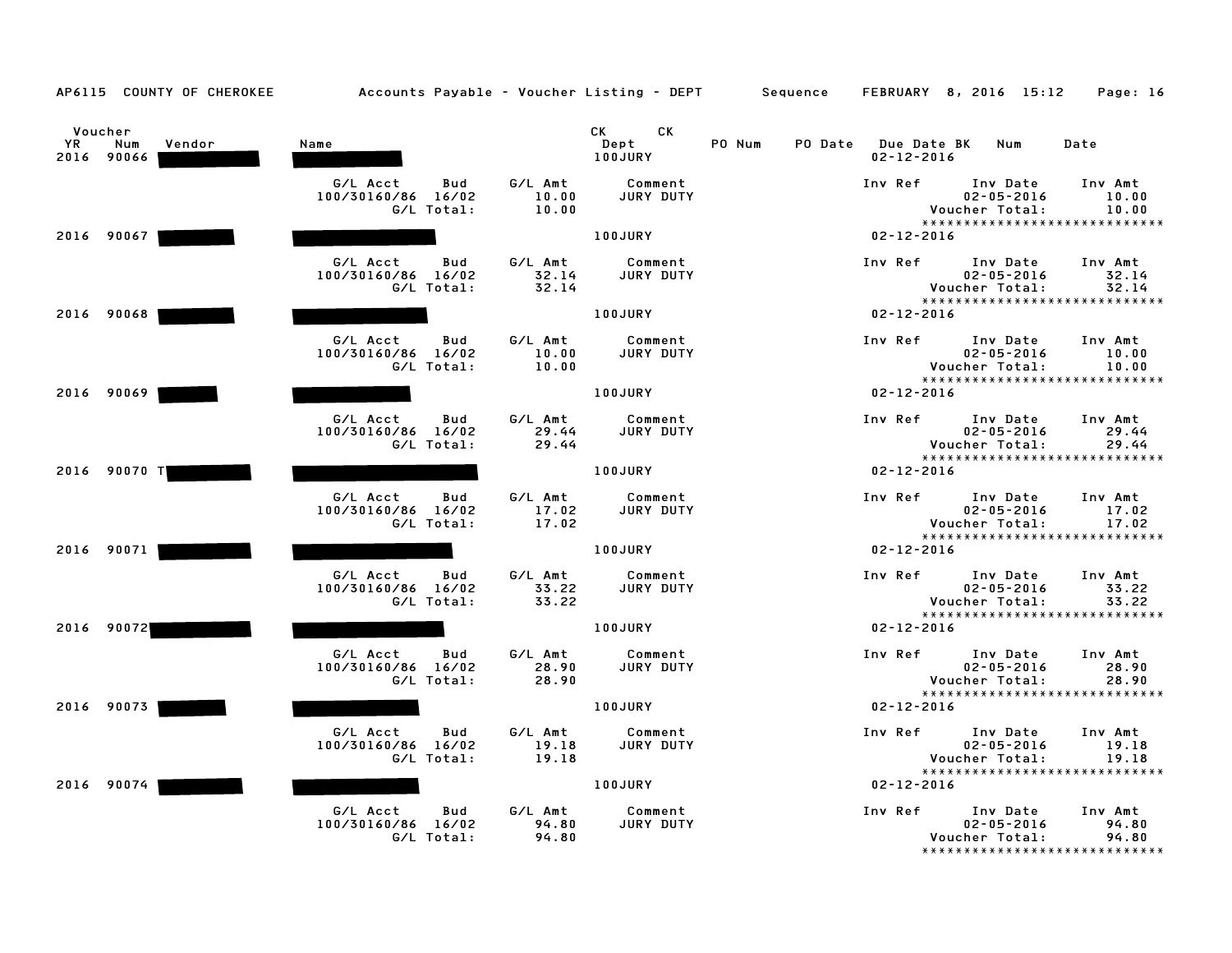AP6115 COUNTY OF CHEROKEE — Accounts Payable - Voucher Listing - DEPT — Sequence — FEBRUARY 8, 2016 15:12

| Voucher YR | Num | Vendor | Name | CK Dept | CK | PO Num | PO Date | Due Date BK | Num | Date |
|---|---|---|---|---|---|---|---|---|---|---|
| 2016 | 90066 | ████ | ████ | 100JURY | | | | 02-12-2016 | | |

| G/L Acct | Bud | G/L Amt | Comment | Inv Ref | Inv Date | Inv Amt |
|---|---|---|---|---|---|---|
| 100/30160/86 | 16/02 | 10.00 | JURY DUTY | | 02-05-2016 | 10.00 |
| | G/L Total: | 10.00 | | | Voucher Total: | 10.00 |

****************************

| Voucher YR | Num | Vendor | Name | CK Dept | Due Date |
|---|---|---|---|---|---|
| 2016 | 90067 | ████ | ████ | 100JURY | 02-12-2016 |

| G/L Acct | Bud | G/L Amt | Comment | Inv Ref | Inv Date | Inv Amt |
|---|---|---|---|---|---|---|
| 100/30160/86 | 16/02 | 32.14 | JURY DUTY | | 02-05-2016 | 32.14 |
| | G/L Total: | 32.14 | | | Voucher Total: | 32.14 |

****************************

| Voucher YR | Num | Vendor | Name | CK Dept | Due Date |
|---|---|---|---|---|---|
| 2016 | 90068 | ████ | ████ | 100JURY | 02-12-2016 |

| G/L Acct | Bud | G/L Amt | Comment | Inv Ref | Inv Date | Inv Amt |
|---|---|---|---|---|---|---|
| 100/30160/86 | 16/02 | 10.00 | JURY DUTY | | 02-05-2016 | 10.00 |
| | G/L Total: | 10.00 | | | Voucher Total: | 10.00 |

****************************

| Voucher YR | Num | Vendor | Name | CK Dept | Due Date |
|---|---|---|---|---|---|
| 2016 | 90069 | ████ | ████ | 100JURY | 02-12-2016 |

| G/L Acct | Bud | G/L Amt | Comment | Inv Ref | Inv Date | Inv Amt |
|---|---|---|---|---|---|---|
| 100/30160/86 | 16/02 | 29.44 | JURY DUTY | | 02-05-2016 | 29.44 |
| | G/L Total: | 29.44 | | | Voucher Total: | 29.44 |

****************************

| Voucher YR | Num | Vendor | Name | CK Dept | Due Date |
|---|---|---|---|---|---|
| 2016 | 90070 | T████ | ████ | 100JURY | 02-12-2016 |

| G/L Acct | Bud | G/L Amt | Comment | Inv Ref | Inv Date | Inv Amt |
|---|---|---|---|---|---|---|
| 100/30160/86 | 16/02 | 17.02 | JURY DUTY | | 02-05-2016 | 17.02 |
| | G/L Total: | 17.02 | | | Voucher Total: | 17.02 |

****************************

| Voucher YR | Num | Vendor | Name | CK Dept | Due Date |
|---|---|---|---|---|---|
| 2016 | 90071 | ████ | ████ | 100JURY | 02-12-2016 |

| G/L Acct | Bud | G/L Amt | Comment | Inv Ref | Inv Date | Inv Amt |
|---|---|---|---|---|---|---|
| 100/30160/86 | 16/02 | 33.22 | JURY DUTY | | 02-05-2016 | 33.22 |
| | G/L Total: | 33.22 | | | Voucher Total: | 33.22 |

****************************

| Voucher YR | Num | Vendor | Name | CK Dept | Due Date |
|---|---|---|---|---|---|
| 2016 | 90072 | ████ | ████ | 100JURY | 02-12-2016 |

| G/L Acct | Bud | G/L Amt | Comment | Inv Ref | Inv Date | Inv Amt |
|---|---|---|---|---|---|---|
| 100/30160/86 | 16/02 | 28.90 | JURY DUTY | | 02-05-2016 | 28.90 |
| | G/L Total: | 28.90 | | | Voucher Total: | 28.90 |

****************************

| Voucher YR | Num | Vendor | Name | CK Dept | Due Date |
|---|---|---|---|---|---|
| 2016 | 90073 | ████ | ████ | 100JURY | 02-12-2016 |

| G/L Acct | Bud | G/L Amt | Comment | Inv Ref | Inv Date | Inv Amt |
|---|---|---|---|---|---|---|
| 100/30160/86 | 16/02 | 19.18 | JURY DUTY | | 02-05-2016 | 19.18 |
| | G/L Total: | 19.18 | | | Voucher Total: | 19.18 |

****************************

| Voucher YR | Num | Vendor | Name | CK Dept | Due Date |
|---|---|---|---|---|---|
| 2016 | 90074 | ████ | ████ | 100JURY | 02-12-2016 |

| G/L Acct | Bud | G/L Amt | Comment | Inv Ref | Inv Date | Inv Amt |
|---|---|---|---|---|---|---|
| 100/30160/86 | 16/02 | 94.80 | JURY DUTY | | 02-05-2016 | 94.80 |
| | G/L Total: | 94.80 | | | Voucher Total: | 94.80 |

****************************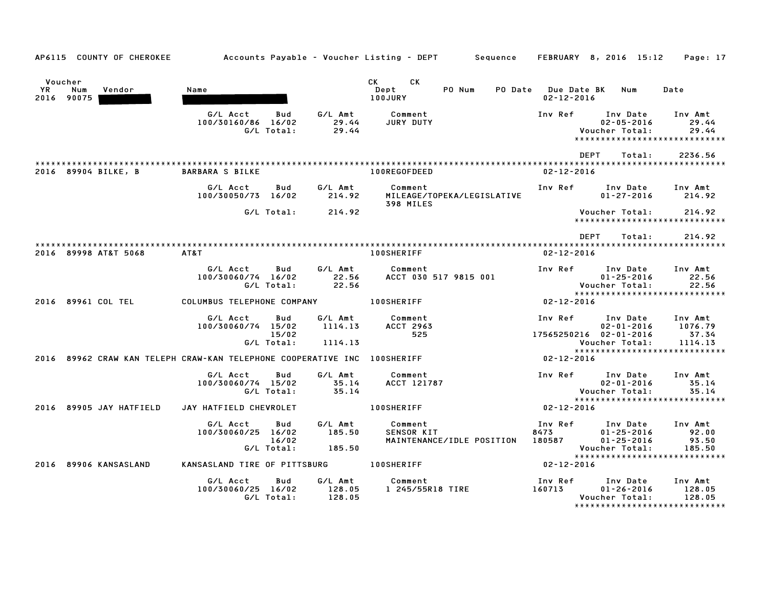AP6115 COUNTY OF CHEROKEE — Accounts Payable - Voucher Listing - DEPT — Sequence — FEBRUARY 8, 2016 15:12

| Voucher YR | Num | Vendor | Name | CK Dept | CK PO Num | PO Date | Due Date BK | Num | Date |
|---|---|---|---|---|---|---|---|---|---|
| 2016 | 90075 | ██████ | ██████████ | 100JURY | | | 02-12-2016 | | |

| G/L Acct | Bud | G/L Amt | Comment | Inv Ref | Inv Date | Inv Amt |
|---|---|---|---|---|---|---|
| 100/30160/86 | 16/02 | 29.44 | JURY DUTY | | 02-05-2016 | 29.44 |
| | G/L Total: | 29.44 | | | Voucher Total: | 29.44 |

*****************************

DEPT Total: 2236.56

*****************************

**2016 89904 BILKE, B — BARBARA S BILKE — 100REGOFDEED — 02-12-2016**

| G/L Acct | Bud | G/L Amt | Comment | Inv Ref | Inv Date | Inv Amt |
|---|---|---|---|---|---|---|
| 100/30050/73 | 16/02 | 214.92 | MILEAGE/TOPEKA/LEGISLATIVE 398 MILES | | 01-27-2016 | 214.92 |
| | G/L Total: | 214.92 | | | Voucher Total: | 214.92 |

*****************************

DEPT Total: 214.92

*****************************

**2016 89998 AT&T 5068 — AT&T — 100SHERIFF — 02-12-2016**

| G/L Acct | Bud | G/L Amt | Comment | Inv Ref | Inv Date | Inv Amt |
|---|---|---|---|---|---|---|
| 100/30060/74 | 16/02 | 22.56 | ACCT 030 517 9815 001 | | 01-25-2016 | 22.56 |
| | G/L Total: | 22.56 | | | Voucher Total: | 22.56 |

*****************************

**2016 89961 COL TEL — COLUMBUS TELEPHONE COMPANY — 100SHERIFF — 02-12-2016**

| G/L Acct | Bud | G/L Amt | Comment | Inv Ref | Inv Date | Inv Amt |
|---|---|---|---|---|---|---|
| 100/30060/74 | 15/02 | 1114.13 | ACCT 2963 | | 02-01-2016 | 1076.79 |
| | 15/02 | | 525 | 17565250216 | 02-01-2016 | 37.34 |
| | G/L Total: | 1114.13 | | | Voucher Total: | 1114.13 |

*****************************

**2016 89962 CRAW KAN TELEPH — CRAW-KAN TELEPHONE COOPERATIVE INC — 100SHERIFF — 02-12-2016**

| G/L Acct | Bud | G/L Amt | Comment | Inv Ref | Inv Date | Inv Amt |
|---|---|---|---|---|---|---|
| 100/30060/74 | 15/02 | 35.14 | ACCT 121787 | | 02-01-2016 | 35.14 |
| | G/L Total: | 35.14 | | | Voucher Total: | 35.14 |

*****************************

**2016 89905 JAY HATFIELD — JAY HATFIELD CHEVROLET — 100SHERIFF — 02-12-2016**

| G/L Acct | Bud | G/L Amt | Comment | Inv Ref | Inv Date | Inv Amt |
|---|---|---|---|---|---|---|
| 100/30060/25 | 16/02 | 185.50 | SENSOR KIT | 8473 | 01-25-2016 | 92.00 |
| | 16/02 | | MAINTENANCE/IDLE POSITION | 180587 | 01-25-2016 | 93.50 |
| | G/L Total: | 185.50 | | | Voucher Total: | 185.50 |

*****************************

**2016 89906 KANSASLAND — KANSASLAND TIRE OF PITTSBURG — 100SHERIFF — 02-12-2016**

| G/L Acct | Bud | G/L Amt | Comment | Inv Ref | Inv Date | Inv Amt |
|---|---|---|---|---|---|---|
| 100/30060/25 | 16/02 | 128.05 | 1 245/55R18 TIRE | 160713 | 01-26-2016 | 128.05 |
| | G/L Total: | 128.05 | | | Voucher Total: | 128.05 |

*****************************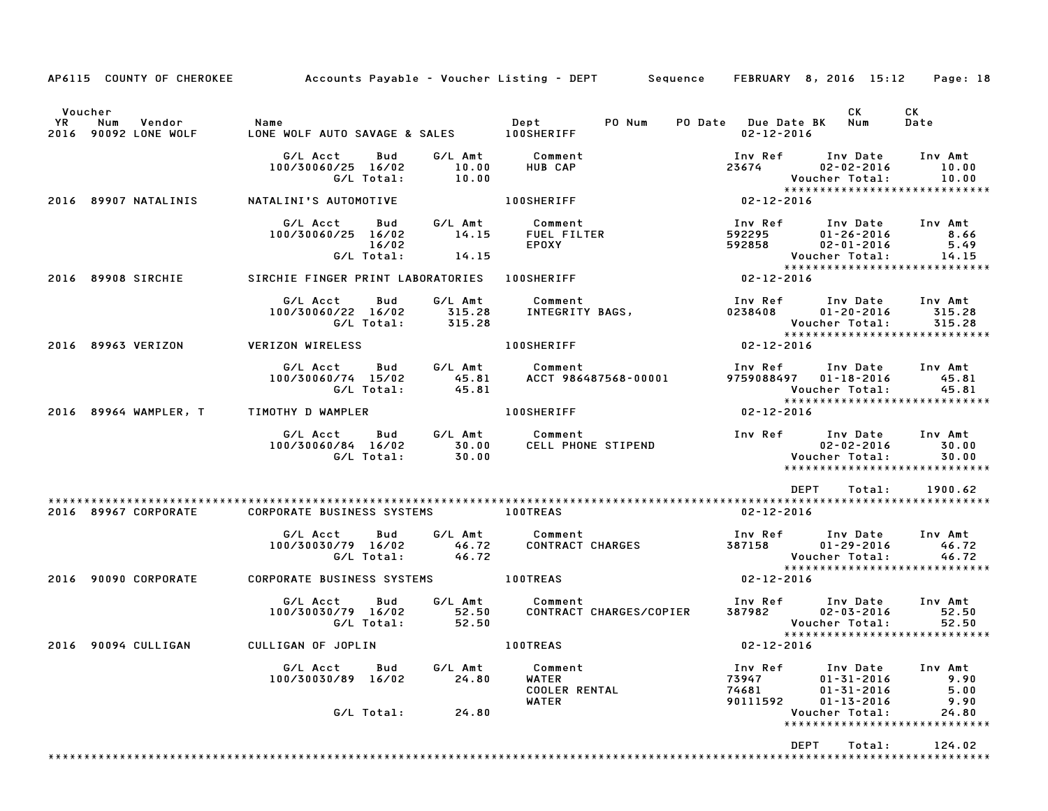AP6115 COUNTY OF CHEROKEE — Accounts Payable - Voucher Listing - DEPT — Sequence — FEBRUARY 8, 2016 15:12

| Voucher YR | Num | Vendor | Name | Dept | PO Num | PO Date | Due Date BK | CK Num | CK Date |
|---|---|---|---|---|---|---|---|---|---|
| 2016 | 90092 | LONE WOLF | LONE WOLF AUTO SAVAGE & SALES | 100SHERIFF | | | 02-12-2016 | | |

| G/L Acct | Bud | G/L Amt | Comment | Inv Ref | Inv Date | Inv Amt |
|---|---|---|---|---|---|---|
| 100/30060/25 | 16/02 | 10.00 | HUB CAP | 23674 | 02-02-2016 | 10.00 |
| | G/L Total: | 10.00 | | | Voucher Total: | 10.00 |

| Voucher YR | Num | Vendor | Name | Dept | Due Date |
|---|---|---|---|---|---|
| 2016 | 89907 | NATALINIS | NATALINI'S AUTOMOTIVE | 100SHERIFF | 02-12-2016 |

| G/L Acct | Bud | G/L Amt | Comment | Inv Ref | Inv Date | Inv Amt |
|---|---|---|---|---|---|---|
| 100/30060/25 | 16/02 | 14.15 | FUEL FILTER | 592295 | 01-26-2016 | 8.66 |
| | 16/02 | | EPOXY | 592858 | 02-01-2016 | 5.49 |
| | G/L Total: | 14.15 | | | Voucher Total: | 14.15 |

| Voucher YR | Num | Vendor | Name | Dept | Due Date |
|---|---|---|---|---|---|
| 2016 | 89908 | SIRCHIE | SIRCHIE FINGER PRINT LABORATORIES | 100SHERIFF | 02-12-2016 |

| G/L Acct | Bud | G/L Amt | Comment | Inv Ref | Inv Date | Inv Amt |
|---|---|---|---|---|---|---|
| 100/30060/22 | 16/02 | 315.28 | INTEGRITY BAGS, | 0238408 | 01-20-2016 | 315.28 |
| | G/L Total: | 315.28 | | | Voucher Total: | 315.28 |

| Voucher YR | Num | Vendor | Name | Dept | Due Date |
|---|---|---|---|---|---|
| 2016 | 89963 | VERIZON | VERIZON WIRELESS | 100SHERIFF | 02-12-2016 |

| G/L Acct | Bud | G/L Amt | Comment | Inv Ref | Inv Date | Inv Amt |
|---|---|---|---|---|---|---|
| 100/30060/74 | 15/02 | 45.81 | ACCT 986487568-00001 | 9759088497 | 01-18-2016 | 45.81 |
| | G/L Total: | 45.81 | | | Voucher Total: | 45.81 |

| Voucher YR | Num | Vendor | Name | Dept | Due Date |
|---|---|---|---|---|---|
| 2016 | 89964 | WAMPLER, T | TIMOTHY D WAMPLER | 100SHERIFF | 02-12-2016 |

| G/L Acct | Bud | G/L Amt | Comment | Inv Ref | Inv Date | Inv Amt |
|---|---|---|---|---|---|---|
| 100/30060/84 | 16/02 | 30.00 | CELL PHONE STIPEND | | 02-02-2016 | 30.00 |
| | G/L Total: | 30.00 | | | Voucher Total: | 30.00 |

DEPT Total: 1900.62

| Voucher YR | Num | Vendor | Name | Dept | Due Date |
|---|---|---|---|---|---|
| 2016 | 89967 | CORPORATE | CORPORATE BUSINESS SYSTEMS | 100TREAS | 02-12-2016 |

| G/L Acct | Bud | G/L Amt | Comment | Inv Ref | Inv Date | Inv Amt |
|---|---|---|---|---|---|---|
| 100/30030/79 | 16/02 | 46.72 | CONTRACT CHARGES | 387158 | 01-29-2016 | 46.72 |
| | G/L Total: | 46.72 | | | Voucher Total: | 46.72 |

| Voucher YR | Num | Vendor | Name | Dept | Due Date |
|---|---|---|---|---|---|
| 2016 | 90090 | CORPORATE | CORPORATE BUSINESS SYSTEMS | 100TREAS | 02-12-2016 |

| G/L Acct | Bud | G/L Amt | Comment | Inv Ref | Inv Date | Inv Amt |
|---|---|---|---|---|---|---|
| 100/30030/79 | 16/02 | 52.50 | CONTRACT CHARGES/COPIER | 387982 | 02-03-2016 | 52.50 |
| | G/L Total: | 52.50 | | | Voucher Total: | 52.50 |

| Voucher YR | Num | Vendor | Name | Dept | Due Date |
|---|---|---|---|---|---|
| 2016 | 90094 | CULLIGAN | CULLIGAN OF JOPLIN | 100TREAS | 02-12-2016 |

| G/L Acct | Bud | G/L Amt | Comment | Inv Ref | Inv Date | Inv Amt |
|---|---|---|---|---|---|---|
| 100/30030/89 | 16/02 | 24.80 | WATER | 73947 | 01-31-2016 | 9.90 |
| | | | COOLER RENTAL | 74681 | 01-31-2016 | 5.00 |
| | | | WATER | 90111592 | 01-13-2016 | 9.90 |
| | G/L Total: | 24.80 | | | Voucher Total: | 24.80 |

DEPT Total: 124.02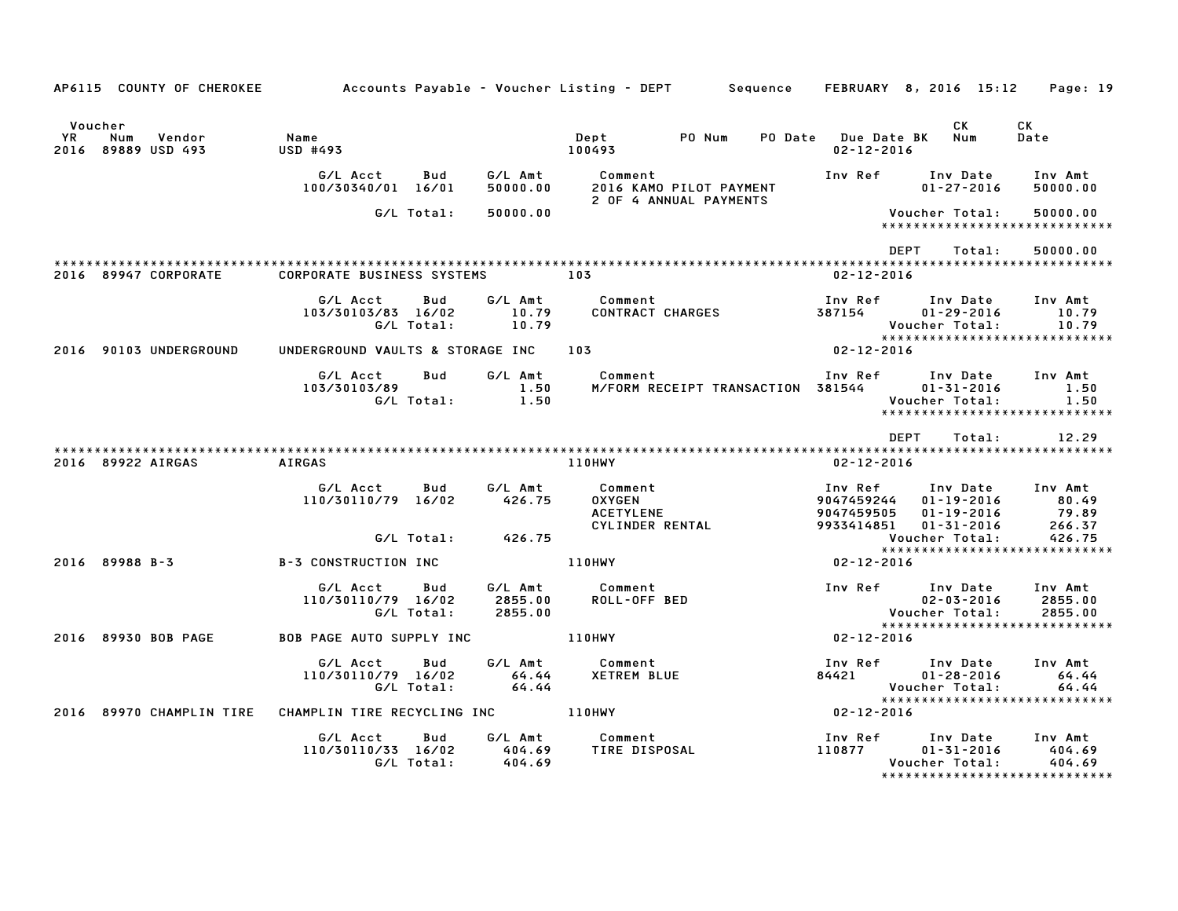AP6115 COUNTY OF CHEROKEE — Accounts Payable - Voucher Listing - DEPT — Sequence — FEBRUARY 8, 2016 15:12

| Voucher YR | Num | Vendor | Name | Dept | PO Num | PO Date | Due Date | BK | CK Num | CK Date |
|---|---|---|---|---|---|---|---|---|---|---|
| 2016 | 89889 | USD 493 | USD #493 | 100493 | | | 02-12-2016 | | | |

| G/L Acct | Bud | G/L Amt | Comment | Inv Ref | Inv Date | Inv Amt |
|---|---|---|---|---|---|---|
| 100/30340/01 | 16/01 | 50000.00 | 2016 KAMO PILOT PAYMENT 2 OF 4 ANNUAL PAYMENTS | | 01-27-2016 | 50000.00 |
| | G/L Total: | 50000.00 | | | Voucher Total: | 50000.00 |

DEPT Total: 50000.00

| Voucher YR | Num | Vendor | Name | Dept | Due Date |
|---|---|---|---|---|---|
| 2016 | 89947 | CORPORATE | CORPORATE BUSINESS SYSTEMS | 103 | 02-12-2016 |

| G/L Acct | Bud | G/L Amt | Comment | Inv Ref | Inv Date | Inv Amt |
|---|---|---|---|---|---|---|
| 103/30103/83 | 16/02 | 10.79 | CONTRACT CHARGES | 387154 | 01-29-2016 | 10.79 |
| | G/L Total: | 10.79 | | | Voucher Total: | 10.79 |

| Voucher YR | Num | Vendor | Name | Dept | Due Date |
|---|---|---|---|---|---|
| 2016 | 90103 | UNDERGROUND | UNDERGROUND VAULTS & STORAGE INC | 103 | 02-12-2016 |

| G/L Acct | Bud | G/L Amt | Comment | Inv Ref | Inv Date | Inv Amt |
|---|---|---|---|---|---|---|
| 103/30103/89 | | 1.50 | M/FORM RECEIPT TRANSACTION | 381544 | 01-31-2016 | 1.50 |
| | G/L Total: | 1.50 | | | Voucher Total: | 1.50 |

DEPT Total: 12.29

| Voucher YR | Num | Vendor | Name | Dept | Due Date |
|---|---|---|---|---|---|
| 2016 | 89922 | AIRGAS | AIRGAS | 110HWY | 02-12-2016 |

| G/L Acct | Bud | G/L Amt | Comment | Inv Ref | Inv Date | Inv Amt |
|---|---|---|---|---|---|---|
| 110/30110/79 | 16/02 | 426.75 | OXYGEN | 9047459244 | 01-19-2016 | 80.49 |
| | | | ACETYLENE | 9047459505 | 01-19-2016 | 79.89 |
| | | | CYLINDER RENTAL | 9933414851 | 01-31-2016 | 266.37 |
| | G/L Total: | 426.75 | | | Voucher Total: | 426.75 |

| Voucher YR | Num | Vendor | Name | Dept | Due Date |
|---|---|---|---|---|---|
| 2016 | 89988 | B-3 | B-3 CONSTRUCTION INC | 110HWY | 02-12-2016 |

| G/L Acct | Bud | G/L Amt | Comment | Inv Ref | Inv Date | Inv Amt |
|---|---|---|---|---|---|---|
| 110/30110/79 | 16/02 | 2855.00 | ROLL-OFF BED | | 02-03-2016 | 2855.00 |
| | G/L Total: | 2855.00 | | | Voucher Total: | 2855.00 |

| Voucher YR | Num | Vendor | Name | Dept | Due Date |
|---|---|---|---|---|---|
| 2016 | 89930 | BOB PAGE | BOB PAGE AUTO SUPPLY INC | 110HWY | 02-12-2016 |

| G/L Acct | Bud | G/L Amt | Comment | Inv Ref | Inv Date | Inv Amt |
|---|---|---|---|---|---|---|
| 110/30110/79 | 16/02 | 64.44 | XETREM BLUE | 84421 | 01-28-2016 | 64.44 |
| | G/L Total: | 64.44 | | | Voucher Total: | 64.44 |

| Voucher YR | Num | Vendor | Name | Dept | Due Date |
|---|---|---|---|---|---|
| 2016 | 89970 | CHAMPLIN TIRE | CHAMPLIN TIRE RECYCLING INC | 110HWY | 02-12-2016 |

| G/L Acct | Bud | G/L Amt | Comment | Inv Ref | Inv Date | Inv Amt |
|---|---|---|---|---|---|---|
| 110/30110/33 | 16/02 | 404.69 | TIRE DISPOSAL | 110877 | 01-31-2016 | 404.69 |
| | G/L Total: | 404.69 | | | Voucher Total: | 404.69 |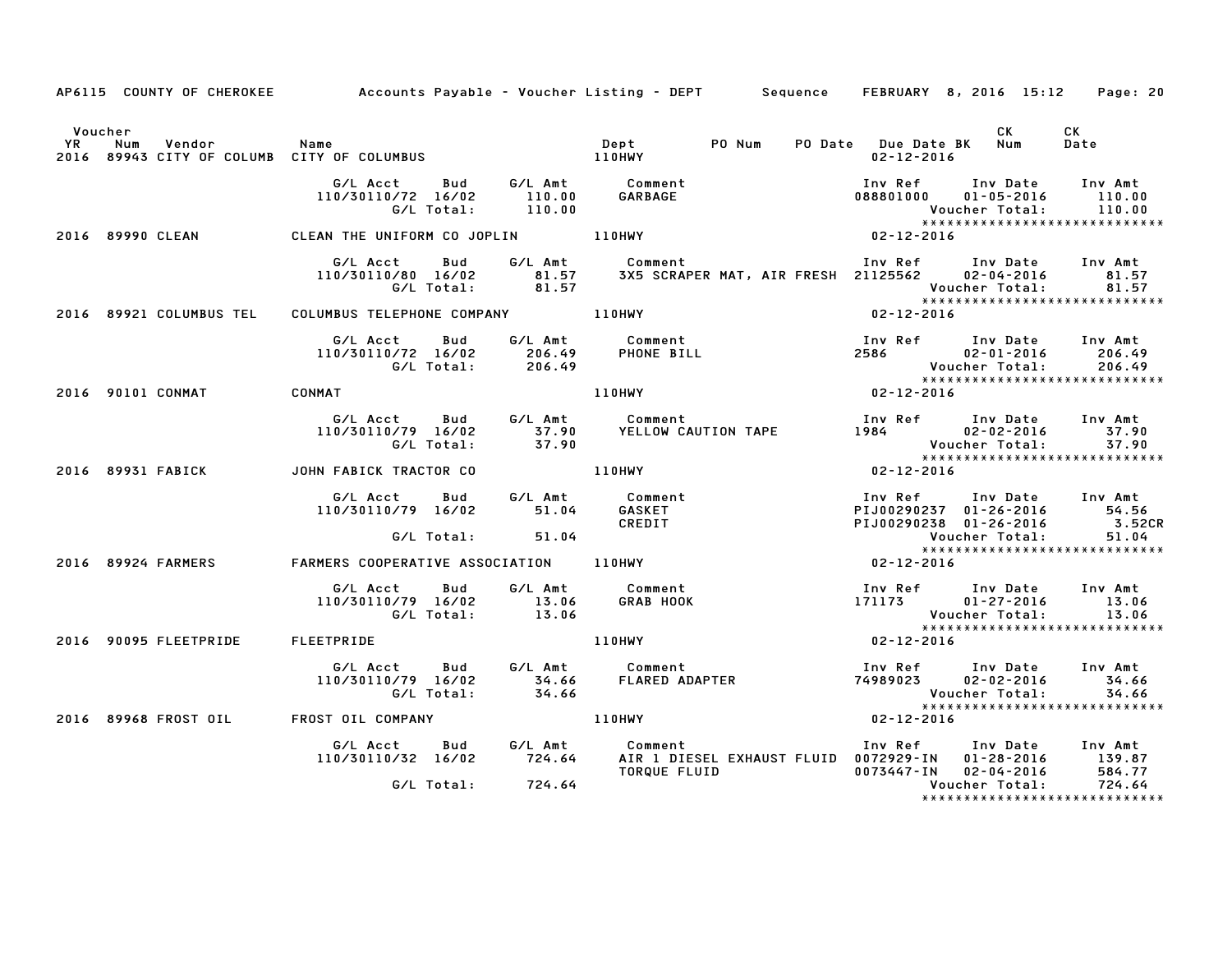AP6115 COUNTY OF CHEROKEE — Accounts Payable - Voucher Listing - DEPT — Sequence — FEBRUARY 8, 2016 15:12

| Voucher YR | Num | Vendor | Name | Dept | PO Num | PO Date | Due Date BK | CK Num | CK Date |
|---|---|---|---|---|---|---|---|---|---|
| 2016 | 89943 | CITY OF COLUMB | CITY OF COLUMBUS | 110HWY | | | 02-12-2016 | | |

| G/L Acct | Bud | G/L Amt | Comment | Inv Ref | Inv Date | Inv Amt |
|---|---|---|---|---|---|---|
| 110/30110/72 | 16/02 | 110.00 | GARBAGE | 088801000 | 01-05-2016 | 110.00 |
| | G/L Total: | 110.00 | | | Voucher Total: | 110.00 |

| Voucher YR | Num | Vendor | Name | Dept | Due Date BK |
|---|---|---|---|---|---|
| 2016 | 89990 | CLEAN | CLEAN THE UNIFORM CO JOPLIN | 110HWY | 02-12-2016 |

| G/L Acct | Bud | G/L Amt | Comment | Inv Ref | Inv Date | Inv Amt |
|---|---|---|---|---|---|---|
| 110/30110/80 | 16/02 | 81.57 | 3X5 SCRAPER MAT, AIR FRESH | 21125562 | 02-04-2016 | 81.57 |
| | G/L Total: | 81.57 | | | Voucher Total: | 81.57 |

| Voucher YR | Num | Vendor | Name | Dept | Due Date BK |
|---|---|---|---|---|---|
| 2016 | 89921 | COLUMBUS TEL | COLUMBUS TELEPHONE COMPANY | 110HWY | 02-12-2016 |

| G/L Acct | Bud | G/L Amt | Comment | Inv Ref | Inv Date | Inv Amt |
|---|---|---|---|---|---|---|
| 110/30110/72 | 16/02 | 206.49 | PHONE BILL | 2586 | 02-01-2016 | 206.49 |
| | G/L Total: | 206.49 | | | Voucher Total: | 206.49 |

| Voucher YR | Num | Vendor | Name | Dept | Due Date BK |
|---|---|---|---|---|---|
| 2016 | 90101 | CONMAT | CONMAT | 110HWY | 02-12-2016 |

| G/L Acct | Bud | G/L Amt | Comment | Inv Ref | Inv Date | Inv Amt |
|---|---|---|---|---|---|---|
| 110/30110/79 | 16/02 | 37.90 | YELLOW CAUTION TAPE | 1984 | 02-02-2016 | 37.90 |
| | G/L Total: | 37.90 | | | Voucher Total: | 37.90 |

| Voucher YR | Num | Vendor | Name | Dept | Due Date BK |
|---|---|---|---|---|---|
| 2016 | 89931 | FABICK | JOHN FABICK TRACTOR CO | 110HWY | 02-12-2016 |

| G/L Acct | Bud | G/L Amt | Comment | Inv Ref | Inv Date | Inv Amt |
|---|---|---|---|---|---|---|
| 110/30110/79 | 16/02 | 51.04 | GASKET | PIJ00290237 | 01-26-2016 | 54.56 |
| | | | CREDIT | PIJ00290238 | 01-26-2016 | 3.52CR |
| | G/L Total: | 51.04 | | | Voucher Total: | 51.04 |

| Voucher YR | Num | Vendor | Name | Dept | Due Date BK |
|---|---|---|---|---|---|
| 2016 | 89924 | FARMERS | FARMERS COOPERATIVE ASSOCIATION | 110HWY | 02-12-2016 |

| G/L Acct | Bud | G/L Amt | Comment | Inv Ref | Inv Date | Inv Amt |
|---|---|---|---|---|---|---|
| 110/30110/79 | 16/02 | 13.06 | GRAB HOOK | 171173 | 01-27-2016 | 13.06 |
| | G/L Total: | 13.06 | | | Voucher Total: | 13.06 |

| Voucher YR | Num | Vendor | Name | Dept | Due Date BK |
|---|---|---|---|---|---|
| 2016 | 90095 | FLEETPRIDE | FLEETPRIDE | 110HWY | 02-12-2016 |

| G/L Acct | Bud | G/L Amt | Comment | Inv Ref | Inv Date | Inv Amt |
|---|---|---|---|---|---|---|
| 110/30110/79 | 16/02 | 34.66 | FLARED ADAPTER | 74989023 | 02-02-2016 | 34.66 |
| | G/L Total: | 34.66 | | | Voucher Total: | 34.66 |

| Voucher YR | Num | Vendor | Name | Dept | Due Date BK |
|---|---|---|---|---|---|
| 2016 | 89968 | FROST OIL | FROST OIL COMPANY | 110HWY | 02-12-2016 |

| G/L Acct | Bud | G/L Amt | Comment | Inv Ref | Inv Date | Inv Amt |
|---|---|---|---|---|---|---|
| 110/30110/32 | 16/02 | 724.64 | AIR 1 DIESEL EXHAUST FLUID | 0072929-IN | 01-28-2016 | 139.87 |
| | | | TORQUE FLUID | 0073447-IN | 02-04-2016 | 584.77 |
| | G/L Total: | 724.64 | | | Voucher Total: | 724.64 |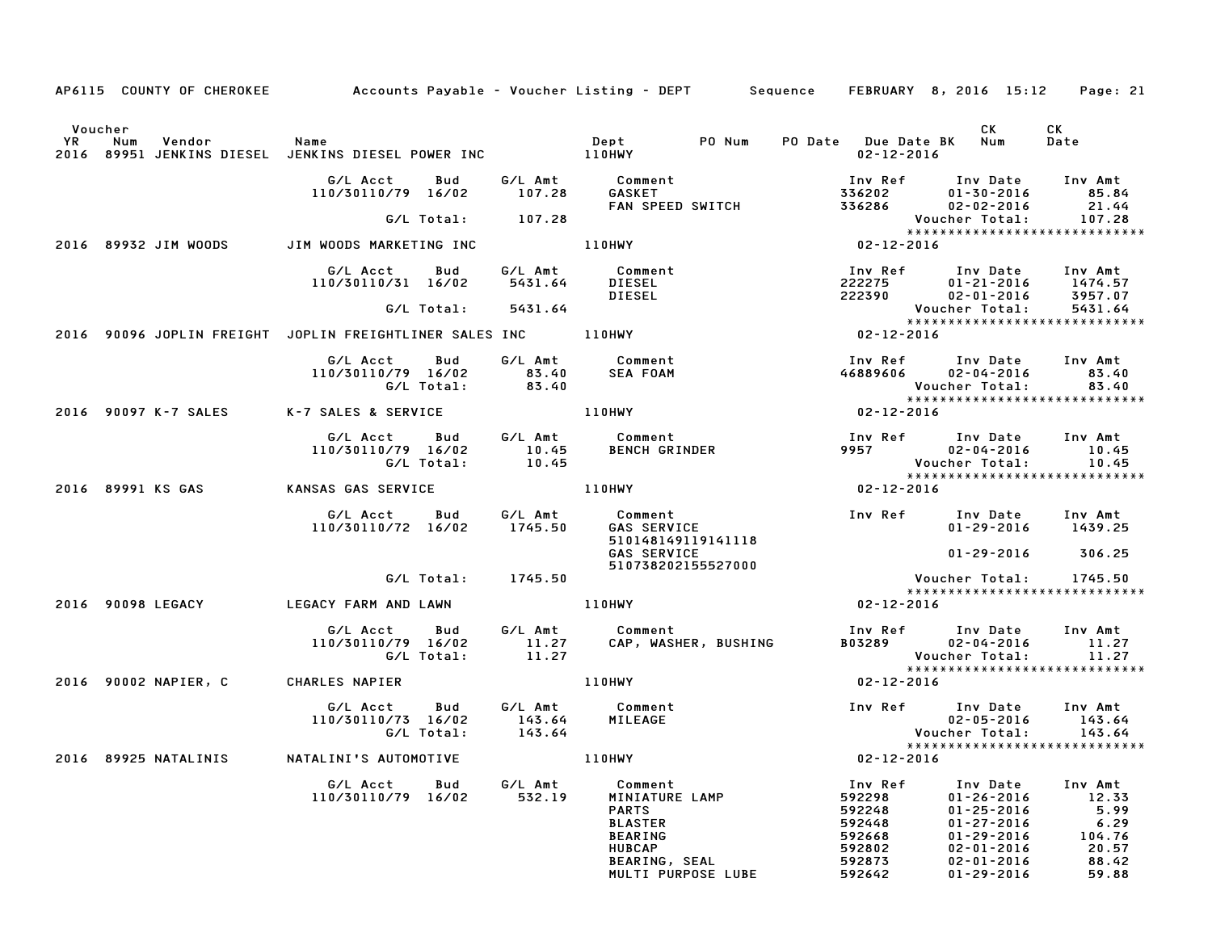AP6115 COUNTY OF CHEROKEE    Accounts Payable - Voucher Listing - DEPT    Sequence    FEBRUARY 8, 2016 15:12

| Voucher YR | Num | Vendor | Name | Dept | PO Num | PO Date | Due Date BK | CK Num | CK Date |
|---|---|---|---|---|---|---|---|---|---|
| 2016 | 89951 | JENKINS DIESEL | JENKINS DIESEL POWER INC | 110HWY | | | 02-12-2016 | | |

| G/L Acct | Bud | G/L Amt | Comment | Inv Ref | Inv Date | Inv Amt |
|---|---|---|---|---|---|---|
| 110/30110/79 | 16/02 | 107.28 | GASKET | 336202 | 01-30-2016 | 85.84 |
| | | | FAN SPEED SWITCH | 336286 | 02-02-2016 | 21.44 |
| | G/L Total: | 107.28 | | | Voucher Total: | 107.28 |

| Voucher YR | Num | Vendor | Name | Dept | PO Num | PO Date | Due Date BK | CK Num | CK Date |
|---|---|---|---|---|---|---|---|---|---|
| 2016 | 89932 | JIM WOODS | JIM WOODS MARKETING INC | 110HWY | | | 02-12-2016 | | |

| G/L Acct | Bud | G/L Amt | Comment | Inv Ref | Inv Date | Inv Amt |
|---|---|---|---|---|---|---|
| 110/30110/31 | 16/02 | 5431.64 | DIESEL | 222275 | 01-21-2016 | 1474.57 |
| | | | DIESEL | 222390 | 02-01-2016 | 3957.07 |
| | G/L Total: | 5431.64 | | | Voucher Total: | 5431.64 |

| Voucher YR | Num | Vendor | Name | Dept | PO Num | PO Date | Due Date BK | CK Num | CK Date |
|---|---|---|---|---|---|---|---|---|---|
| 2016 | 90096 | JOPLIN FREIGHT | JOPLIN FREIGHTLINER SALES INC | 110HWY | | | 02-12-2016 | | |

| G/L Acct | Bud | G/L Amt | Comment | Inv Ref | Inv Date | Inv Amt |
|---|---|---|---|---|---|---|
| 110/30110/79 | 16/02 | 83.40 | SEA FOAM | 46889606 | 02-04-2016 | 83.40 |
| | G/L Total: | 83.40 | | | Voucher Total: | 83.40 |

| Voucher YR | Num | Vendor | Name | Dept | PO Num | PO Date | Due Date BK | CK Num | CK Date |
|---|---|---|---|---|---|---|---|---|---|
| 2016 | 90097 | K-7 SALES | K-7 SALES & SERVICE | 110HWY | | | 02-12-2016 | | |

| G/L Acct | Bud | G/L Amt | Comment | Inv Ref | Inv Date | Inv Amt |
|---|---|---|---|---|---|---|
| 110/30110/79 | 16/02 | 10.45 | BENCH GRINDER | 9957 | 02-04-2016 | 10.45 |
| | G/L Total: | 10.45 | | | Voucher Total: | 10.45 |

| Voucher YR | Num | Vendor | Name | Dept | PO Num | PO Date | Due Date BK | CK Num | CK Date |
|---|---|---|---|---|---|---|---|---|---|
| 2016 | 89991 | KS GAS | KANSAS GAS SERVICE | 110HWY | | | 02-12-2016 | | |

| G/L Acct | Bud | G/L Amt | Comment | Inv Ref | Inv Date | Inv Amt |
|---|---|---|---|---|---|---|
| 110/30110/72 | 16/02 | 1745.50 | GAS SERVICE 510148149119141118 | | 01-29-2016 | 1439.25 |
| | | | GAS SERVICE 510738202155527000 | | 01-29-2016 | 306.25 |
| | G/L Total: | 1745.50 | | | Voucher Total: | 1745.50 |

| Voucher YR | Num | Vendor | Name | Dept | PO Num | PO Date | Due Date BK | CK Num | CK Date |
|---|---|---|---|---|---|---|---|---|---|
| 2016 | 90098 | LEGACY | LEGACY FARM AND LAWN | 110HWY | | | 02-12-2016 | | |

| G/L Acct | Bud | G/L Amt | Comment | Inv Ref | Inv Date | Inv Amt |
|---|---|---|---|---|---|---|
| 110/30110/79 | 16/02 | 11.27 | CAP, WASHER, BUSHING | B03289 | 02-04-2016 | 11.27 |
| | G/L Total: | 11.27 | | | Voucher Total: | 11.27 |

| Voucher YR | Num | Vendor | Name | Dept | PO Num | PO Date | Due Date BK | CK Num | CK Date |
|---|---|---|---|---|---|---|---|---|---|
| 2016 | 90002 | NAPIER, C | CHARLES NAPIER | 110HWY | | | 02-12-2016 | | |

| G/L Acct | Bud | G/L Amt | Comment | Inv Ref | Inv Date | Inv Amt |
|---|---|---|---|---|---|---|
| 110/30110/73 | 16/02 | 143.64 | MILEAGE | | 02-05-2016 | 143.64 |
| | G/L Total: | 143.64 | | | Voucher Total: | 143.64 |

| Voucher YR | Num | Vendor | Name | Dept | PO Num | PO Date | Due Date BK | CK Num | CK Date |
|---|---|---|---|---|---|---|---|---|---|
| 2016 | 89925 | NATALINIS | NATALINI'S AUTOMOTIVE | 110HWY | | | 02-12-2016 | | |

| G/L Acct | Bud | G/L Amt | Comment | Inv Ref | Inv Date | Inv Amt |
|---|---|---|---|---|---|---|
| 110/30110/79 | 16/02 | 532.19 | MINIATURE LAMP | 592298 | 01-26-2016 | 12.33 |
| | | | PARTS | 592248 | 01-25-2016 | 5.99 |
| | | | BLASTER | 592448 | 01-27-2016 | 6.29 |
| | | | BEARING | 592668 | 01-29-2016 | 104.76 |
| | | | HUBCAP | 592802 | 02-01-2016 | 20.57 |
| | | | BEARING, SEAL | 592873 | 02-01-2016 | 88.42 |
| | | | MULTI PURPOSE LUBE | 592642 | 01-29-2016 | 59.88 |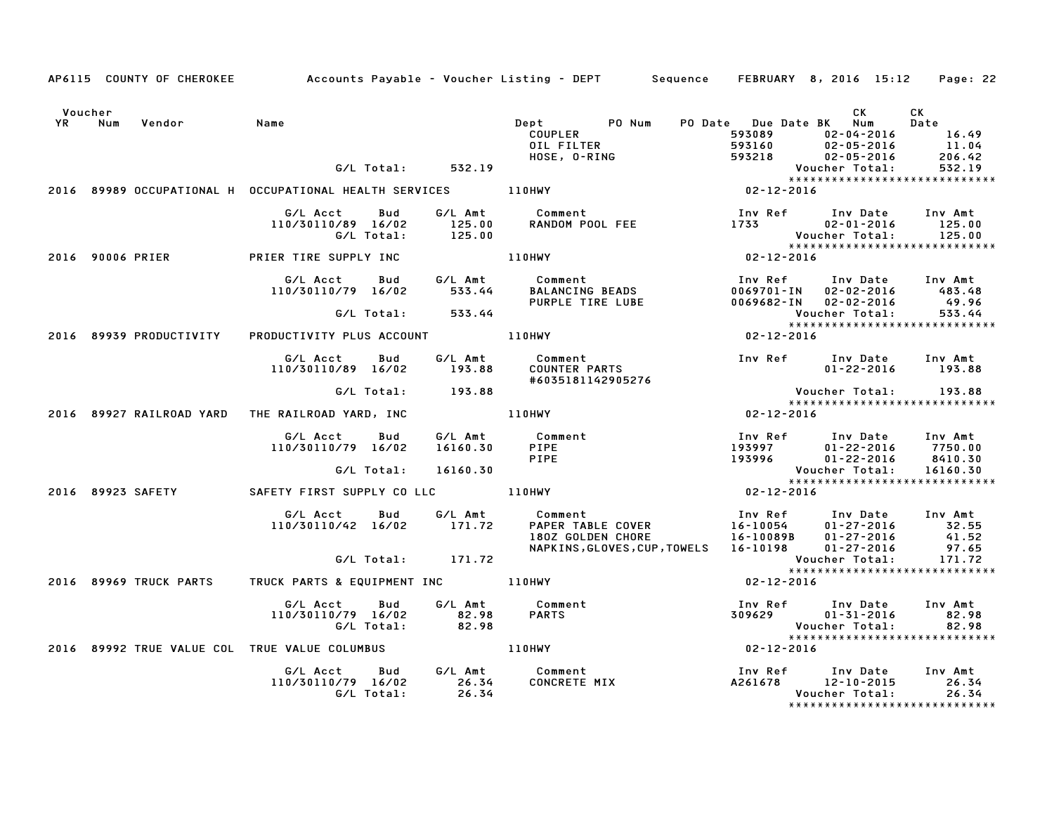| Voucher YR | Num | Vendor | Name | Dept | PO Num | PO Date | Due Date BK | CK Num | CK Date |
|---|---|---|---|---|---|---|---|---|---|

| | | Comment | Inv Ref | Inv Date | Inv Amt |
|---|---|---|---|---|---|
| | | COUPLER | 593089 | 02-04-2016 | 16.49 |
| | | OIL FILTER | 593160 | 02-05-2016 | 11.04 |
| | | HOSE, O-RING | 593218 | 02-05-2016 | 206.42 |
| G/L Total: | 532.19 | | | Voucher Total: | 532.19 |

*****************************

**2016 89989 OCCUPATIONAL H — OCCUPATIONAL HEALTH SERVICES — 110HWY — 02-12-2016**

| G/L Acct | Bud | G/L Amt | Comment | Inv Ref | Inv Date | Inv Amt |
|---|---|---|---|---|---|---|
| 110/30110/89 | 16/02 | 125.00 | RANDOM POOL FEE | 1733 | 02-01-2016 | 125.00 |
| | G/L Total: | 125.00 | | | Voucher Total: | 125.00 |

*****************************

**2016 90006 PRIER — PRIER TIRE SUPPLY INC — 110HWY — 02-12-2016**

| G/L Acct | Bud | G/L Amt | Comment | Inv Ref | Inv Date | Inv Amt |
|---|---|---|---|---|---|---|
| 110/30110/79 | 16/02 | 533.44 | BALANCING BEADS | 0069701-IN | 02-02-2016 | 483.48 |
| | | | PURPLE TIRE LUBE | 0069682-IN | 02-02-2016 | 49.96 |
| | G/L Total: | 533.44 | | | Voucher Total: | 533.44 |

*****************************

**2016 89939 PRODUCTIVITY — PRODUCTIVITY PLUS ACCOUNT — 110HWY — 02-12-2016**

| G/L Acct | Bud | G/L Amt | Comment | Inv Ref | Inv Date | Inv Amt |
|---|---|---|---|---|---|---|
| 110/30110/89 | 16/02 | 193.88 | COUNTER PARTS #6035181142905276 | | 01-22-2016 | 193.88 |
| | G/L Total: | 193.88 | | | Voucher Total: | 193.88 |

*****************************

**2016 89927 RAILROAD YARD — THE RAILROAD YARD, INC — 110HWY — 02-12-2016**

| G/L Acct | Bud | G/L Amt | Comment | Inv Ref | Inv Date | Inv Amt |
|---|---|---|---|---|---|---|
| 110/30110/79 | 16/02 | 16160.30 | PIPE | 193997 | 01-22-2016 | 7750.00 |
| | | | PIPE | 193996 | 01-22-2016 | 8410.30 |
| | G/L Total: | 16160.30 | | | Voucher Total: | 16160.30 |

*****************************

**2016 89923 SAFETY — SAFETY FIRST SUPPLY CO LLC — 110HWY — 02-12-2016**

| G/L Acct | Bud | G/L Amt | Comment | Inv Ref | Inv Date | Inv Amt |
|---|---|---|---|---|---|---|
| 110/30110/42 | 16/02 | 171.72 | PAPER TABLE COVER | 16-10054 | 01-27-2016 | 32.55 |
| | | | 18OZ GOLDEN CHORE | 16-10089B | 01-27-2016 | 41.52 |
| | | | NAPKINS,GLOVES,CUP,TOWELS | 16-10198 | 01-27-2016 | 97.65 |
| | G/L Total: | 171.72 | | | Voucher Total: | 171.72 |

*****************************

**2016 89969 TRUCK PARTS — TRUCK PARTS & EQUIPMENT INC — 110HWY — 02-12-2016**

| G/L Acct | Bud | G/L Amt | Comment | Inv Ref | Inv Date | Inv Amt |
|---|---|---|---|---|---|---|
| 110/30110/79 | 16/02 | 82.98 | PARTS | 309629 | 01-31-2016 | 82.98 |
| | G/L Total: | 82.98 | | | Voucher Total: | 82.98 |

*****************************

**2016 89992 TRUE VALUE COL — TRUE VALUE COLUMBUS — 110HWY — 02-12-2016**

| G/L Acct | Bud | G/L Amt | Comment | Inv Ref | Inv Date | Inv Amt |
|---|---|---|---|---|---|---|
| 110/30110/79 | 16/02 | 26.34 | CONCRETE MIX | A261678 | 12-10-2015 | 26.34 |
| | G/L Total: | 26.34 | | | Voucher Total: | 26.34 |

*****************************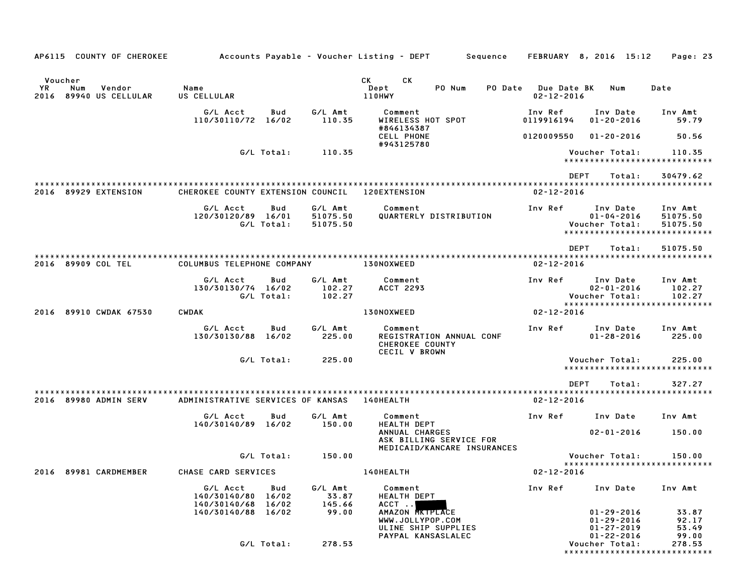AP6115 COUNTY OF CHEROKEE Accounts Payable - Voucher Listing - DEPT Sequence FEBRUARY 8, 2016 15:12

| Voucher YR | Num | Vendor | Name | CK Dept | CK | PO Num | PO Date | Due Date BK | Num | Date |
|---|---|---|---|---|---|---|---|---|---|---|
| 2016 | 89940 | US CELLULAR | US CELLULAR | 110HWY | | | | 02-12-2016 | | |

| G/L Acct | Bud | G/L Amt | Comment | Inv Ref | Inv Date | Inv Amt |
|---|---|---|---|---|---|---|
| 110/30110/72 | 16/02 | 110.35 | WIRELESS HOT SPOT #846134387 | 0119916194 | 01-20-2016 | 59.79 |
| | | | CELL PHONE #943125780 | 0120009550 | 01-20-2016 | 50.56 |
| | G/L Total: | 110.35 | | | Voucher Total: | 110.35 |

DEPT Total: 30479.62

| Voucher YR | Num | Vendor | Name | CK Dept | Due Date |
|---|---|---|---|---|---|
| 2016 | 89929 | EXTENSION | CHEROKEE COUNTY EXTENSION COUNCIL | 120EXTENSION | 02-12-2016 |

| G/L Acct | Bud | G/L Amt | Comment | Inv Ref | Inv Date | Inv Amt |
|---|---|---|---|---|---|---|
| 120/30120/89 | 16/01 | 51075.50 | QUARTERLY DISTRIBUTION | | 01-04-2016 | 51075.50 |
| | G/L Total: | 51075.50 | | | Voucher Total: | 51075.50 |

DEPT Total: 51075.50

| Voucher YR | Num | Vendor | Name | CK Dept | Due Date |
|---|---|---|---|---|---|
| 2016 | 89909 | COL TEL | COLUMBUS TELEPHONE COMPANY | 130NOXWEED | 02-12-2016 |

| G/L Acct | Bud | G/L Amt | Comment | Inv Ref | Inv Date | Inv Amt |
|---|---|---|---|---|---|---|
| 130/30130/74 | 16/02 | 102.27 | ACCT 2293 | | 02-01-2016 | 102.27 |
| | G/L Total: | 102.27 | | | Voucher Total: | 102.27 |

| Voucher YR | Num | Vendor | Name | CK Dept | Due Date |
|---|---|---|---|---|---|
| 2016 | 89910 | CWDAK 67530 | CWDAK | 130NOXWEED | 02-12-2016 |

| G/L Acct | Bud | G/L Amt | Comment | Inv Ref | Inv Date | Inv Amt |
|---|---|---|---|---|---|---|
| 130/30130/88 | 16/02 | 225.00 | REGISTRATION ANNUAL CONF CHEROKEE COUNTY CECIL V BROWN | | 01-28-2016 | 225.00 |
| | G/L Total: | 225.00 | | | Voucher Total: | 225.00 |

DEPT Total: 327.27

| Voucher YR | Num | Vendor | Name | CK Dept | Due Date |
|---|---|---|---|---|---|
| 2016 | 89980 | ADMIN SERV | ADMINISTRATIVE SERVICES OF KANSAS | 140HEALTH | 02-12-2016 |

| G/L Acct | Bud | G/L Amt | Comment | Inv Ref | Inv Date | Inv Amt |
|---|---|---|---|---|---|---|
| 140/30140/89 | 16/02 | 150.00 | HEALTH DEPT ANNUAL CHARGES ASK BILLING SERVICE FOR MEDICAID/KANCARE INSURANCES | | 02-01-2016 | 150.00 |
| | G/L Total: | 150.00 | | | Voucher Total: | 150.00 |

| Voucher YR | Num | Vendor | Name | CK Dept | Due Date |
|---|---|---|---|---|---|
| 2016 | 89981 | CARDMEMBER | CHASE CARD SERVICES | 140HEALTH | 02-12-2016 |

| G/L Acct | Bud | G/L Amt | Comment | Inv Ref | Inv Date | Inv Amt |
|---|---|---|---|---|---|---|
| 140/30140/80 | 16/02 | 33.87 | HEALTH DEPT | | | |
| 140/30140/68 | 16/02 | 145.66 | ACCT .. | | | |
| 140/30140/88 | 16/02 | 99.00 | AMAZON MKTPLACE | | 01-29-2016 | 33.87 |
| | | | WWW.JOLLYPOP.COM | | 01-29-2016 | 92.17 |
| | | | ULINE SHIP SUPPLIES | | 01-27-2019 | 53.49 |
| | | | PAYPAL KANSASLALEC | | 01-22-2016 | 99.00 |
| | G/L Total: | 278.53 | | | Voucher Total: | 278.53 |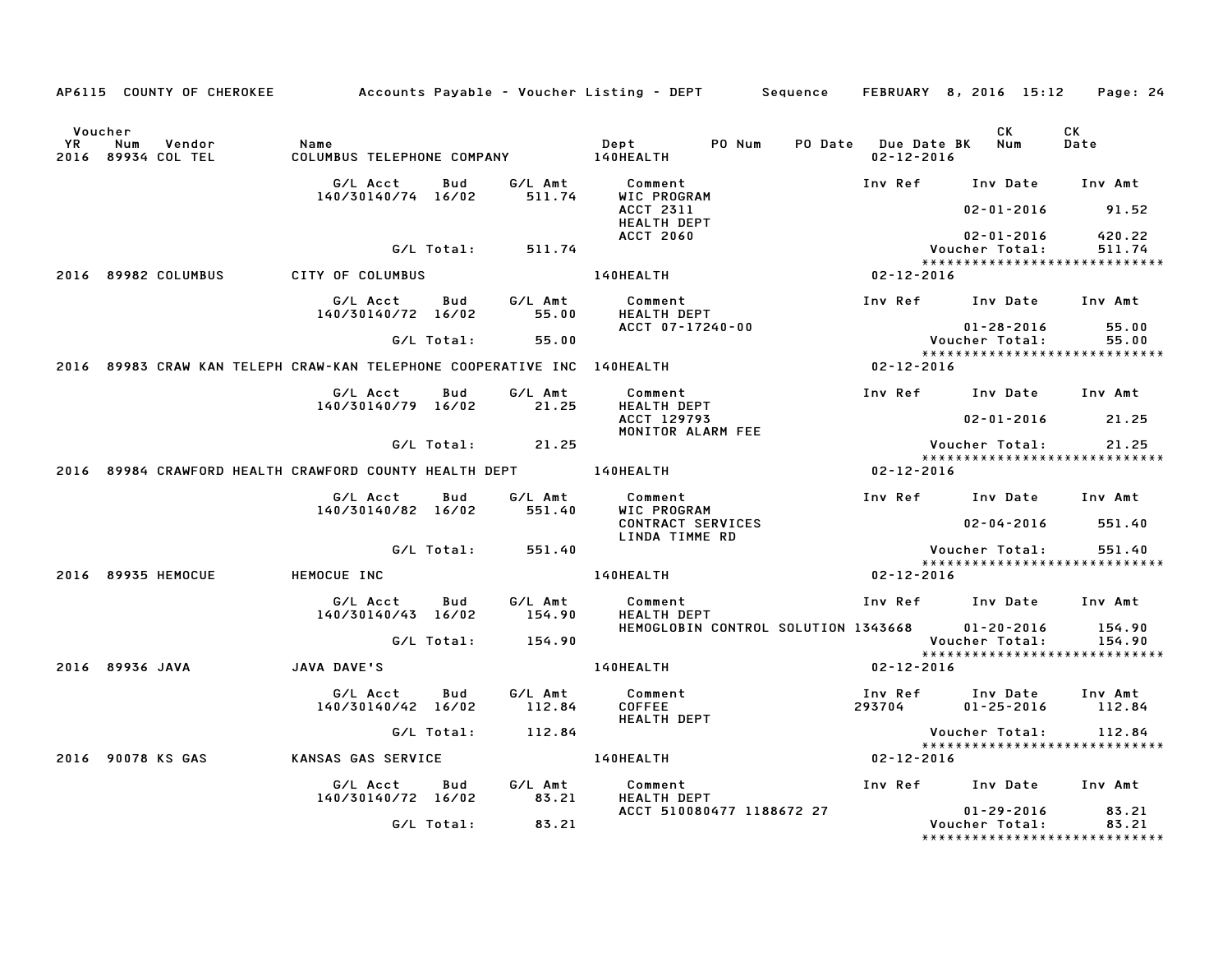AP6115 COUNTY OF CHEROKEE — Accounts Payable - Voucher Listing - DEPT — Sequence — FEBRUARY 8, 2016 15:12

| Voucher YR | Num | Vendor | Name | Dept | PO Num | PO Date | Due Date BK | CK Num | CK Date |
|---|---|---|---|---|---|---|---|---|---|
| 2016 | 89934 | COL TEL | COLUMBUS TELEPHONE COMPANY | 140HEALTH | | | 02-12-2016 | | |

| G/L Acct | Bud | G/L Amt | Comment | Inv Ref | Inv Date | Inv Amt |
|---|---|---|---|---|---|---|
| 140/30140/74 | 16/02 | 511.74 | WIC PROGRAM | | | |
| | | | ACCT 2311 | | 02-01-2016 | 91.52 |
| | | | HEALTH DEPT | | | |
| | | | ACCT 2060 | | 02-01-2016 | 420.22 |
| | G/L Total: | 511.74 | | | Voucher Total: | 511.74 |

*****************************

| Voucher YR | Num | Vendor | Name | Dept | PO Num | PO Date | Due Date BK | CK Num | CK Date |
|---|---|---|---|---|---|---|---|---|---|
| 2016 | 89982 | COLUMBUS | CITY OF COLUMBUS | 140HEALTH | | | 02-12-2016 | | |

| G/L Acct | Bud | G/L Amt | Comment | Inv Ref | Inv Date | Inv Amt |
|---|---|---|---|---|---|---|
| 140/30140/72 | 16/02 | 55.00 | HEALTH DEPT | | | |
| | | | ACCT 07-17240-00 | | 01-28-2016 | 55.00 |
| | G/L Total: | 55.00 | | | Voucher Total: | 55.00 |

*****************************

| Voucher YR | Num | Vendor | Name | Dept | PO Num | PO Date | Due Date BK | CK Num | CK Date |
|---|---|---|---|---|---|---|---|---|---|
| 2016 | 89983 | CRAW KAN TELEPH | CRAW-KAN TELEPHONE COOPERATIVE INC | 140HEALTH | | | 02-12-2016 | | |

| G/L Acct | Bud | G/L Amt | Comment | Inv Ref | Inv Date | Inv Amt |
|---|---|---|---|---|---|---|
| 140/30140/79 | 16/02 | 21.25 | HEALTH DEPT | | | |
| | | | ACCT 129793 | | 02-01-2016 | 21.25 |
| | | | MONITOR ALARM FEE | | | |
| | G/L Total: | 21.25 | | | Voucher Total: | 21.25 |

*****************************

| Voucher YR | Num | Vendor | Name | Dept | PO Num | PO Date | Due Date BK | CK Num | CK Date |
|---|---|---|---|---|---|---|---|---|---|
| 2016 | 89984 | CRAWFORD HEALTH | CRAWFORD COUNTY HEALTH DEPT | 140HEALTH | | | 02-12-2016 | | |

| G/L Acct | Bud | G/L Amt | Comment | Inv Ref | Inv Date | Inv Amt |
|---|---|---|---|---|---|---|
| 140/30140/82 | 16/02 | 551.40 | WIC PROGRAM | | | |
| | | | CONTRACT SERVICES | | 02-04-2016 | 551.40 |
| | | | LINDA TIMME RD | | | |
| | G/L Total: | 551.40 | | | Voucher Total: | 551.40 |

*****************************

| Voucher YR | Num | Vendor | Name | Dept | PO Num | PO Date | Due Date BK | CK Num | CK Date |
|---|---|---|---|---|---|---|---|---|---|
| 2016 | 89935 | HEMOCUE | HEMOCUE INC | 140HEALTH | | | 02-12-2016 | | |

| G/L Acct | Bud | G/L Amt | Comment | Inv Ref | Inv Date | Inv Amt |
|---|---|---|---|---|---|---|
| 140/30140/43 | 16/02 | 154.90 | HEALTH DEPT | | | |
| | | | HEMOGLOBIN CONTROL SOLUTION | 1343668 | 01-20-2016 | 154.90 |
| | G/L Total: | 154.90 | | | Voucher Total: | 154.90 |

*****************************

| Voucher YR | Num | Vendor | Name | Dept | PO Num | PO Date | Due Date BK | CK Num | CK Date |
|---|---|---|---|---|---|---|---|---|---|
| 2016 | 89936 | JAVA | JAVA DAVE'S | 140HEALTH | | | 02-12-2016 | | |

| G/L Acct | Bud | G/L Amt | Comment | Inv Ref | Inv Date | Inv Amt |
|---|---|---|---|---|---|---|
| 140/30140/42 | 16/02 | 112.84 | COFFEE | 293704 | 01-25-2016 | 112.84 |
| | | | HEALTH DEPT | | | |
| | G/L Total: | 112.84 | | | Voucher Total: | 112.84 |

*****************************

| Voucher YR | Num | Vendor | Name | Dept | PO Num | PO Date | Due Date BK | CK Num | CK Date |
|---|---|---|---|---|---|---|---|---|---|
| 2016 | 90078 | KS GAS | KANSAS GAS SERVICE | 140HEALTH | | | 02-12-2016 | | |

| G/L Acct | Bud | G/L Amt | Comment | Inv Ref | Inv Date | Inv Amt |
|---|---|---|---|---|---|---|
| 140/30140/72 | 16/02 | 83.21 | HEALTH DEPT | | | |
| | | | ACCT 510080477 1188672 27 | | 01-29-2016 | 83.21 |
| | G/L Total: | 83.21 | | | Voucher Total: | 83.21 |

*****************************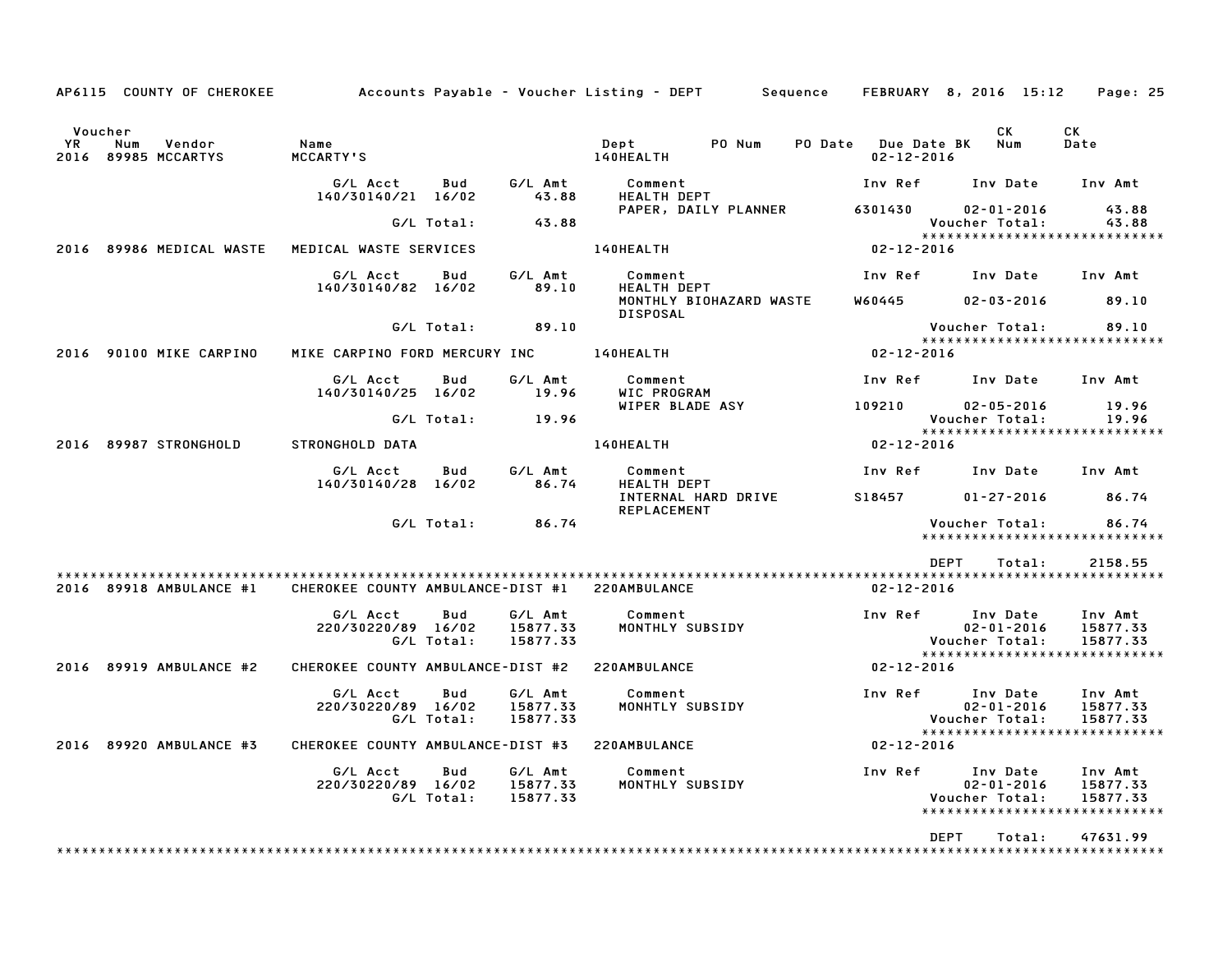AP6115 COUNTY OF CHEROKEE Accounts Payable - Voucher Listing - DEPT Sequence FEBRUARY 8, 2016 15:12

| Voucher YR | Num | Vendor | Name | Dept | PO Num | PO Date | Due Date BK | CK Num | CK Date |
|---|---|---|---|---|---|---|---|---|---|
| 2016 | 89985 | MCCARTYS | MCCARTY'S | 140HEALTH | | | 02-12-2016 | | |

| G/L Acct | Bud | G/L Amt | Comment | Inv Ref | Inv Date | Inv Amt |
|---|---|---|---|---|---|---|
| 140/30140/21 | 16/02 | 43.88 | HEALTH DEPT PAPER, DAILY PLANNER | 6301430 | 02-01-2016 | 43.88 |
| | G/L Total: | 43.88 | | | Voucher Total: | 43.88 |

****************************

| Voucher YR | Num | Vendor | Name | Dept | Due Date |
|---|---|---|---|---|---|
| 2016 | 89986 | MEDICAL WASTE | MEDICAL WASTE SERVICES | 140HEALTH | 02-12-2016 |

| G/L Acct | Bud | G/L Amt | Comment | Inv Ref | Inv Date | Inv Amt |
|---|---|---|---|---|---|---|
| 140/30140/82 | 16/02 | 89.10 | HEALTH DEPT MONTHLY BIOHAZARD WASTE DISPOSAL | W60445 | 02-03-2016 | 89.10 |
| | G/L Total: | 89.10 | | | Voucher Total: | 89.10 |

****************************

| Voucher YR | Num | Vendor | Name | Dept | Due Date |
|---|---|---|---|---|---|
| 2016 | 90100 | MIKE CARPINO | MIKE CARPINO FORD MERCURY INC | 140HEALTH | 02-12-2016 |

| G/L Acct | Bud | G/L Amt | Comment | Inv Ref | Inv Date | Inv Amt |
|---|---|---|---|---|---|---|
| 140/30140/25 | 16/02 | 19.96 | WIC PROGRAM WIPER BLADE ASY | 109210 | 02-05-2016 | 19.96 |
| | G/L Total: | 19.96 | | | Voucher Total: | 19.96 |

****************************

| Voucher YR | Num | Vendor | Name | Dept | Due Date |
|---|---|---|---|---|---|
| 2016 | 89987 | STRONGHOLD | STRONGHOLD DATA | 140HEALTH | 02-12-2016 |

| G/L Acct | Bud | G/L Amt | Comment | Inv Ref | Inv Date | Inv Amt |
|---|---|---|---|---|---|---|
| 140/30140/28 | 16/02 | 86.74 | HEALTH DEPT INTERNAL HARD DRIVE REPLACEMENT | S18457 | 01-27-2016 | 86.74 |
| | G/L Total: | 86.74 | | | Voucher Total: | 86.74 |

****************************

DEPT Total: 2158.55

****************************

| Voucher YR | Num | Vendor | Name | Dept | Due Date |
|---|---|---|---|---|---|
| 2016 | 89918 | AMBULANCE #1 | CHEROKEE COUNTY AMBULANCE-DIST #1 | 220AMBULANCE | 02-12-2016 |

| G/L Acct | Bud | G/L Amt | Comment | Inv Ref | Inv Date | Inv Amt |
|---|---|---|---|---|---|---|
| 220/30220/89 | 16/02 | 15877.33 | MONTHLY SUBSIDY | | 02-01-2016 | 15877.33 |
| | G/L Total: | 15877.33 | | | Voucher Total: | 15877.33 |

****************************

| Voucher YR | Num | Vendor | Name | Dept | Due Date |
|---|---|---|---|---|---|
| 2016 | 89919 | AMBULANCE #2 | CHEROKEE COUNTY AMBULANCE-DIST #2 | 220AMBULANCE | 02-12-2016 |

| G/L Acct | Bud | G/L Amt | Comment | Inv Ref | Inv Date | Inv Amt |
|---|---|---|---|---|---|---|
| 220/30220/89 | 16/02 | 15877.33 | MONHTLY SUBSIDY | | 02-01-2016 | 15877.33 |
| | G/L Total: | 15877.33 | | | Voucher Total: | 15877.33 |

****************************

| Voucher YR | Num | Vendor | Name | Dept | Due Date |
|---|---|---|---|---|---|
| 2016 | 89920 | AMBULANCE #3 | CHEROKEE COUNTY AMBULANCE-DIST #3 | 220AMBULANCE | 02-12-2016 |

| G/L Acct | Bud | G/L Amt | Comment | Inv Ref | Inv Date | Inv Amt |
|---|---|---|---|---|---|---|
| 220/30220/89 | 16/02 | 15877.33 | MONTHLY SUBSIDY | | 02-01-2016 | 15877.33 |
| | G/L Total: | 15877.33 | | | Voucher Total: | 15877.33 |

****************************

DEPT Total: 47631.99

****************************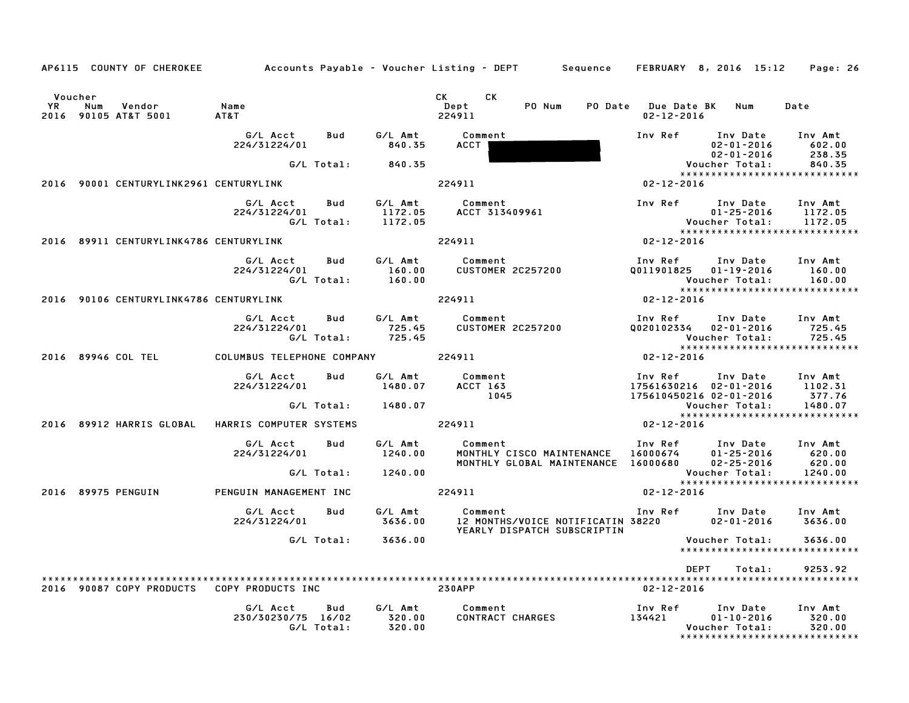AP6115 COUNTY OF CHEROKEE — Accounts Payable - Voucher Listing - DEPT — Sequence — FEBRUARY 8, 2016 15:12

| Voucher YR | Num | Vendor | Name | CK Dept | CK | PO Num | PO Date | Due Date | BK | Num | Date |
|---|---|---|---|---|---|---|---|---|---|---|---|
| 2016 | 90105 | AT&T 5001 | AT&T | 224911 | | | | 02-12-2016 | | | |

| G/L Acct | Bud | G/L Amt | Comment | Inv Ref | Inv Date | Inv Amt |
|---|---|---|---|---|---|---|
| 224/31224/01 | | 840.35 | ACCT [redacted] | | 02-01-2016 | 602.00 |
| | | | | | 02-01-2016 | 238.35 |
| | G/L Total: | 840.35 | | | Voucher Total: | 840.35 |

| Voucher YR | Num | Vendor | Name | CK Dept | Due Date |
|---|---|---|---|---|---|
| 2016 | 90001 | CENTURYLINK2961 | CENTURYLINK | 224911 | 02-12-2016 |

| G/L Acct | Bud | G/L Amt | Comment | Inv Ref | Inv Date | Inv Amt |
|---|---|---|---|---|---|---|
| 224/31224/01 | | 1172.05 | ACCT 313409961 | | 01-25-2016 | 1172.05 |
| | G/L Total: | 1172.05 | | | Voucher Total: | 1172.05 |

| Voucher YR | Num | Vendor | Name | CK Dept | Due Date |
|---|---|---|---|---|---|
| 2016 | 89911 | CENTURYLINK4786 | CENTURYLINK | 224911 | 02-12-2016 |

| G/L Acct | Bud | G/L Amt | Comment | Inv Ref | Inv Date | Inv Amt |
|---|---|---|---|---|---|---|
| 224/31224/01 | | 160.00 | CUSTOMER 2C257200 | Q011901825 | 01-19-2016 | 160.00 |
| | G/L Total: | 160.00 | | | Voucher Total: | 160.00 |

| Voucher YR | Num | Vendor | Name | CK Dept | Due Date |
|---|---|---|---|---|---|
| 2016 | 90106 | CENTURYLINK4786 | CENTURYLINK | 224911 | 02-12-2016 |

| G/L Acct | Bud | G/L Amt | Comment | Inv Ref | Inv Date | Inv Amt |
|---|---|---|---|---|---|---|
| 224/31224/01 | | 725.45 | CUSTOMER 2C257200 | Q020102334 | 02-01-2016 | 725.45 |
| | G/L Total: | 725.45 | | | Voucher Total: | 725.45 |

| Voucher YR | Num | Vendor | Name | CK Dept | Due Date |
|---|---|---|---|---|---|
| 2016 | 89946 | COL TEL | COLUMBUS TELEPHONE COMPANY | 224911 | 02-12-2016 |

| G/L Acct | Bud | G/L Amt | Comment | Inv Ref | Inv Date | Inv Amt |
|---|---|---|---|---|---|---|
| 224/31224/01 | | 1480.07 | ACCT 163 | 17561630216 | 02-01-2016 | 1102.31 |
| | | | 1045 | 175610450216 | 02-01-2016 | 377.76 |
| | G/L Total: | 1480.07 | | | Voucher Total: | 1480.07 |

| Voucher YR | Num | Vendor | Name | CK Dept | Due Date |
|---|---|---|---|---|---|
| 2016 | 89912 | HARRIS GLOBAL | HARRIS COMPUTER SYSTEMS | 224911 | 02-12-2016 |

| G/L Acct | Bud | G/L Amt | Comment | Inv Ref | Inv Date | Inv Amt |
|---|---|---|---|---|---|---|
| 224/31224/01 | | 1240.00 | MONTHLY CISCO MAINTENANCE | 16000674 | 01-25-2016 | 620.00 |
| | | | MONTHLY GLOBAL MAINTENANCE | 16000680 | 02-25-2016 | 620.00 |
| | G/L Total: | 1240.00 | | | Voucher Total: | 1240.00 |

| Voucher YR | Num | Vendor | Name | CK Dept | Due Date |
|---|---|---|---|---|---|
| 2016 | 89975 | PENGUIN | PENGUIN MANAGEMENT INC | 224911 | 02-12-2016 |

| G/L Acct | Bud | G/L Amt | Comment | Inv Ref | Inv Date | Inv Amt |
|---|---|---|---|---|---|---|
| 224/31224/01 | | 3636.00 | 12 MONTHS/VOICE NOTIFICATIN | 38220 | 02-01-2016 | 3636.00 |
| | | | YEARLY DISPATCH SUBSCRIPTIN | | | |
| | G/L Total: | 3636.00 | | | Voucher Total: | 3636.00 |

DEPT Total: 9253.92

| Voucher YR | Num | Vendor | Name | CK Dept | Due Date |
|---|---|---|---|---|---|
| 2016 | 90087 | COPY PRODUCTS | COPY PRODUCTS INC | 230APP | 02-12-2016 |

| G/L Acct | Bud | G/L Amt | Comment | Inv Ref | Inv Date | Inv Amt |
|---|---|---|---|---|---|---|
| 230/30230/75 | 16/02 | 320.00 | CONTRACT CHARGES | 134421 | 01-10-2016 | 320.00 |
| | G/L Total: | 320.00 | | | Voucher Total: | 320.00 |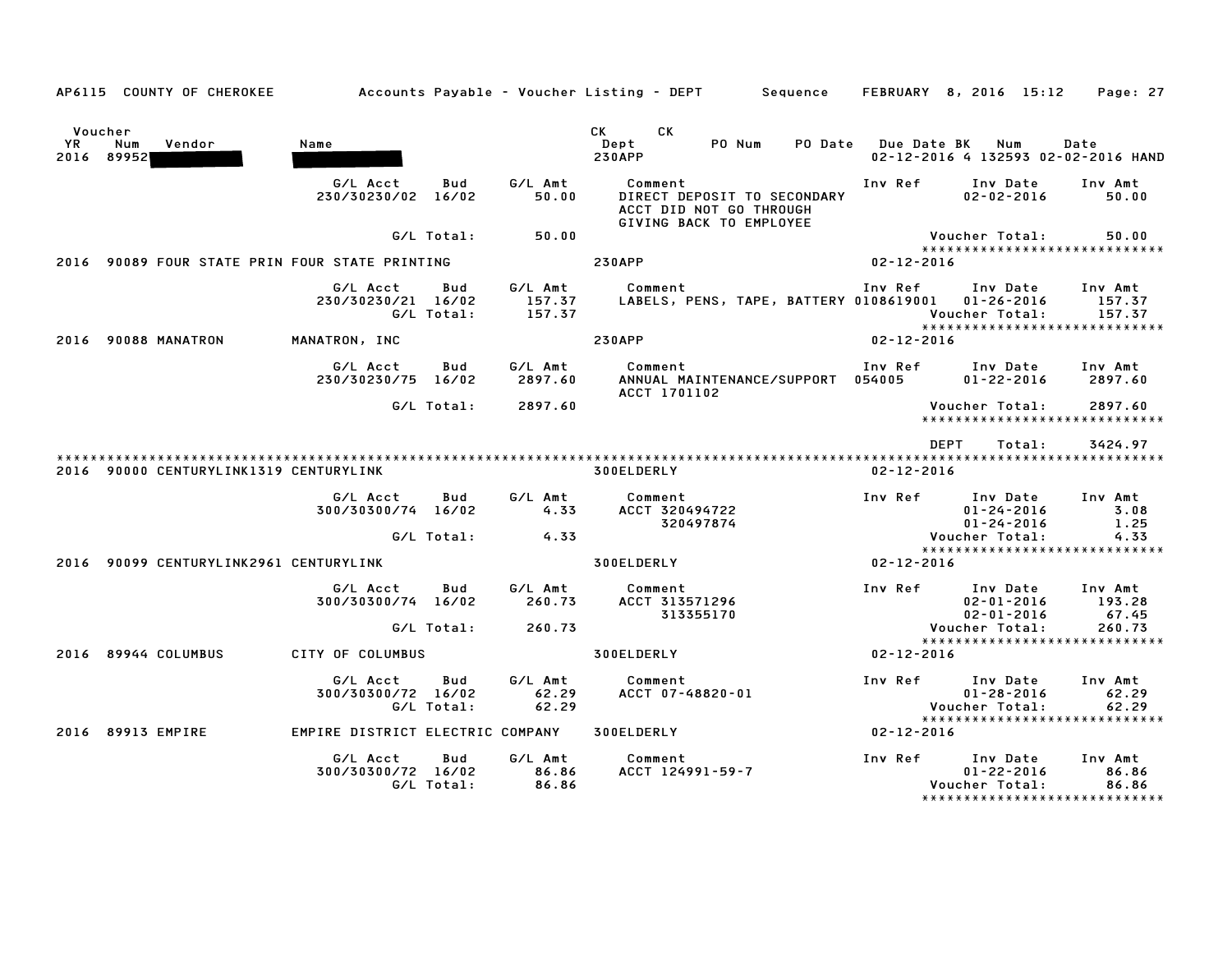AP6115 COUNTY OF CHEROKEE    Accounts Payable - Voucher Listing - DEPT    Sequence    FEBRUARY 8, 2016 15:12

| Voucher YR | Num | Vendor | Name | CK Dept | CK | PO Num | PO Date | Due Date | BK | Num | Date |
|---|---|---|---|---|---|---|---|---|---|---|---|
| 2016 | 89952 | | | 230APP | | | | 02-12-2016 | 4 | 132593 | 02-02-2016 HAND |

| G/L Acct | Bud | G/L Amt | Comment | Inv Ref | Inv Date | Inv Amt |
|---|---|---|---|---|---|---|
| 230/30230/02 | 16/02 | 50.00 | DIRECT DEPOSIT TO SECONDARY ACCT DID NOT GO THROUGH GIVING BACK TO EMPLOYEE | | 02-02-2016 | 50.00 |
| | G/L Total: | 50.00 | | | Voucher Total: | 50.00 |

******************************

2016 90089 FOUR STATE PRIN FOUR STATE PRINTING    230APP    02-12-2016

| G/L Acct | Bud | G/L Amt | Comment | Inv Ref | Inv Date | Inv Amt |
|---|---|---|---|---|---|---|
| 230/30230/21 | 16/02 | 157.37 | LABELS, PENS, TAPE, BATTERY | 010861900 1 | 01-26-2016 | 157.37 |
| | G/L Total: | 157.37 | | | Voucher Total: | 157.37 |

******************************

2016 90088 MANATRON    MANATRON, INC    230APP    02-12-2016

| G/L Acct | Bud | G/L Amt | Comment | Inv Ref | Inv Date | Inv Amt |
|---|---|---|---|---|---|---|
| 230/30230/75 | 16/02 | 2897.60 | ANNUAL MAINTENANCE/SUPPORT ACCT 1701102 | 054005 | 01-22-2016 | 2897.60 |
| | G/L Total: | 2897.60 | | | Voucher Total: | 2897.60 |

******************************

DEPT Total: 3424.97

******************************

2016 90000 CENTURYLINK1319 CENTURYLINK    300ELDERLY    02-12-2016

| G/L Acct | Bud | G/L Amt | Comment | Inv Ref | Inv Date | Inv Amt |
|---|---|---|---|---|---|---|
| 300/30300/74 | 16/02 | 4.33 | ACCT 320494722 | | 01-24-2016 | 3.08 |
| | | | 320497874 | | 01-24-2016 | 1.25 |
| | G/L Total: | 4.33 | | | Voucher Total: | 4.33 |

******************************

2016 90099 CENTURYLINK2961 CENTURYLINK    300ELDERLY    02-12-2016

| G/L Acct | Bud | G/L Amt | Comment | Inv Ref | Inv Date | Inv Amt |
|---|---|---|---|---|---|---|
| 300/30300/74 | 16/02 | 260.73 | ACCT 313571296 | | 02-01-2016 | 193.28 |
| | | | 313355170 | | 02-01-2016 | 67.45 |
| | G/L Total: | 260.73 | | | Voucher Total: | 260.73 |

******************************

2016 89944 COLUMBUS    CITY OF COLUMBUS    300ELDERLY    02-12-2016

| G/L Acct | Bud | G/L Amt | Comment | Inv Ref | Inv Date | Inv Amt |
|---|---|---|---|---|---|---|
| 300/30300/72 | 16/02 | 62.29 | ACCT 07-48820-01 | | 01-28-2016 | 62.29 |
| | G/L Total: | 62.29 | | | Voucher Total: | 62.29 |

******************************

2016 89913 EMPIRE    EMPIRE DISTRICT ELECTRIC COMPANY    300ELDERLY    02-12-2016

| G/L Acct | Bud | G/L Amt | Comment | Inv Ref | Inv Date | Inv Amt |
|---|---|---|---|---|---|---|
| 300/30300/72 | 16/02 | 86.86 | ACCT 124991-59-7 | | 01-22-2016 | 86.86 |
| | G/L Total: | 86.86 | | | Voucher Total: | 86.86 |

******************************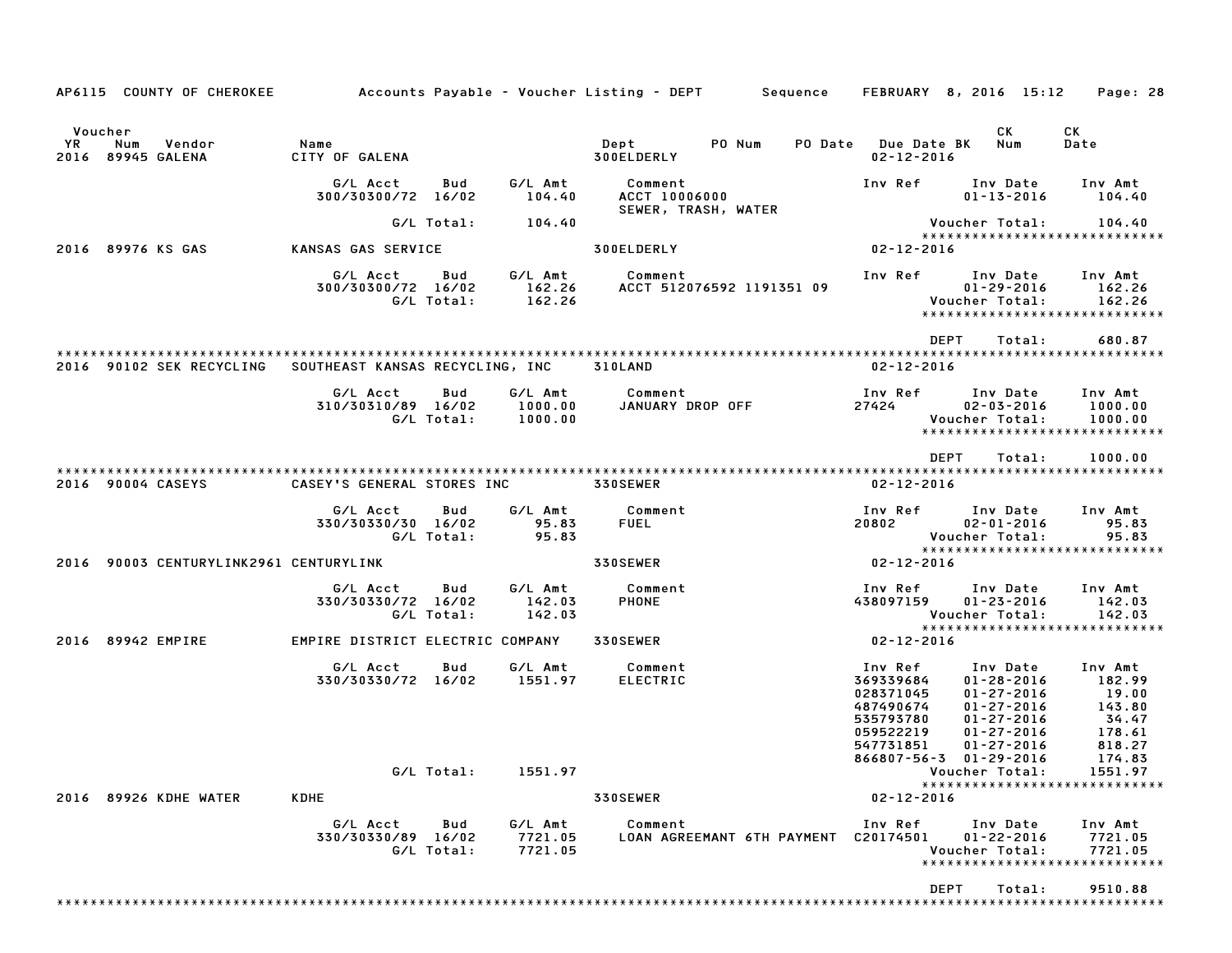AP6115 COUNTY OF CHEROKEE     Accounts Payable - Voucher Listing - DEPT     Sequence     FEBRUARY 8, 2016 15:12

| Voucher YR | Num | Vendor | Name | Dept | PO Num | PO Date | Due Date BK | CK Num | CK Date |
|---|---|---|---|---|---|---|---|---|---|
| 2016 | 89945 | GALENA | CITY OF GALENA | 300ELDERLY | | | 02-12-2016 | | |

| G/L Acct | Bud | G/L Amt | Comment | Inv Ref | Inv Date | Inv Amt |
|---|---|---|---|---|---|---|
| 300/30300/72 | 16/02 | 104.40 | ACCT 10006000 SEWER, TRASH, WATER | | 01-13-2016 | 104.40 |
| | G/L Total: | 104.40 | | | Voucher Total: | 104.40 |

| 2016 | 89976 | KS GAS | KANSAS GAS SERVICE | 300ELDERLY | | | 02-12-2016 | | |
|---|---|---|---|---|---|---|---|---|---|

| G/L Acct | Bud | G/L Amt | Comment | Inv Ref | Inv Date | Inv Amt |
|---|---|---|---|---|---|---|
| 300/30300/72 | 16/02 | 162.26 | ACCT 512076592 1191351 09 | | 01-29-2016 | 162.26 |
| | G/L Total: | 162.26 | | | Voucher Total: | 162.26 |

DEPT Total: 680.87

| 2016 | 90102 | SEK RECYCLING | SOUTHEAST KANSAS RECYCLING, INC | 310LAND | | | 02-12-2016 | | |
|---|---|---|---|---|---|---|---|---|---|

| G/L Acct | Bud | G/L Amt | Comment | Inv Ref | Inv Date | Inv Amt |
|---|---|---|---|---|---|---|
| 310/30310/89 | 16/02 | 1000.00 | JANUARY DROP OFF | 27424 | 02-03-2016 | 1000.00 |
| | G/L Total: | 1000.00 | | | Voucher Total: | 1000.00 |

DEPT Total: 1000.00

| 2016 | 90004 | CASEYS | CASEY'S GENERAL STORES INC | 330SEWER | | | 02-12-2016 | | |
|---|---|---|---|---|---|---|---|---|---|

| G/L Acct | Bud | G/L Amt | Comment | Inv Ref | Inv Date | Inv Amt |
|---|---|---|---|---|---|---|
| 330/30330/30 | 16/02 | 95.83 | FUEL | 20802 | 02-01-2016 | 95.83 |
| | G/L Total: | 95.83 | | | Voucher Total: | 95.83 |

| 2016 | 90003 | CENTURYLINK2961 | CENTURYLINK | 330SEWER | | | 02-12-2016 | | |
|---|---|---|---|---|---|---|---|---|---|

| G/L Acct | Bud | G/L Amt | Comment | Inv Ref | Inv Date | Inv Amt |
|---|---|---|---|---|---|---|
| 330/30330/72 | 16/02 | 142.03 | PHONE | 438097159 | 01-23-2016 | 142.03 |
| | G/L Total: | 142.03 | | | Voucher Total: | 142.03 |

| 2016 | 89942 | EMPIRE | EMPIRE DISTRICT ELECTRIC COMPANY | 330SEWER | | | 02-12-2016 | | |
|---|---|---|---|---|---|---|---|---|---|

| G/L Acct | Bud | G/L Amt | Comment | Inv Ref | Inv Date | Inv Amt |
|---|---|---|---|---|---|---|
| 330/30330/72 | 16/02 | 1551.97 | ELECTRIC | 369339684 | 01-28-2016 | 182.99 |
| | | | | 028371045 | 01-27-2016 | 19.00 |
| | | | | 487490674 | 01-27-2016 | 143.80 |
| | | | | 535793780 | 01-27-2016 | 34.47 |
| | | | | 059522219 | 01-27-2016 | 178.61 |
| | | | | 547731851 | 01-27-2016 | 818.27 |
| | | | | 866807-56-3 | 01-29-2016 | 174.83 |
| | G/L Total: | 1551.97 | | | Voucher Total: | 1551.97 |

| 2016 | 89926 | KDHE WATER | KDHE | 330SEWER | | | 02-12-2016 | | |
|---|---|---|---|---|---|---|---|---|---|

| G/L Acct | Bud | G/L Amt | Comment | Inv Ref | Inv Date | Inv Amt |
|---|---|---|---|---|---|---|
| 330/30330/89 | 16/02 | 7721.05 | LOAN AGREEMANT 6TH PAYMENT | C20174501 | 01-22-2016 | 7721.05 |
| | G/L Total: | 7721.05 | | | Voucher Total: | 7721.05 |

DEPT Total: 9510.88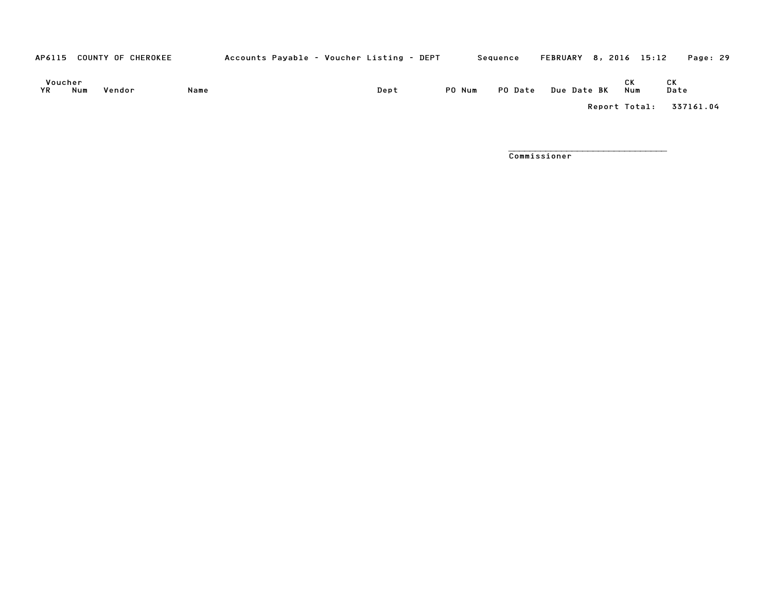| Voucher YR | Voucher Num | Vendor | Name | Dept | PO Num | PO Date | Due Date | BK | CK Num | CK Date |
|---|---|---|---|---|---|---|---|---|---|---|

Report Total: 337161.04

________________________________
Commissioner